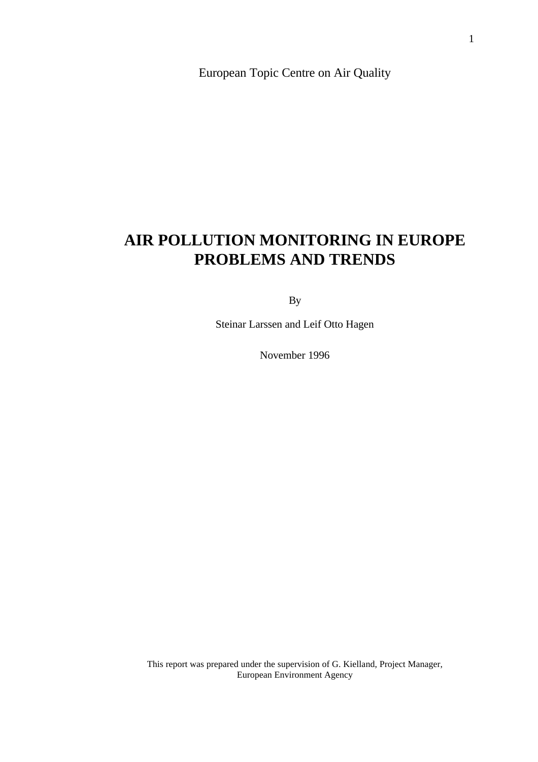European Topic Centre on Air Quality

# AIR POLLUTION MONITORING IN EUROPE PROBLEMS AND TRENDS

By

Steinar Larssen and Leif Otto Hagen

November 1996

This report was prepared under the supervision of G. Kielland, Project Manager, European Environment Agency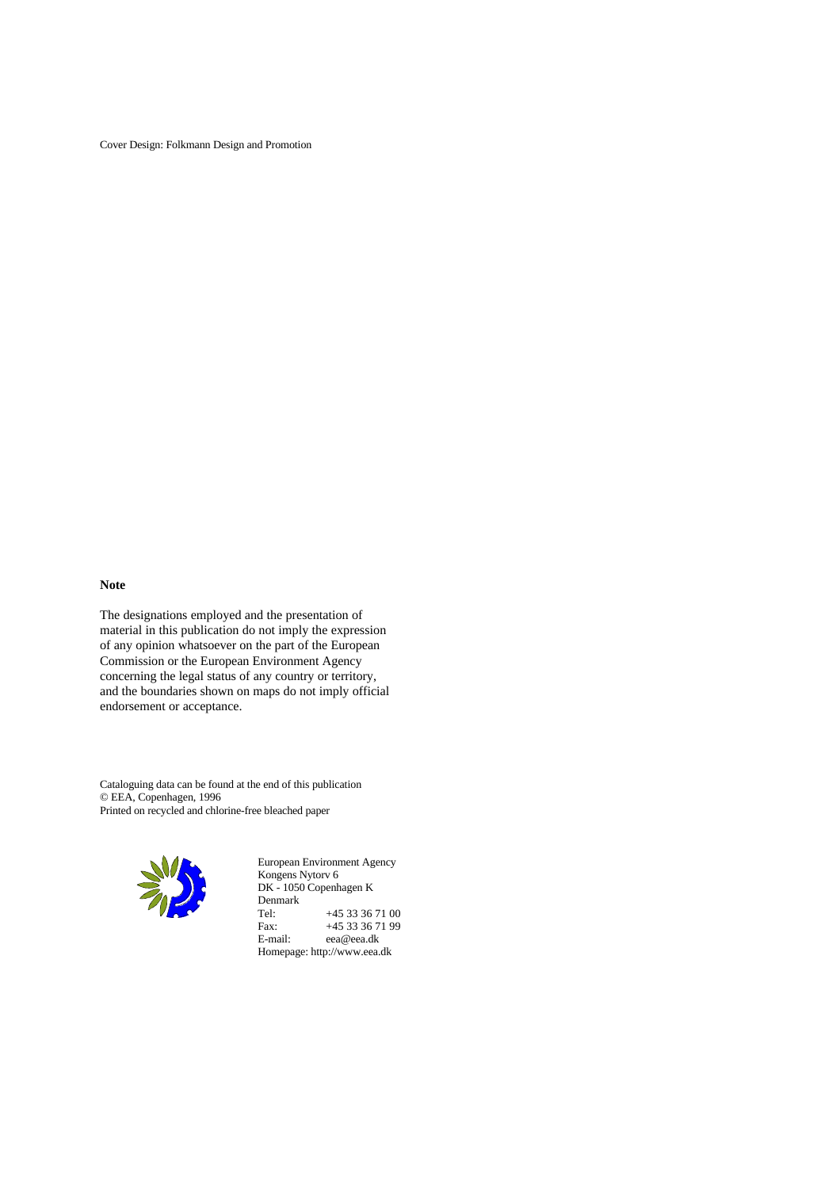Cover Design: Folkmann Design and Promotion

**Note**

The designations employed and the presentation of material in this publication do not imply the expression of any opinion whatsoever on the part of the European Commission or the European Environment Agency concerning the legal status of any country or territory, and the boundaries shown on maps do not imply official endorsement or acceptance.

Cataloguing data can be found at the end of this publication
© EEA, Copenhagen, 1996
Printed on recycled and chlorine-free bleached paper

European Environment Agency
Kongens Nytorv 6
DK - 1050 Copenhagen K
Denmark
Tel: +45 33 36 71 00
Fax: +45 33 36 71 99
E-mail: eea@eea.dk
Homepage: http://www.eea.dk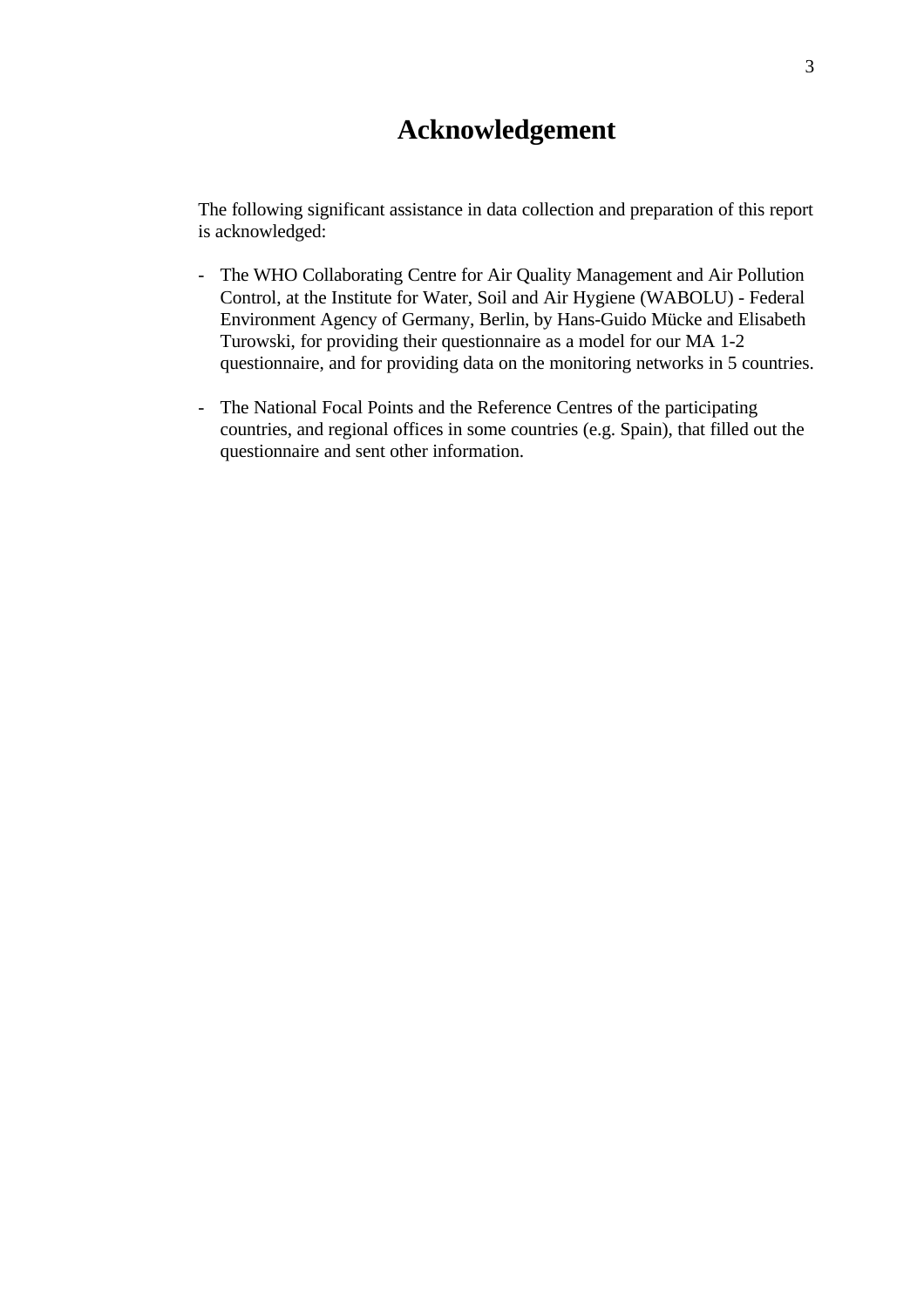# Acknowledgement

The following significant assistance in data collection and preparation of this report is acknowledged:

- The WHO Collaborating Centre for Air Quality Management and Air Pollution Control, at the Institute for Water, Soil and Air Hygiene (WABOLU) - Federal Environment Agency of Germany, Berlin, by Hans-Guido Mücke and Elisabeth Turowski, for providing their questionnaire as a model for our MA 1-2 questionnaire, and for providing data on the monitoring networks in 5 countries.

- The National Focal Points and the Reference Centres of the participating countries, and regional offices in some countries (e.g. Spain), that filled out the questionnaire and sent other information.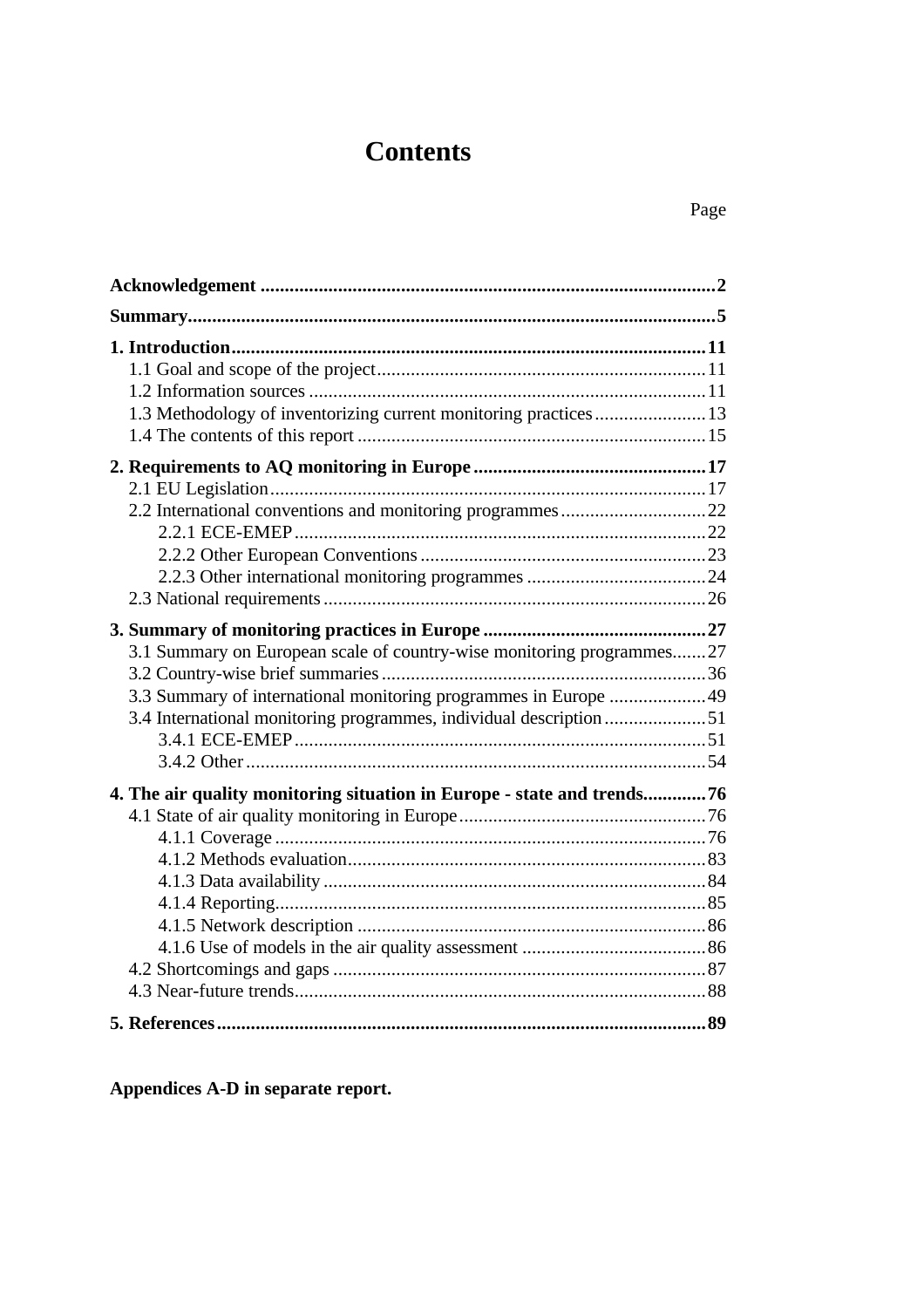# Contents

Page

| | |
|---|---|
| **Acknowledgement** | **2** |
| **Summary** | **5** |
| **1. Introduction** | **11** |
| 1.1 Goal and scope of the project | 11 |
| 1.2 Information sources | 11 |
| 1.3 Methodology of inventorizing current monitoring practices | 13 |
| 1.4 The contents of this report | 15 |
| **2. Requirements to AQ monitoring in Europe** | **17** |
| 2.1 EU Legislation | 17 |
| 2.2 International conventions and monitoring programmes | 22 |
| 2.2.1 ECE-EMEP | 22 |
| 2.2.2 Other European Conventions | 23 |
| 2.2.3 Other international monitoring programmes | 24 |
| 2.3 National requirements | 26 |
| **3. Summary of monitoring practices in Europe** | **27** |
| 3.1 Summary on European scale of country-wise monitoring programmes | 27 |
| 3.2 Country-wise brief summaries | 36 |
| 3.3 Summary of international monitoring programmes in Europe | 49 |
| 3.4 International monitoring programmes, individual description | 51 |
| 3.4.1 ECE-EMEP | 51 |
| 3.4.2 Other | 54 |
| **4. The air quality monitoring situation in Europe - state and trends** | **76** |
| 4.1 State of air quality monitoring in Europe | 76 |
| 4.1.1 Coverage | 76 |
| 4.1.2 Methods evaluation | 83 |
| 4.1.3 Data availability | 84 |
| 4.1.4 Reporting | 85 |
| 4.1.5 Network description | 86 |
| 4.1.6 Use of models in the air quality assessment | 86 |
| 4.2 Shortcomings and gaps | 87 |
| 4.3 Near-future trends | 88 |
| **5. References** | **89** |

**Appendices A-D in separate report.**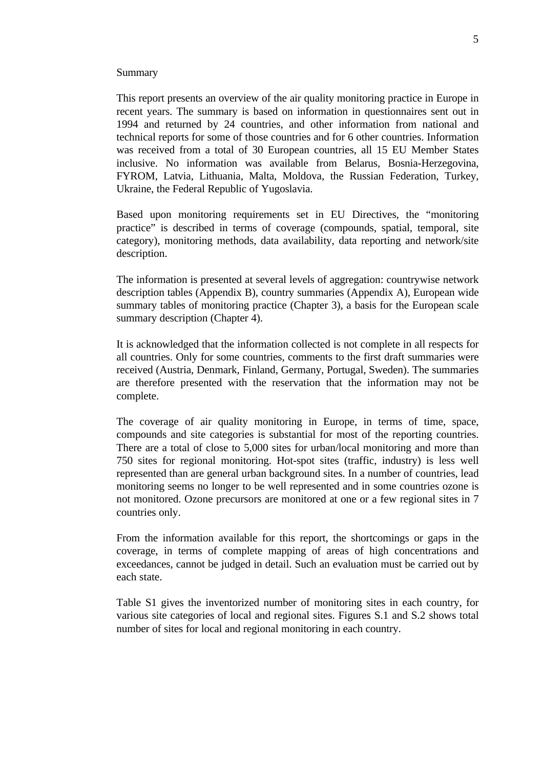# Summary

This report presents an overview of the air quality monitoring practice in Europe in recent years. The summary is based on information in questionnaires sent out in 1994 and returned by 24 countries, and other information from national and technical reports for some of those countries and for 6 other countries. Information was received from a total of 30 European countries, all 15 EU Member States inclusive. No information was available from Belarus, Bosnia-Herzegovina, FYROM, Latvia, Lithuania, Malta, Moldova, the Russian Federation, Turkey, Ukraine, the Federal Republic of Yugoslavia.

Based upon monitoring requirements set in EU Directives, the "monitoring practice" is described in terms of coverage (compounds, spatial, temporal, site category), monitoring methods, data availability, data reporting and network/site description.

The information is presented at several levels of aggregation: countrywise network description tables (Appendix B), country summaries (Appendix A), European wide summary tables of monitoring practice (Chapter 3), a basis for the European scale summary description (Chapter 4).

It is acknowledged that the information collected is not complete in all respects for all countries. Only for some countries, comments to the first draft summaries were received (Austria, Denmark, Finland, Germany, Portugal, Sweden). The summaries are therefore presented with the reservation that the information may not be complete.

The coverage of air quality monitoring in Europe, in terms of time, space, compounds and site categories is substantial for most of the reporting countries. There are a total of close to 5,000 sites for urban/local monitoring and more than 750 sites for regional monitoring. Hot-spot sites (traffic, industry) is less well represented than are general urban background sites. In a number of countries, lead monitoring seems no longer to be well represented and in some countries ozone is not monitored. Ozone precursors are monitored at one or a few regional sites in 7 countries only.

From the information available for this report, the shortcomings or gaps in the coverage, in terms of complete mapping of areas of high concentrations and exceedances, cannot be judged in detail. Such an evaluation must be carried out by each state.

Table S1 gives the inventorized number of monitoring sites in each country, for various site categories of local and regional sites. Figures S.1 and S.2 shows total number of sites for local and regional monitoring in each country.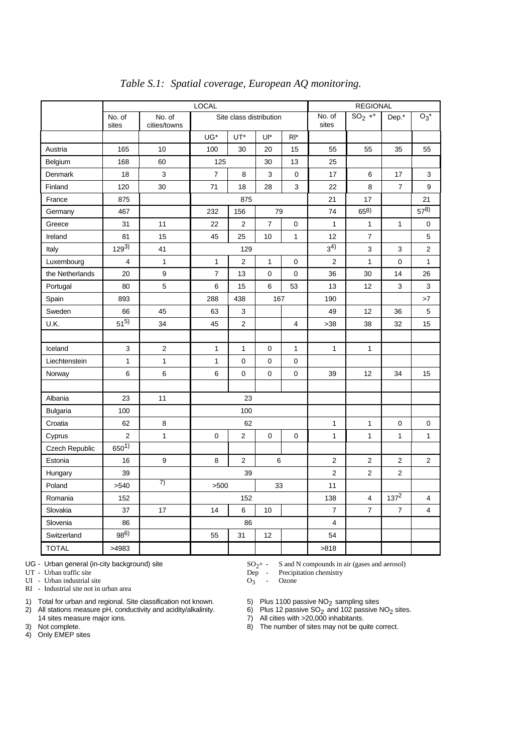*Table S.1: Spatial coverage, European AQ monitoring.*

| | LOCAL | | | | | | REGIONAL | | | |
|---|---|---|---|---|---|---|---|---|---|---|
| | No. of sites | No. of cities/towns | Site class distribution | | | | No. of sites | $SO_2$ +* | Dep.* | $O_3$* |
| | | | UG* | UT* | UI* | RI* | | | | |
| Austria | 165 | 10 | 100 | 30 | 20 | 15 | 55 | 55 | 35 | 55 |
| Belgium | 168 | 60 | 125 | | 30 | 13 | 25 | | | |
| Denmark | 18 | 3 | 7 | 8 | 3 | 0 | 17 | 6 | 17 | 3 |
| Finland | 120 | 30 | 71 | 18 | 28 | 3 | 22 | 8 | 7 | 9 |
| France | 875 | | 875 | | | | 21 | 17 | | 21 |
| Germany | 467 | | 232 | 156 | 79 | | 74 | 65[8)] | | 57[8)] |
| Greece | 31 | 11 | 22 | 2 | 7 | 0 | 1 | 1 | 1 | 0 |
| Ireland | 81 | 15 | 45 | 25 | 10 | 1 | 12 | 7 | | 5 |
| Italy | 129[3)] | 41 | 129 | | | | 3[4)] | 3 | 3 | 2 |
| Luxembourg | 4 | 1 | 1 | 2 | 1 | 0 | 2 | 1 | 0 | 1 |
| the Netherlands | 20 | 9 | 7 | 13 | 0 | 0 | 36 | 30 | 14 | 26 |
| Portugal | 80 | 5 | 6 | 15 | 6 | 53 | 13 | 12 | 3 | 3 |
| Spain | 893 | | 288 | 438 | 167 | | 190 | | | >7 |
| Sweden | 66 | 45 | 63 | 3 | | | 49 | 12 | 36 | 5 |
| U.K. | 51[5)] | 34 | 45 | 2 | | 4 | >38 | 38 | 32 | 15 |
| | | | | | | | | | | |
| Iceland | 3 | 2 | 1 | 1 | 0 | 1 | 1 | 1 | | |
| Liechtenstein | 1 | 1 | 1 | 0 | 0 | 0 | | | | |
| Norway | 6 | 6 | 6 | 0 | 0 | 0 | 39 | 12 | 34 | 15 |
| | | | | | | | | | | |
| Albania | 23 | 11 | 23 | | | | | | | |
| Bulgaria | 100 | | 100 | | | | | | | |
| Croatia | 62 | 8 | 62 | | | | 1 | 1 | 0 | 0 |
| Cyprus | 2 | 1 | 0 | 2 | 0 | 0 | 1 | 1 | 1 | 1 |
| Czech Republic | 650[1)] | | | | | | | | | |
| Estonia | 16 | 9 | 8 | 2 | 6 | | 2 | 2 | 2 | 2 |
| Hungary | 39 | | 39 | | | | 2 | 2 | 2 | |
| Poland | >540 | 7) | >500 | | 33 | | 11 | | | |
| Romania | 152 | | 152 | | | | 138 | 4 | 137[2] | 4 |
| Slovakia | 37 | 17 | 14 | 6 | 10 | | 7 | 7 | 7 | 4 |
| Slovenia | 86 | | 86 | | | | 4 | | | |
| Switzerland | 98[6)] | | 55 | 31 | 12 | | 54 | | | |
| TOTAL | >4983 | | | | | | >818 | | | |

UG - Urban general (in-city background) site
UT - Urban traffic site
UI - Urban industrial site
RI - Industrial site not in urban area

$SO_2$+ - S and N compounds in air (gases and aerosol)
Dep - Precipitation chemistry
$O_3$ - Ozone

1) Total for urban and regional. Site classification not known.
2) All stations measure pH, conductivity and acidity/alkalinity. 14 sites measure major ions.
3) Not complete.
4) Only EMEP sites
5) Plus 1100 passive $NO_2$ sampling sites
6) Plus 12 passive $SO_2$ and 102 passive $NO_2$ sites.
7) All cities with >20,000 inhabitants.
8) The number of sites may not be quite correct.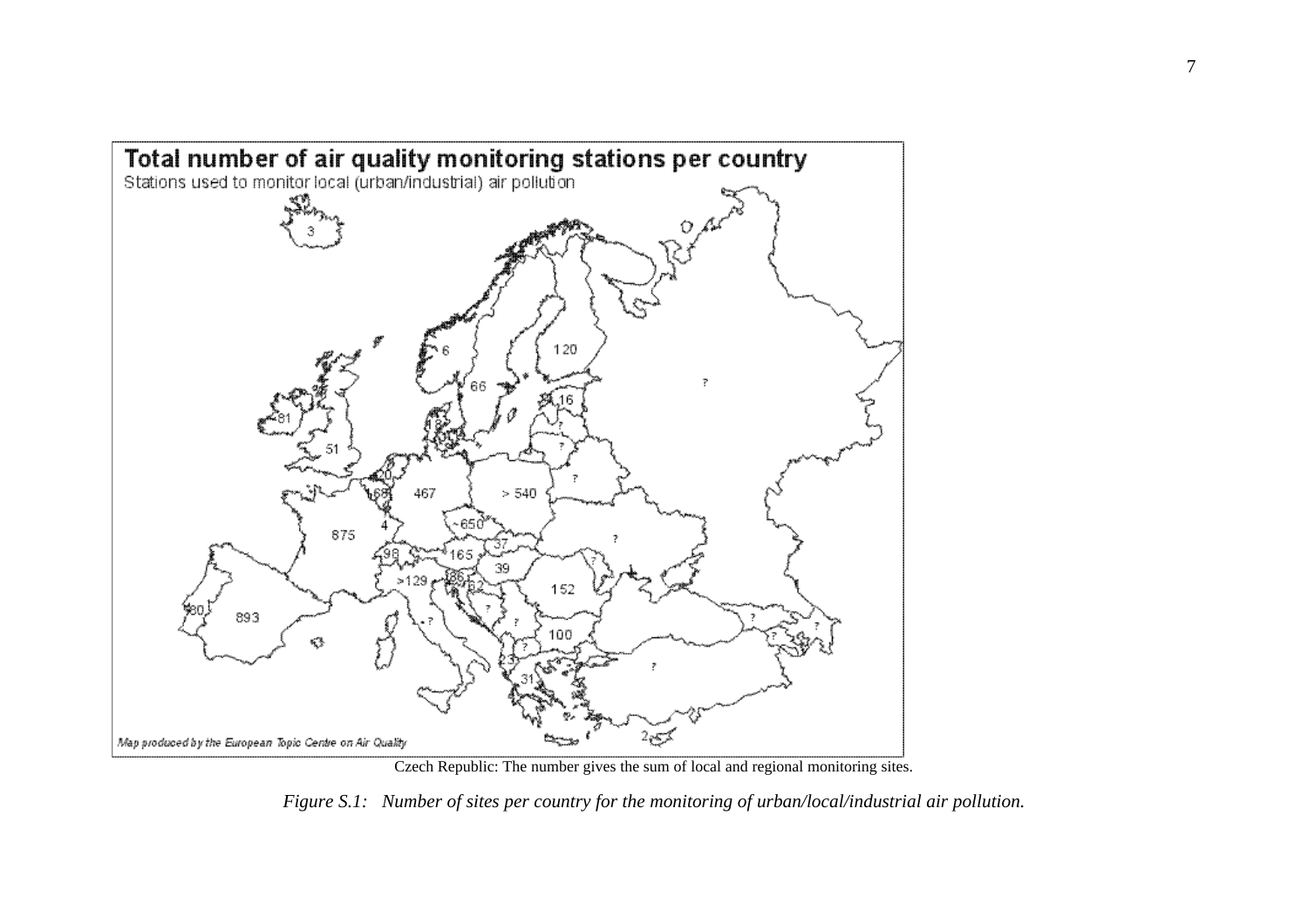Czech Republic: The number gives the sum of local and regional monitoring sites.

*Figure S.1: Number of sites per country for the monitoring of urban/local/industrial air pollution.*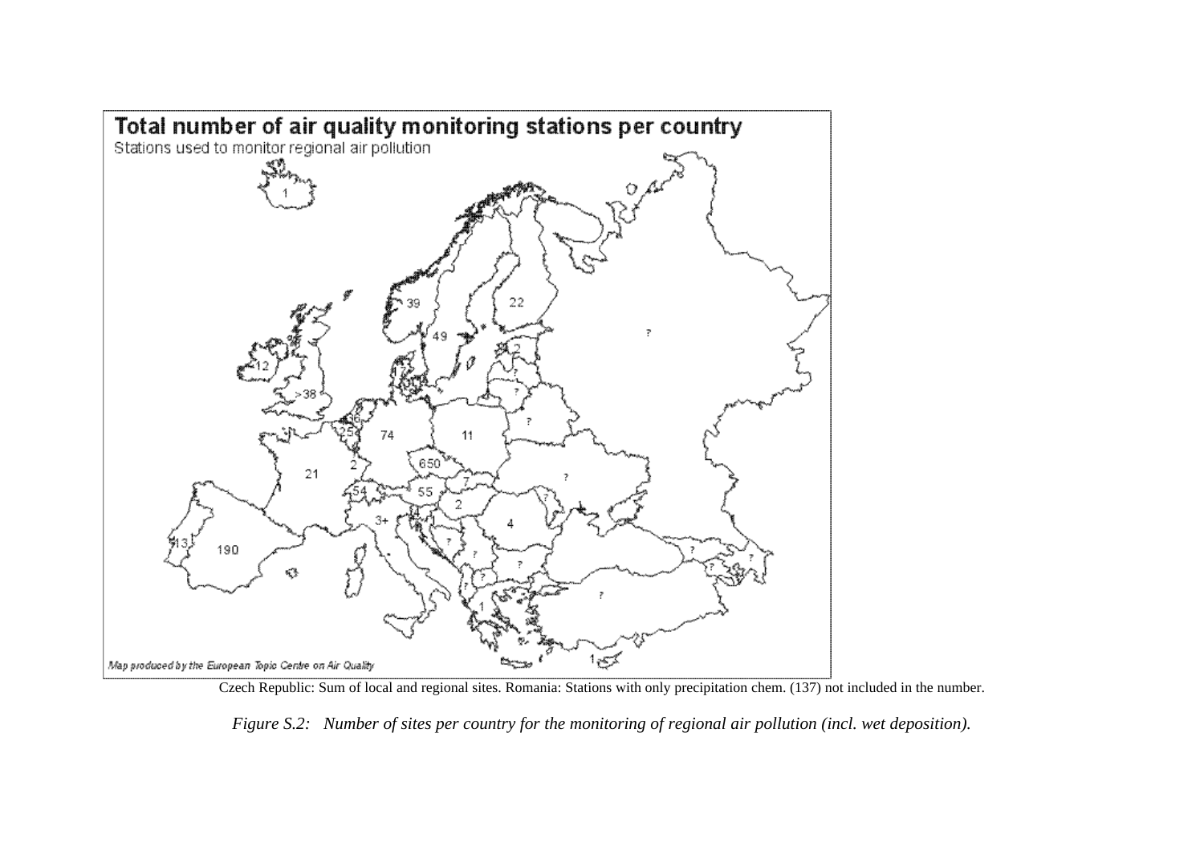Czech Republic: Sum of local and regional sites. Romania: Stations with only precipitation chem. (137) not included in the number.

*Figure S.2: Number of sites per country for the monitoring of regional air pollution (incl. wet deposition).*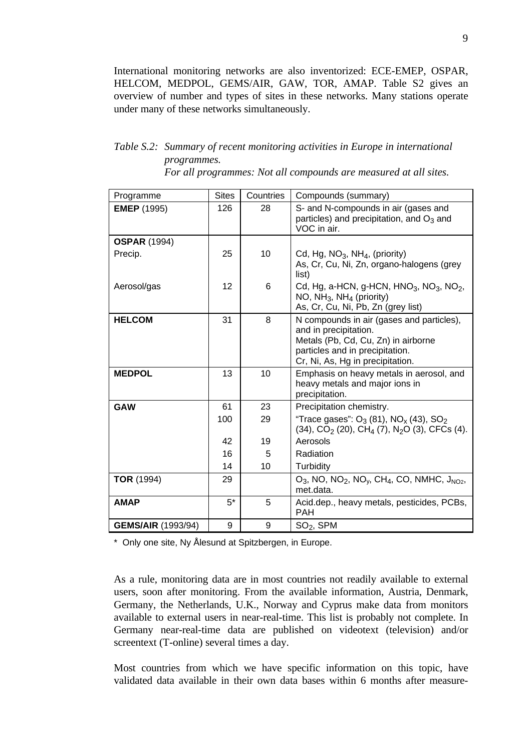International monitoring networks are also inventorized: ECE-EMEP, OSPAR, HELCOM, MEDPOL, GEMS/AIR, GAW, TOR, AMAP. Table S2 gives an overview of number and types of sites in these networks. Many stations operate under many of these networks simultaneously.

*Table S.2: Summary of recent monitoring activities in Europe in international programmes. For all programmes: Not all compounds are measured at all sites.*

| Programme | Sites | Countries | Compounds (summary) |
|---|---|---|---|
| **EMEP** (1995) | 126 | 28 | S- and N-compounds in air (gases and particles) and precipitation, and $O_3$ and VOC in air. |
| **OSPAR** (1994) | | | |
| Precip. | 25 | 10 | Cd, Hg, $NO_3$, $NH_4$, (priority)<br>As, Cr, Cu, Ni, Zn, organo-halogens (grey list) |
| Aerosol/gas | 12 | 6 | Cd, Hg, a-HCN, g-HCN, $HNO_3$, $NO_3$, $NO_2$, NO, $NH_3$, $NH_4$ (priority)<br>As, Cr, Cu, Ni, Pb, Zn (grey list) |
| **HELCOM** | 31 | 8 | N compounds in air (gases and particles), and in precipitation.<br>Metals (Pb, Cd, Cu, Zn) in airborne particles and in precipitation.<br>Cr, Ni, As, Hg in precipitation. |
| **MEDPOL** | 13 | 10 | Emphasis on heavy metals in aerosol, and heavy metals and major ions in precipitation. |
| **GAW** | 61 | 23 | Precipitation chemistry. |
| | 100 | 29 | "Trace gases": $O_3$ (81), $NO_x$ (43), $SO_2$ (34), $CO_2$ (20), $CH_4$ (7), $N_2O$ (3), CFCs (4). |
| | 42 | 19 | Aerosols |
| | 16 | 5 | Radiation |
| | 14 | 10 | Turbidity |
| **TOR** (1994) | 29 | | $O_3$, NO, $NO_2$, $NO_y$, $CH_4$, CO, NMHC, $J_{NO2}$, met.data. |
| **AMAP** | 5* | 5 | Acid.dep., heavy metals, pesticides, PCBs, PAH |
| **GEMS/AIR** (1993/94) | 9 | 9 | $SO_2$, SPM |

\* Only one site, Ny Ålesund at Spitzbergen, in Europe.

As a rule, monitoring data are in most countries not readily available to external users, soon after monitoring. From the available information, Austria, Denmark, Germany, the Netherlands, U.K., Norway and Cyprus make data from monitors available to external users in near-real-time. This list is probably not complete. In Germany near-real-time data are published on videotext (television) and/or screentext (T-online) several times a day.

Most countries from which we have specific information on this topic, have validated data available in their own data bases within 6 months after measure-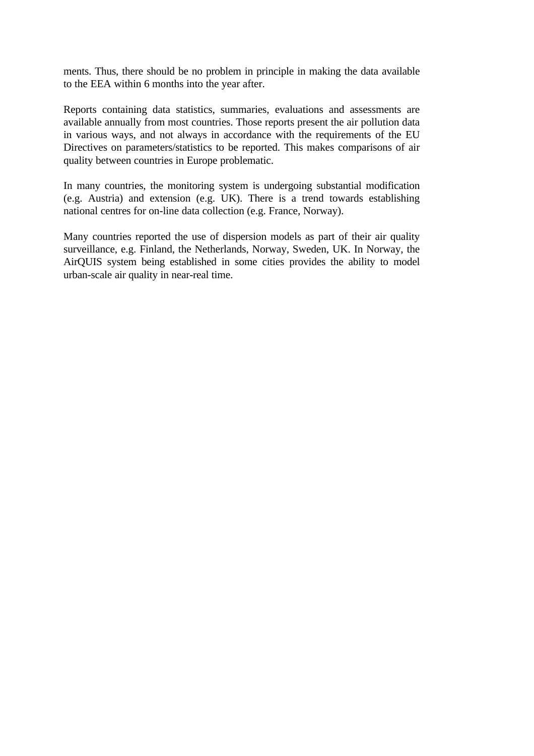ments. Thus, there should be no problem in principle in making the data available to the EEA within 6 months into the year after.

Reports containing data statistics, summaries, evaluations and assessments are available annually from most countries. Those reports present the air pollution data in various ways, and not always in accordance with the requirements of the EU Directives on parameters/statistics to be reported. This makes comparisons of air quality between countries in Europe problematic.

In many countries, the monitoring system is undergoing substantial modification (e.g. Austria) and extension (e.g. UK). There is a trend towards establishing national centres for on-line data collection (e.g. France, Norway).

Many countries reported the use of dispersion models as part of their air quality surveillance, e.g. Finland, the Netherlands, Norway, Sweden, UK. In Norway, the AirQUIS system being established in some cities provides the ability to model urban-scale air quality in near-real time.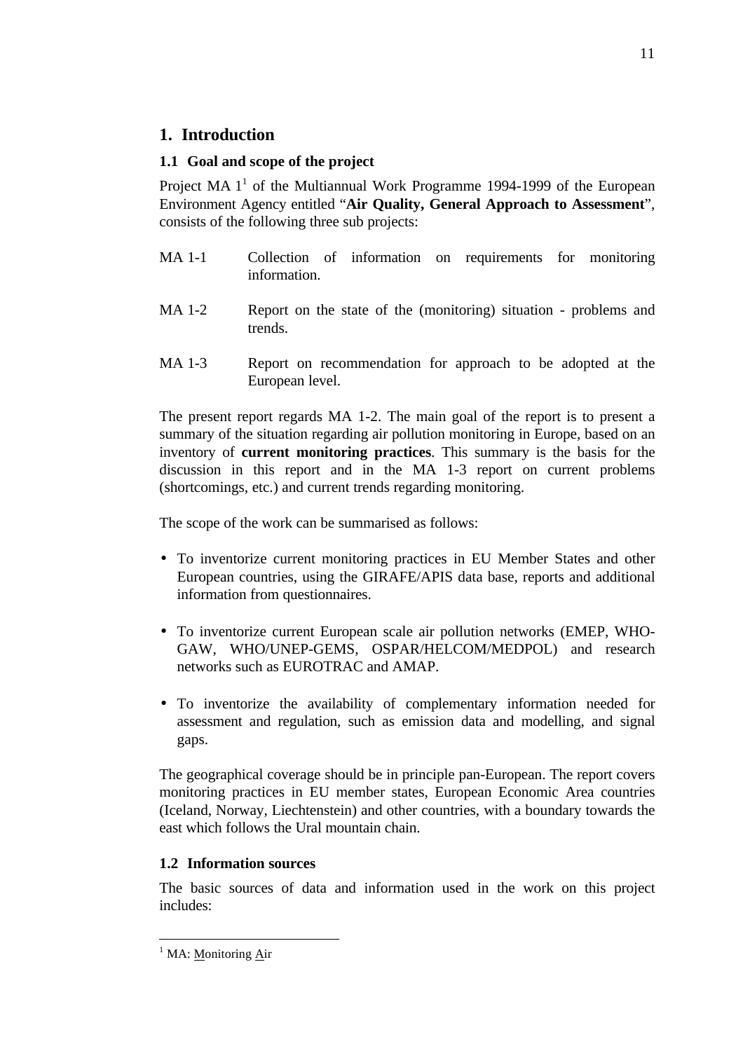# 1. Introduction

## 1.1 Goal and scope of the project

Project MA 1[1] of the Multiannual Work Programme 1994-1999 of the European Environment Agency entitled "**Air Quality, General Approach to Assessment**", consists of the following three sub projects:

MA 1-1 Collection of information on requirements for monitoring information.

MA 1-2 Report on the state of the (monitoring) situation - problems and trends.

MA 1-3 Report on recommendation for approach to be adopted at the European level.

The present report regards MA 1-2. The main goal of the report is to present a summary of the situation regarding air pollution monitoring in Europe, based on an inventory of **current monitoring practices**. This summary is the basis for the discussion in this report and in the MA 1-3 report on current problems (shortcomings, etc.) and current trends regarding monitoring.

The scope of the work can be summarised as follows:

- To inventorize current monitoring practices in EU Member States and other European countries, using the GIRAFE/APIS data base, reports and additional information from questionnaires.
- To inventorize current European scale air pollution networks (EMEP, WHO-GAW, WHO/UNEP-GEMS, OSPAR/HELCOM/MEDPOL) and research networks such as EUROTRAC and AMAP.
- To inventorize the availability of complementary information needed for assessment and regulation, such as emission data and modelling, and signal gaps.

The geographical coverage should be in principle pan-European. The report covers monitoring practices in EU member states, European Economic Area countries (Iceland, Norway, Liechtenstein) and other countries, with a boundary towards the east which follows the Ural mountain chain.

## 1.2 Information sources

The basic sources of data and information used in the work on this project includes:

---

[1] MA: Monitoring Air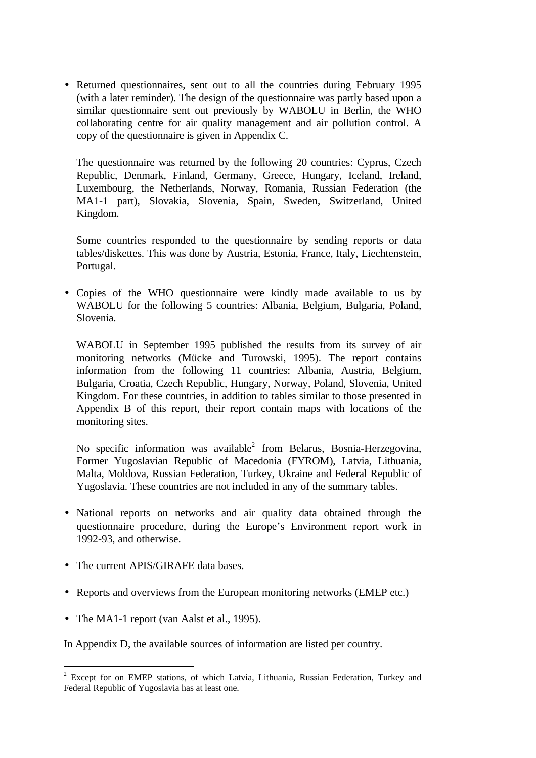- Returned questionnaires, sent out to all the countries during February 1995 (with a later reminder). The design of the questionnaire was partly based upon a similar questionnaire sent out previously by WABOLU in Berlin, the WHO collaborating centre for air quality management and air pollution control. A copy of the questionnaire is given in Appendix C.

  The questionnaire was returned by the following 20 countries: Cyprus, Czech Republic, Denmark, Finland, Germany, Greece, Hungary, Iceland, Ireland, Luxembourg, the Netherlands, Norway, Romania, Russian Federation (the MA1-1 part), Slovakia, Slovenia, Spain, Sweden, Switzerland, United Kingdom.

  Some countries responded to the questionnaire by sending reports or data tables/diskettes. This was done by Austria, Estonia, France, Italy, Liechtenstein, Portugal.

- Copies of the WHO questionnaire were kindly made available to us by WABOLU for the following 5 countries: Albania, Belgium, Bulgaria, Poland, Slovenia.

  WABOLU in September 1995 published the results from its survey of air monitoring networks (Mücke and Turowski, 1995). The report contains information from the following 11 countries: Albania, Austria, Belgium, Bulgaria, Croatia, Czech Republic, Hungary, Norway, Poland, Slovenia, United Kingdom. For these countries, in addition to tables similar to those presented in Appendix B of this report, their report contain maps with locations of the monitoring sites.

  No specific information was available[2] from Belarus, Bosnia-Herzegovina, Former Yugoslavian Republic of Macedonia (FYROM), Latvia, Lithuania, Malta, Moldova, Russian Federation, Turkey, Ukraine and Federal Republic of Yugoslavia. These countries are not included in any of the summary tables.

- National reports on networks and air quality data obtained through the questionnaire procedure, during the Europe's Environment report work in 1992-93, and otherwise.

- The current APIS/GIRAFE data bases.

- Reports and overviews from the European monitoring networks (EMEP etc.)

- The MA1-1 report (van Aalst et al., 1995).

In Appendix D, the available sources of information are listed per country.

---

[2] Except for on EMEP stations, of which Latvia, Lithuania, Russian Federation, Turkey and Federal Republic of Yugoslavia has at least one.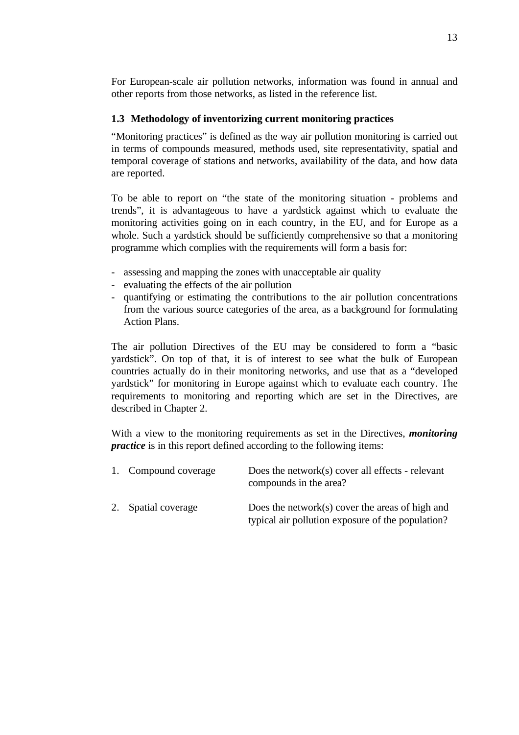For European-scale air pollution networks, information was found in annual and other reports from those networks, as listed in the reference list.

### 1.3 Methodology of inventorizing current monitoring practices

"Monitoring practices" is defined as the way air pollution monitoring is carried out in terms of compounds measured, methods used, site representativity, spatial and temporal coverage of stations and networks, availability of the data, and how data are reported.

To be able to report on "the state of the monitoring situation - problems and trends", it is advantageous to have a yardstick against which to evaluate the monitoring activities going on in each country, in the EU, and for Europe as a whole. Such a yardstick should be sufficiently comprehensive so that a monitoring programme which complies with the requirements will form a basis for:

- assessing and mapping the zones with unacceptable air quality
- evaluating the effects of the air pollution
- quantifying or estimating the contributions to the air pollution concentrations from the various source categories of the area, as a background for formulating Action Plans.

The air pollution Directives of the EU may be considered to form a "basic yardstick". On top of that, it is of interest to see what the bulk of European countries actually do in their monitoring networks, and use that as a "developed yardstick" for monitoring in Europe against which to evaluate each country. The requirements to monitoring and reporting which are set in the Directives, are described in Chapter 2.

With a view to the monitoring requirements as set in the Directives, ***monitoring practice*** is in this report defined according to the following items:

| | |
|---|---|
| 1. Compound coverage | Does the network(s) cover all effects - relevant compounds in the area? |
| 2. Spatial coverage | Does the network(s) cover the areas of high and typical air pollution exposure of the population? |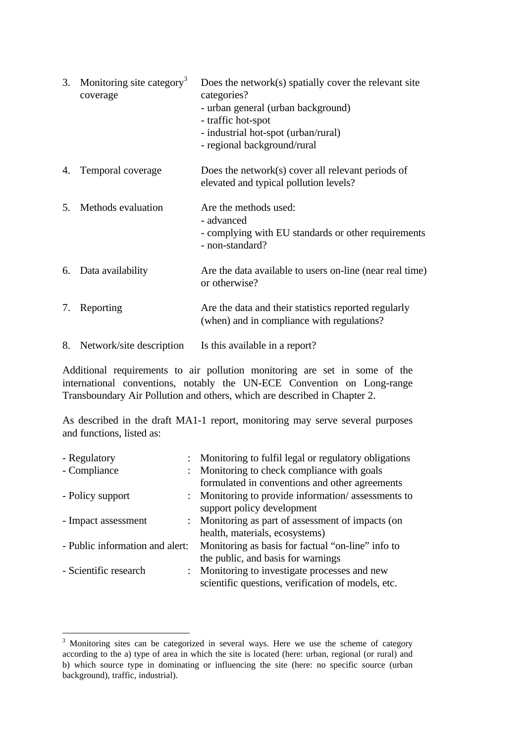| | | |
|---|---|---|
| 3. | Monitoring site category[3] coverage | Does the network(s) spatially cover the relevant site categories?<br>- urban general (urban background)<br>- traffic hot-spot<br>- industrial hot-spot (urban/rural)<br>- regional background/rural |
| 4. | Temporal coverage | Does the network(s) cover all relevant periods of elevated and typical pollution levels? |
| 5. | Methods evaluation | Are the methods used:<br>- advanced<br>- complying with EU standards or other requirements<br>- non-standard? |
| 6. | Data availability | Are the data available to users on-line (near real time) or otherwise? |
| 7. | Reporting | Are the data and their statistics reported regularly (when) and in compliance with regulations? |
| 8. | Network/site description | Is this available in a report? |

Additional requirements to air pollution monitoring are set in some of the international conventions, notably the UN-ECE Convention on Long-range Transboundary Air Pollution and others, which are described in Chapter 2.

As described in the draft MA1-1 report, monitoring may serve several purposes and functions, listed as:

| | | |
|---|---|---|
| - Regulatory | : | Monitoring to fulfil legal or regulatory obligations |
| - Compliance | : | Monitoring to check compliance with goals formulated in conventions and other agreements |
| - Policy support | : | Monitoring to provide information/ assessments to support policy development |
| - Impact assessment | : | Monitoring as part of assessment of impacts (on health, materials, ecosystems) |
| - Public information and alert: | | Monitoring as basis for factual “on-line” info to the public, and basis for warnings |
| - Scientific research | : | Monitoring to investigate processes and new scientific questions, verification of models, etc. |

[3] Monitoring sites can be categorized in several ways. Here we use the scheme of category according to the a) type of area in which the site is located (here: urban, regional (or rural) and b) which source type in dominating or influencing the site (here: no specific source (urban background), traffic, industrial).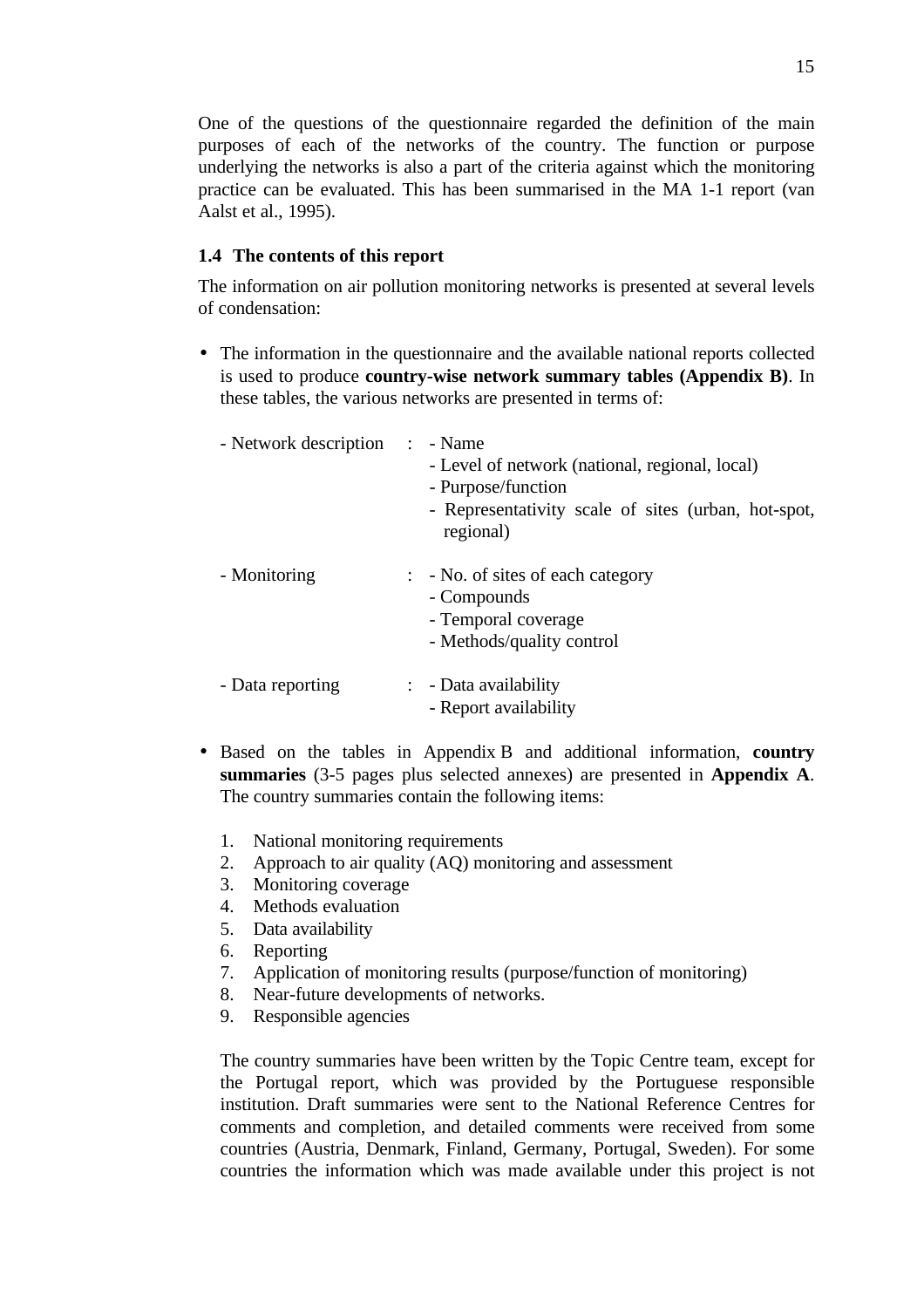One of the questions of the questionnaire regarded the definition of the main purposes of each of the networks of the country. The function or purpose underlying the networks is also a part of the criteria against which the monitoring practice can be evaluated. This has been summarised in the MA 1-1 report (van Aalst et al., 1995).

### 1.4 The contents of this report

The information on air pollution monitoring networks is presented at several levels of condensation:

- The information in the questionnaire and the available national reports collected is used to produce **country-wise network summary tables (Appendix B)**. In these tables, the various networks are presented in terms of:

  | | | |
  |---|---|---|
  | - Network description | : | - Name<br>- Level of network (national, regional, local)<br>- Purpose/function<br>- Representativity scale of sites (urban, hot-spot, regional) |
  | - Monitoring | : | - No. of sites of each category<br>- Compounds<br>- Temporal coverage<br>- Methods/quality control |
  | - Data reporting | : | - Data availability<br>- Report availability |

- Based on the tables in Appendix B and additional information, **country summaries** (3-5 pages plus selected annexes) are presented in **Appendix A**. The country summaries contain the following items:

  1. National monitoring requirements
  2. Approach to air quality (AQ) monitoring and assessment
  3. Monitoring coverage
  4. Methods evaluation
  5. Data availability
  6. Reporting
  7. Application of monitoring results (purpose/function of monitoring)
  8. Near-future developments of networks.
  9. Responsible agencies

  The country summaries have been written by the Topic Centre team, except for the Portugal report, which was provided by the Portuguese responsible institution. Draft summaries were sent to the National Reference Centres for comments and completion, and detailed comments were received from some countries (Austria, Denmark, Finland, Germany, Portugal, Sweden). For some countries the information which was made available under this project is not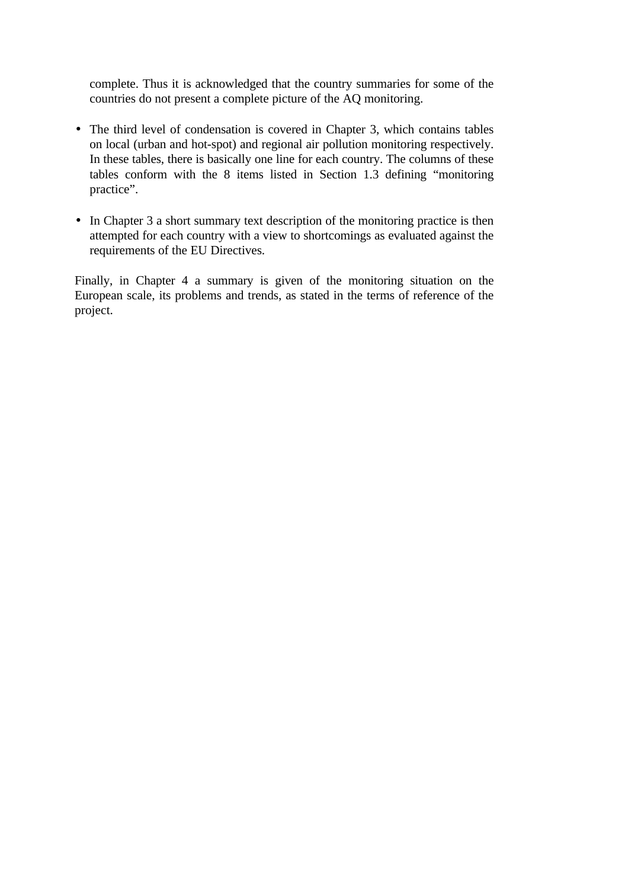complete. Thus it is acknowledged that the country summaries for some of the countries do not present a complete picture of the AQ monitoring.

- The third level of condensation is covered in Chapter 3, which contains tables on local (urban and hot-spot) and regional air pollution monitoring respectively. In these tables, there is basically one line for each country. The columns of these tables conform with the 8 items listed in Section 1.3 defining "monitoring practice".

- In Chapter 3 a short summary text description of the monitoring practice is then attempted for each country with a view to shortcomings as evaluated against the requirements of the EU Directives.

Finally, in Chapter 4 a summary is given of the monitoring situation on the European scale, its problems and trends, as stated in the terms of reference of the project.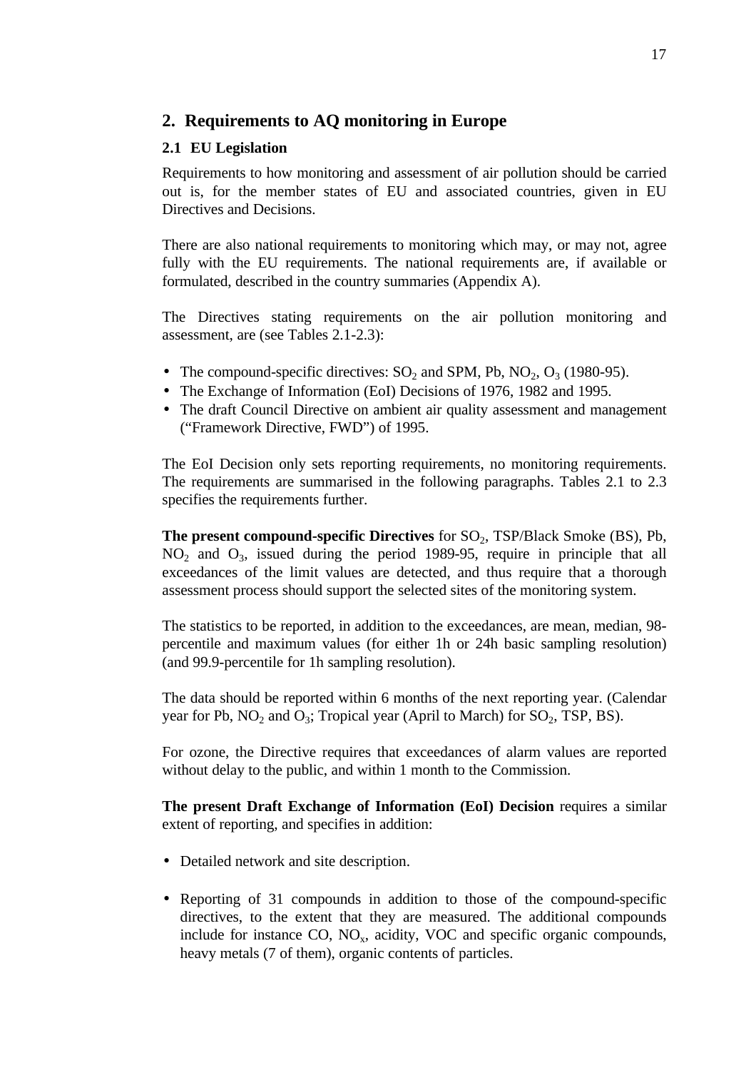## 2. Requirements to AQ monitoring in Europe

### 2.1 EU Legislation

Requirements to how monitoring and assessment of air pollution should be carried out is, for the member states of EU and associated countries, given in EU Directives and Decisions.

There are also national requirements to monitoring which may, or may not, agree fully with the EU requirements. The national requirements are, if available or formulated, described in the country summaries (Appendix A).

The Directives stating requirements on the air pollution monitoring and assessment, are (see Tables 2.1-2.3):

- The compound-specific directives: $SO_2$ and SPM, Pb, $NO_2$, $O_3$ (1980-95).
- The Exchange of Information (EoI) Decisions of 1976, 1982 and 1995.
- The draft Council Directive on ambient air quality assessment and management ("Framework Directive, FWD") of 1995.

The EoI Decision only sets reporting requirements, no monitoring requirements. The requirements are summarised in the following paragraphs. Tables 2.1 to 2.3 specifies the requirements further.

**The present compound-specific Directives** for $SO_2$, TSP/Black Smoke (BS), Pb, $NO_2$ and $O_3$, issued during the period 1989-95, require in principle that all exceedances of the limit values are detected, and thus require that a thorough assessment process should support the selected sites of the monitoring system.

The statistics to be reported, in addition to the exceedances, are mean, median, 98-percentile and maximum values (for either 1h or 24h basic sampling resolution) (and 99.9-percentile for 1h sampling resolution).

The data should be reported within 6 months of the next reporting year. (Calendar year for Pb, $NO_2$ and $O_3$; Tropical year (April to March) for $SO_2$, TSP, BS).

For ozone, the Directive requires that exceedances of alarm values are reported without delay to the public, and within 1 month to the Commission.

**The present Draft Exchange of Information (EoI) Decision** requires a similar extent of reporting, and specifies in addition:

- Detailed network and site description.
- Reporting of 31 compounds in addition to those of the compound-specific directives, to the extent that they are measured. The additional compounds include for instance CO, $NO_x$, acidity, VOC and specific organic compounds, heavy metals (7 of them), organic contents of particles.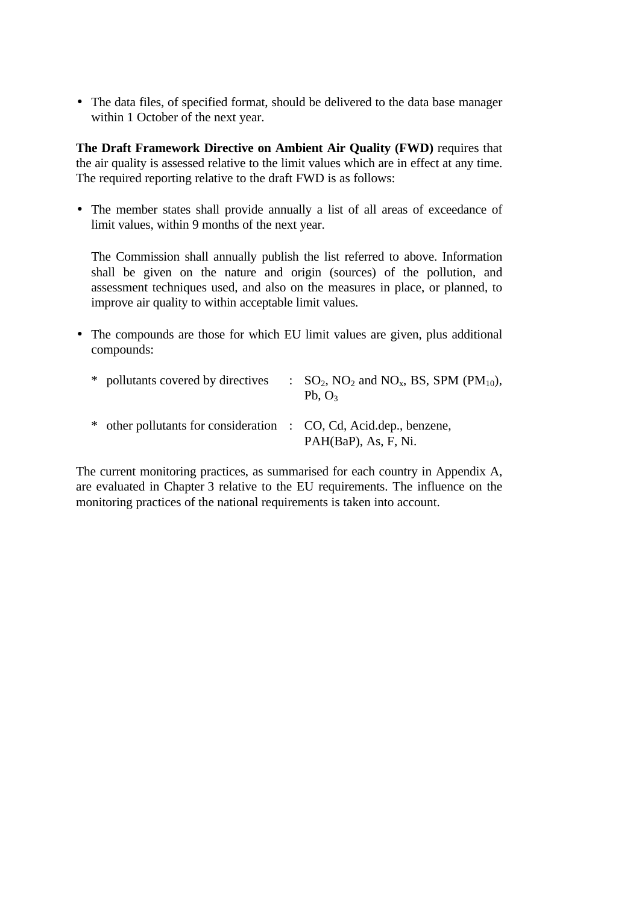- The data files, of specified format, should be delivered to the data base manager within 1 October of the next year.

**The Draft Framework Directive on Ambient Air Quality (FWD)** requires that the air quality is assessed relative to the limit values which are in effect at any time. The required reporting relative to the draft FWD is as follows:

- The member states shall provide annually a list of all areas of exceedance of limit values, within 9 months of the next year.

  The Commission shall annually publish the list referred to above. Information shall be given on the nature and origin (sources) of the pollution, and assessment techniques used, and also on the measures in place, or planned, to improve air quality to within acceptable limit values.

- The compounds are those for which EU limit values are given, plus additional compounds:

  * pollutants covered by directives : $SO_2$, $NO_2$ and $NO_x$, BS, SPM ($PM_{10}$), Pb, $O_3$

  * other pollutants for consideration : CO, Cd, Acid.dep., benzene, PAH(BaP), As, F, Ni.

The current monitoring practices, as summarised for each country in Appendix A, are evaluated in Chapter 3 relative to the EU requirements. The influence on the monitoring practices of the national requirements is taken into account.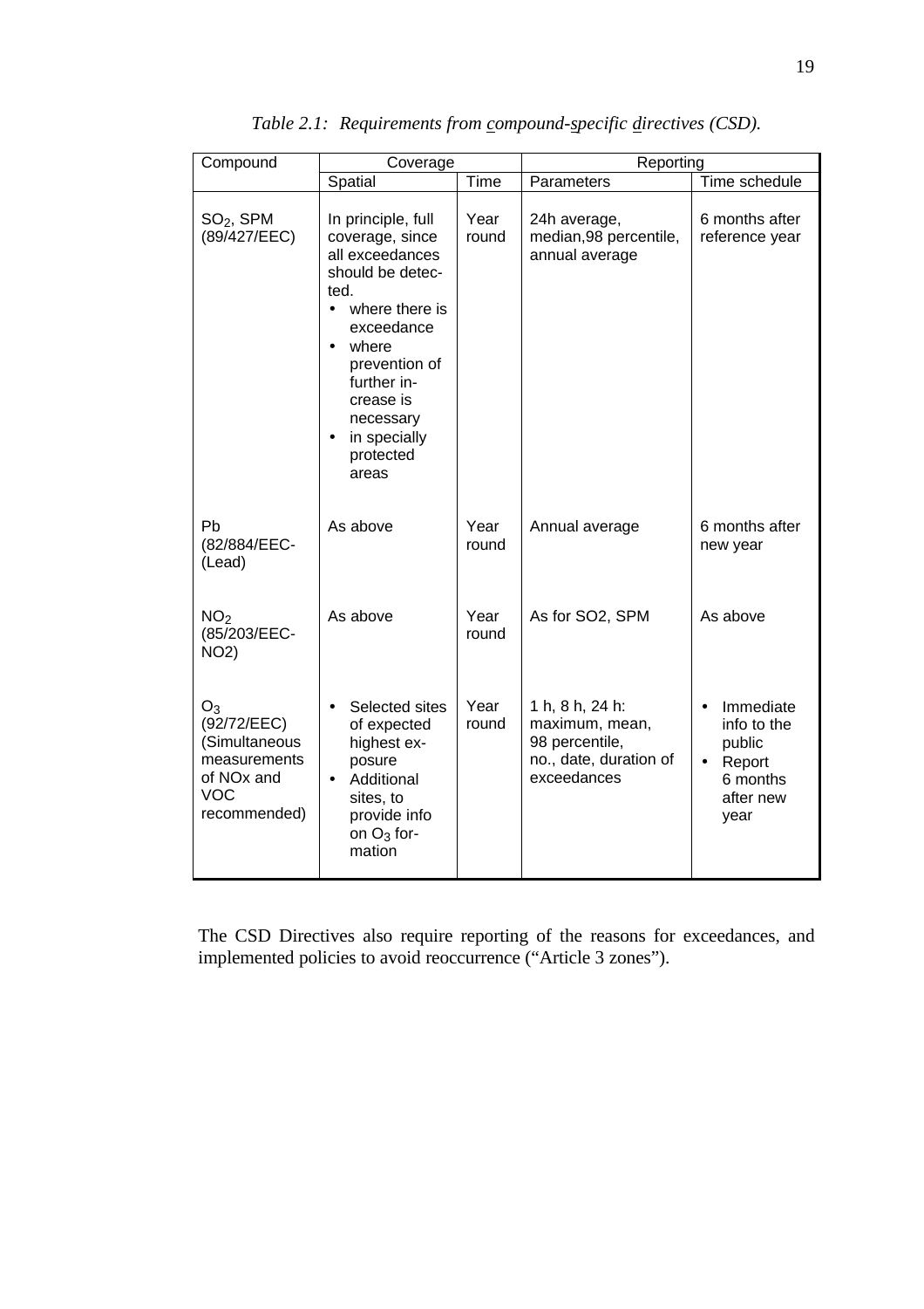*Table 2.1: Requirements from compound-specific directives (CSD).*

| Compound | Coverage | | Reporting | |
|---|---|---|---|---|
| | Spatial | Time | Parameters | Time schedule |
| $SO_2$, SPM (89/427/EEC) | In principle, full coverage, since all exceedances should be detected. <br>• where there is exceedance <br>• where prevention of further increase is necessary <br>• in specially protected areas | Year round | 24h average, median,98 percentile, annual average | 6 months after reference year |
| Pb (82/884/EEC-(Lead) | As above | Year round | Annual average | 6 months after new year |
| $NO_2$ (85/203/EEC-NO2) | As above | Year round | As for SO2, SPM | As above |
| $O_3$ (92/72/EEC) (Simultaneous measurements of NOx and VOC recommended) | • Selected sites of expected highest exposure <br>• Additional sites, to provide info on $O_3$ formation | Year round | 1 h, 8 h, 24 h: maximum, mean, 98 percentile, no., date, duration of exceedances | • Immediate info to the public <br>• Report 6 months after new year |

The CSD Directives also require reporting of the reasons for exceedances, and implemented policies to avoid reoccurrence (“Article 3 zones”).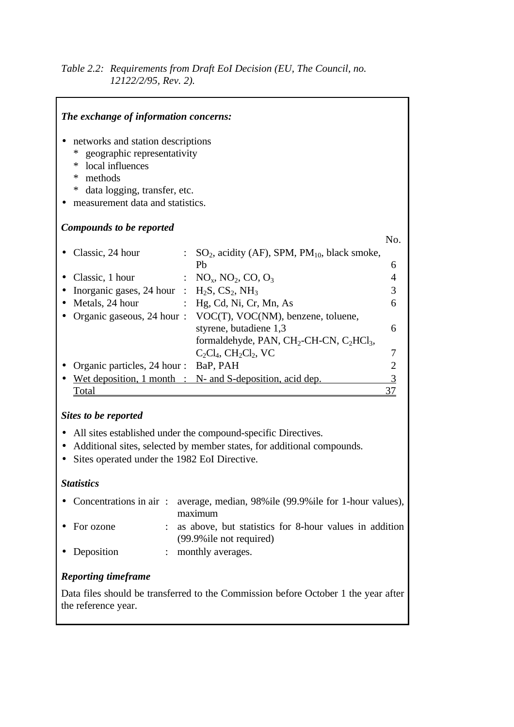*Table 2.2: Requirements from Draft EoI Decision (EU, The Council, no. 12122/2/95, Rev. 2).*

***The exchange of information concerns:***

- networks and station descriptions
  - geographic representativity
  - local influences
  - methods
  - data logging, transfer, etc.
- measurement data and statistics.

***Compounds to be reported***

| | | No. |
|---|---|---|
| • Classic, 24 hour : | $SO_2$, acidity (AF), SPM, $PM_{10}$, black smoke, Pb | 6 |
| • Classic, 1 hour : | $NO_x$, $NO_2$, CO, $O_3$ | 4 |
| • Inorganic gases, 24 hour : | $H_2S$, $CS_2$, $NH_3$ | 3 |
| • Metals, 24 hour : | Hg, Cd, Ni, Cr, Mn, As | 6 |
| • Organic gaseous, 24 hour : | VOC(T), VOC(NM), benzene, toluene, styrene, butadiene 1,3 | 6 |
| | formaldehyde, PAN, $CH_2$-CH-CN, $C_2HCl_3$, $C_2Cl_4$, $CH_2Cl_2$, VC | 7 |
| • Organic particles, 24 hour : | BaP, PAH | 2 |
| • Wet deposition, 1 month : | N- and S-deposition, acid dep. | 3 |
| Total | | 37 |

***Sites to be reported***

- All sites established under the compound-specific Directives.
- Additional sites, selected by member states, for additional compounds.
- Sites operated under the 1982 EoI Directive.

***Statistics***

- Concentrations in air : average, median, 98%ile (99.9%ile for 1-hour values), maximum
- For ozone : as above, but statistics for 8-hour values in addition (99.9%ile not required)
- Deposition : monthly averages.

***Reporting timeframe***

Data files should be transferred to the Commission before October 1 the year after the reference year.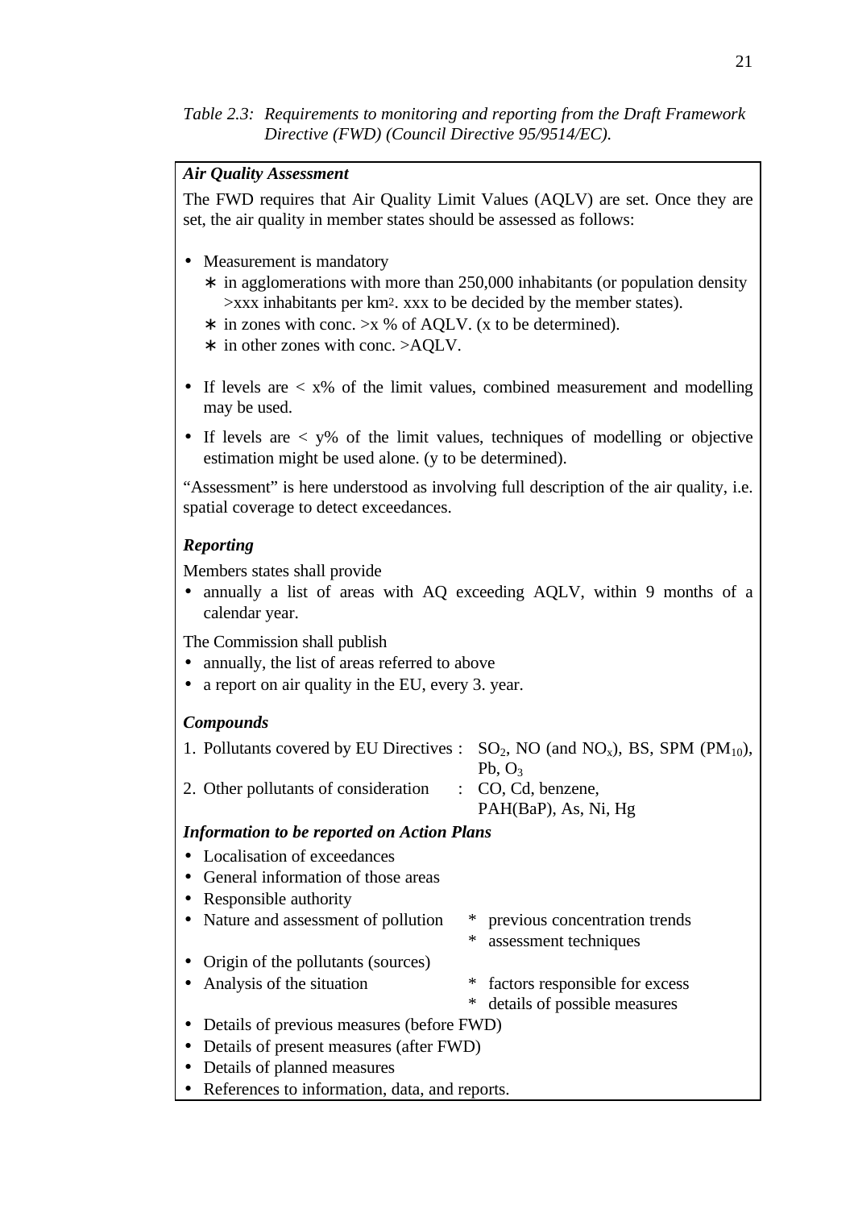*Table 2.3: Requirements to monitoring and reporting from the Draft Framework Directive (FWD) (Council Directive 95/9514/EC).*

***Air Quality Assessment***

The FWD requires that Air Quality Limit Values (AQLV) are set. Once they are set, the air quality in member states should be assessed as follows:

- Measurement is mandatory
  - ∗ in agglomerations with more than 250,000 inhabitants (or population density >xxx inhabitants per $km^2$. xxx to be decided by the member states).
  - ∗ in zones with conc. >x % of AQLV. (x to be determined).
  - ∗ in other zones with conc. >AQLV.

- If levels are < x% of the limit values, combined measurement and modelling may be used.
- If levels are < y% of the limit values, techniques of modelling or objective estimation might be used alone. (y to be determined).

"Assessment" is here understood as involving full description of the air quality, i.e. spatial coverage to detect exceedances.

***Reporting***

Members states shall provide

- annually a list of areas with AQ exceeding AQLV, within 9 months of a calendar year.

The Commission shall publish

- annually, the list of areas referred to above
- a report on air quality in the EU, every 3. year.

***Compounds***

1. Pollutants covered by EU Directives : $SO_2$, NO (and $NO_x$), BS, SPM ($PM_{10}$), Pb, $O_3$
2. Other pollutants of consideration : CO, Cd, benzene, PAH(BaP), As, Ni, Hg

***Information to be reported on Action Plans***

- Localisation of exceedances
- General information of those areas
- Responsible authority
- Nature and assessment of pollution
  - * previous concentration trends
  - * assessment techniques
- Origin of the pollutants (sources)
- Analysis of the situation
  - * factors responsible for excess
  - * details of possible measures
- Details of previous measures (before FWD)
- Details of present measures (after FWD)
- Details of planned measures
- References to information, data, and reports.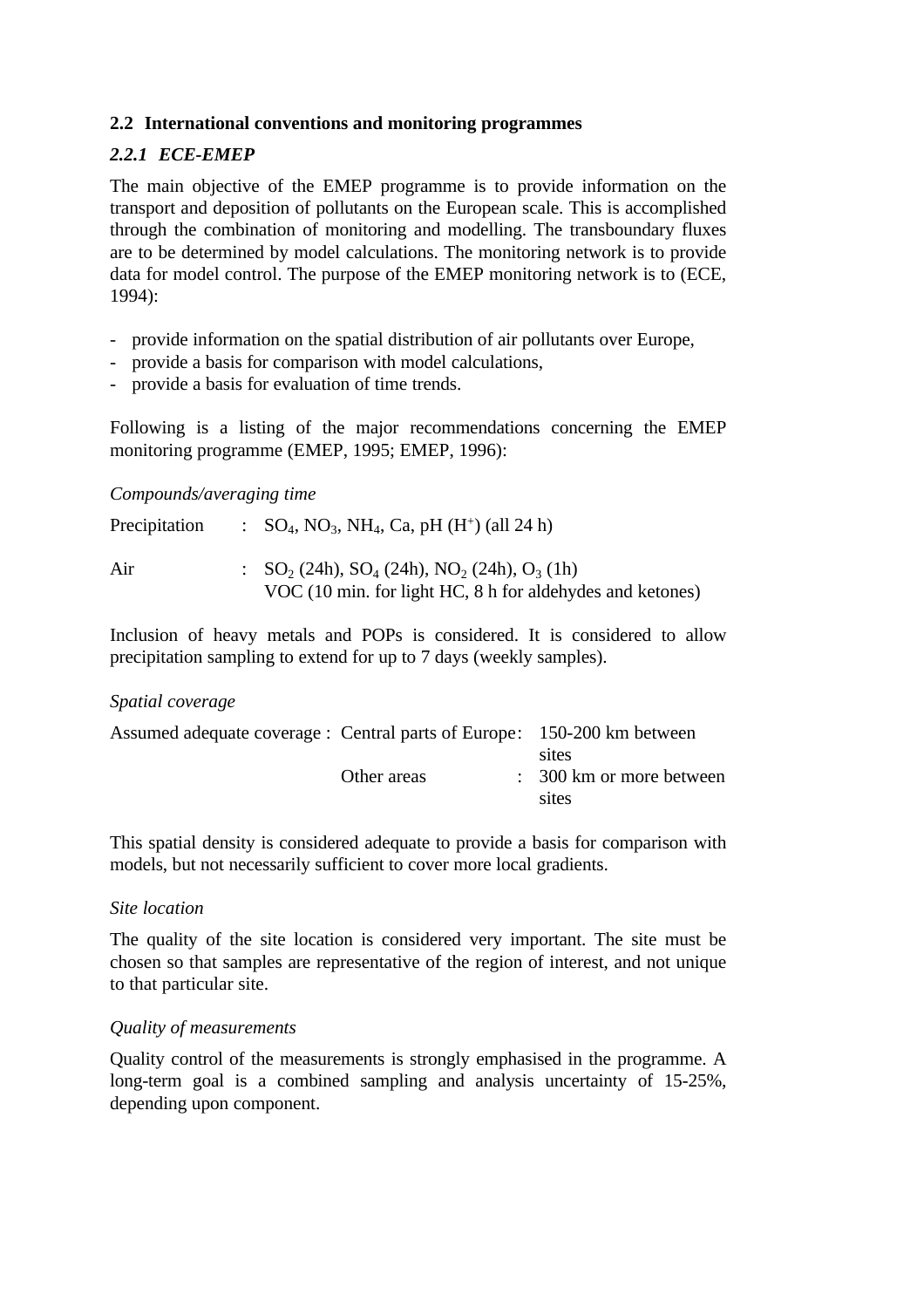## 2.2 International conventions and monitoring programmes

### *2.2.1 ECE-EMEP*

The main objective of the EMEP programme is to provide information on the transport and deposition of pollutants on the European scale. This is accomplished through the combination of monitoring and modelling. The transboundary fluxes are to be determined by model calculations. The monitoring network is to provide data for model control. The purpose of the EMEP monitoring network is to (ECE, 1994):

- provide information on the spatial distribution of air pollutants over Europe,
- provide a basis for comparison with model calculations,
- provide a basis for evaluation of time trends.

Following is a listing of the major recommendations concerning the EMEP monitoring programme (EMEP, 1995; EMEP, 1996):

*Compounds/averaging time*

| | | |
|---|---|---|
| Precipitation | : | $SO_4$, $NO_3$, $NH_4$, Ca, pH ($H^+$) (all 24 h) |
| Air | : | $SO_2$ (24h), $SO_4$ (24h), $NO_2$ (24h), $O_3$ (1h)<br>VOC (10 min. for light HC, 8 h for aldehydes and ketones) |

Inclusion of heavy metals and POPs is considered. It is considered to allow precipitation sampling to extend for up to 7 days (weekly samples).

*Spatial coverage*

| | | | |
|---|---|---|---|
| Assumed adequate coverage : | Central parts of Europe | : | 150-200 km between sites |
| | Other areas | : | 300 km or more between sites |

This spatial density is considered adequate to provide a basis for comparison with models, but not necessarily sufficient to cover more local gradients.

*Site location*

The quality of the site location is considered very important. The site must be chosen so that samples are representative of the region of interest, and not unique to that particular site.

*Quality of measurements*

Quality control of the measurements is strongly emphasised in the programme. A long-term goal is a combined sampling and analysis uncertainty of 15-25%, depending upon component.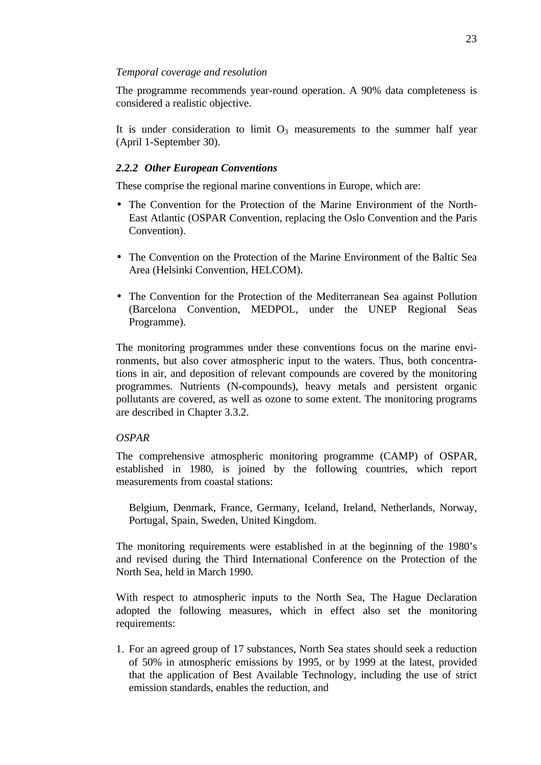*Temporal coverage and resolution*

The programme recommends year-round operation. A 90% data completeness is considered a realistic objective.

It is under consideration to limit $O_3$ measurements to the summer half year (April 1-September 30).

### *2.2.2 Other European Conventions*

These comprise the regional marine conventions in Europe, which are:

- The Convention for the Protection of the Marine Environment of the North-East Atlantic (OSPAR Convention, replacing the Oslo Convention and the Paris Convention).

- The Convention on the Protection of the Marine Environment of the Baltic Sea Area (Helsinki Convention, HELCOM).

- The Convention for the Protection of the Mediterranean Sea against Pollution (Barcelona Convention, MEDPOL, under the UNEP Regional Seas Programme).

The monitoring programmes under these conventions focus on the marine environments, but also cover atmospheric input to the waters. Thus, both concentrations in air, and deposition of relevant compounds are covered by the monitoring programmes. Nutrients (N-compounds), heavy metals and persistent organic pollutants are covered, as well as ozone to some extent. The monitoring programs are described in Chapter 3.3.2.

*OSPAR*

The comprehensive atmospheric monitoring programme (CAMP) of OSPAR, established in 1980, is joined by the following countries, which report measurements from coastal stations:

Belgium, Denmark, France, Germany, Iceland, Ireland, Netherlands, Norway, Portugal, Spain, Sweden, United Kingdom.

The monitoring requirements were established in at the beginning of the 1980's and revised during the Third International Conference on the Protection of the North Sea, held in March 1990.

With respect to atmospheric inputs to the North Sea, The Hague Declaration adopted the following measures, which in effect also set the monitoring requirements:

1. For an agreed group of 17 substances, North Sea states should seek a reduction of 50% in atmospheric emissions by 1995, or by 1999 at the latest, provided that the application of Best Available Technology, including the use of strict emission standards, enables the reduction, and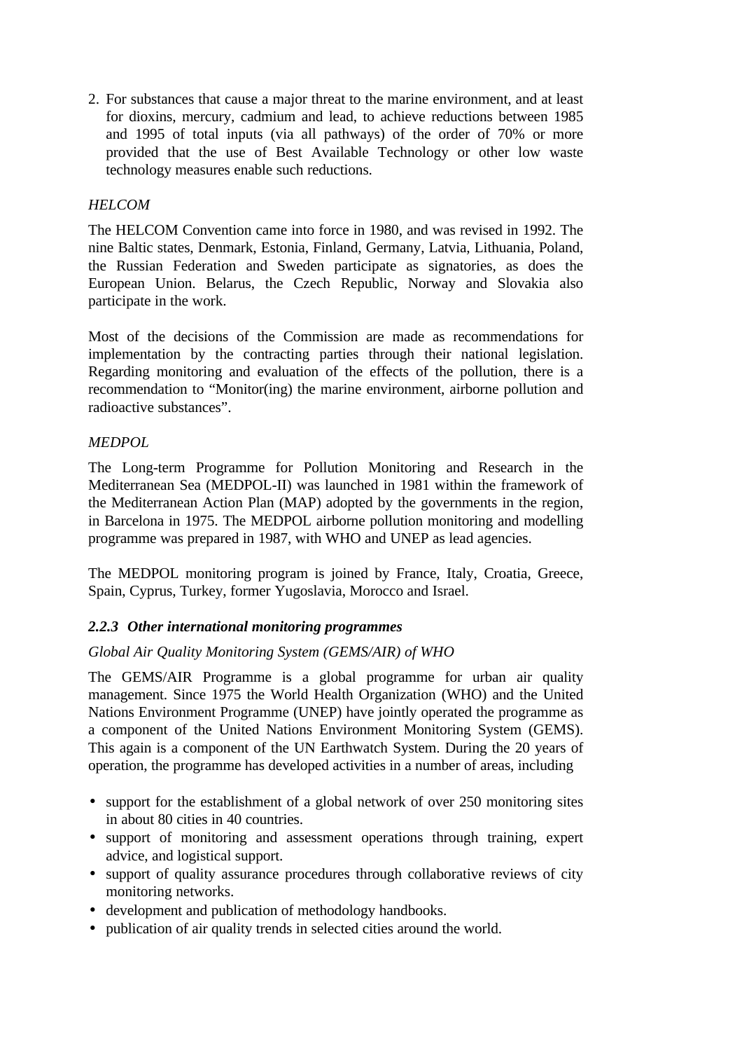2. For substances that cause a major threat to the marine environment, and at least for dioxins, mercury, cadmium and lead, to achieve reductions between 1985 and 1995 of total inputs (via all pathways) of the order of 70% or more provided that the use of Best Available Technology or other low waste technology measures enable such reductions.

*HELCOM*

The HELCOM Convention came into force in 1980, and was revised in 1992. The nine Baltic states, Denmark, Estonia, Finland, Germany, Latvia, Lithuania, Poland, the Russian Federation and Sweden participate as signatories, as does the European Union. Belarus, the Czech Republic, Norway and Slovakia also participate in the work.

Most of the decisions of the Commission are made as recommendations for implementation by the contracting parties through their national legislation. Regarding monitoring and evaluation of the effects of the pollution, there is a recommendation to "Monitor(ing) the marine environment, airborne pollution and radioactive substances".

*MEDPOL*

The Long-term Programme for Pollution Monitoring and Research in the Mediterranean Sea (MEDPOL-II) was launched in 1981 within the framework of the Mediterranean Action Plan (MAP) adopted by the governments in the region, in Barcelona in 1975. The MEDPOL airborne pollution monitoring and modelling programme was prepared in 1987, with WHO and UNEP as lead agencies.

The MEDPOL monitoring program is joined by France, Italy, Croatia, Greece, Spain, Cyprus, Turkey, former Yugoslavia, Morocco and Israel.

### *2.2.3 Other international monitoring programmes*

*Global Air Quality Monitoring System (GEMS/AIR) of WHO*

The GEMS/AIR Programme is a global programme for urban air quality management. Since 1975 the World Health Organization (WHO) and the United Nations Environment Programme (UNEP) have jointly operated the programme as a component of the United Nations Environment Monitoring System (GEMS). This again is a component of the UN Earthwatch System. During the 20 years of operation, the programme has developed activities in a number of areas, including

- support for the establishment of a global network of over 250 monitoring sites in about 80 cities in 40 countries.
- support of monitoring and assessment operations through training, expert advice, and logistical support.
- support of quality assurance procedures through collaborative reviews of city monitoring networks.
- development and publication of methodology handbooks.
- publication of air quality trends in selected cities around the world.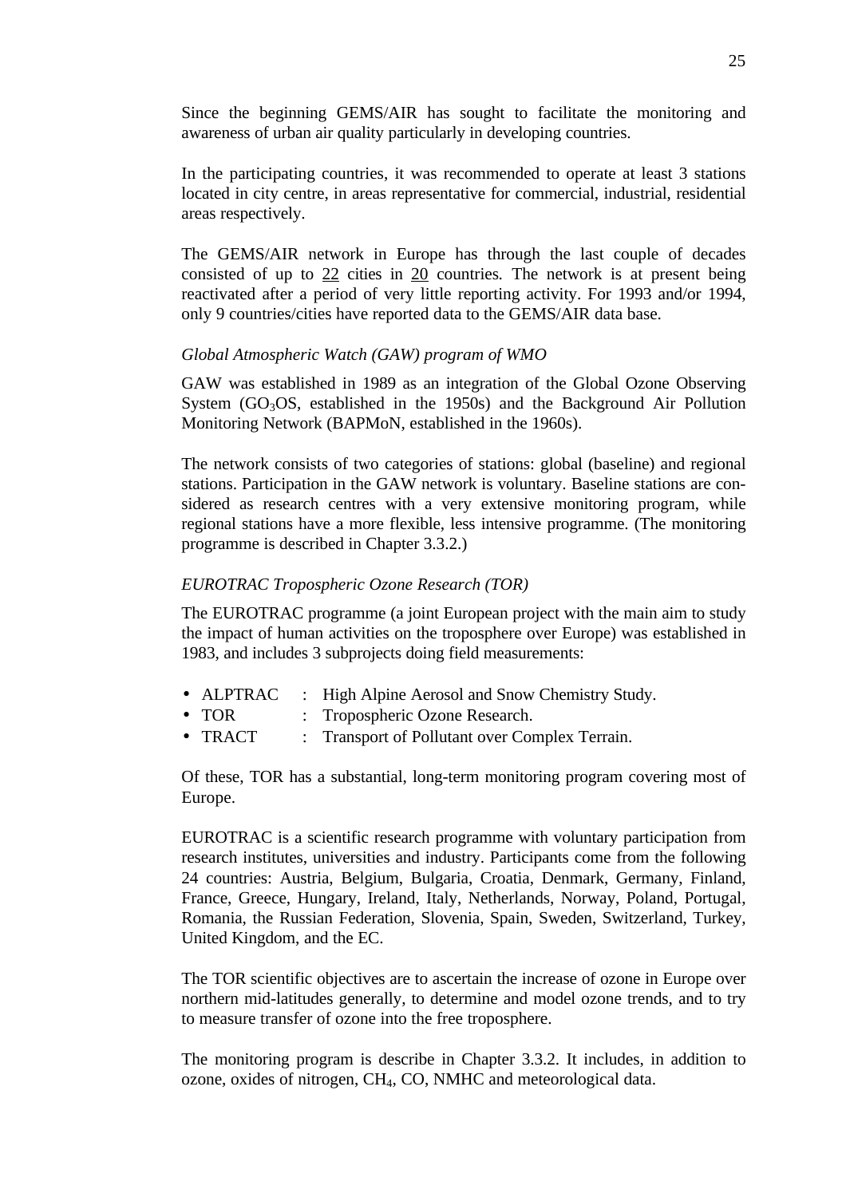Since the beginning GEMS/AIR has sought to facilitate the monitoring and awareness of urban air quality particularly in developing countries.

In the participating countries, it was recommended to operate at least 3 stations located in city centre, in areas representative for commercial, industrial, residential areas respectively.

The GEMS/AIR network in Europe has through the last couple of decades consisted of up to 22 cities in 20 countries. The network is at present being reactivated after a period of very little reporting activity. For 1993 and/or 1994, only 9 countries/cities have reported data to the GEMS/AIR data base.

*Global Atmospheric Watch (GAW) program of WMO*

GAW was established in 1989 as an integration of the Global Ozone Observing System ($GO_3OS$, established in the 1950s) and the Background Air Pollution Monitoring Network (BAPMoN, established in the 1960s).

The network consists of two categories of stations: global (baseline) and regional stations. Participation in the GAW network is voluntary. Baseline stations are considered as research centres with a very extensive monitoring program, while regional stations have a more flexible, less intensive programme. (The monitoring programme is described in Chapter 3.3.2.)

*EUROTRAC Tropospheric Ozone Research (TOR)*

The EUROTRAC programme (a joint European project with the main aim to study the impact of human activities on the troposphere over Europe) was established in 1983, and includes 3 subprojects doing field measurements:

- ALPTRAC : High Alpine Aerosol and Snow Chemistry Study.
- TOR : Tropospheric Ozone Research.
- TRACT : Transport of Pollutant over Complex Terrain.

Of these, TOR has a substantial, long-term monitoring program covering most of Europe.

EUROTRAC is a scientific research programme with voluntary participation from research institutes, universities and industry. Participants come from the following 24 countries: Austria, Belgium, Bulgaria, Croatia, Denmark, Germany, Finland, France, Greece, Hungary, Ireland, Italy, Netherlands, Norway, Poland, Portugal, Romania, the Russian Federation, Slovenia, Spain, Sweden, Switzerland, Turkey, United Kingdom, and the EC.

The TOR scientific objectives are to ascertain the increase of ozone in Europe over northern mid-latitudes generally, to determine and model ozone trends, and to try to measure transfer of ozone into the free troposphere.

The monitoring program is describe in Chapter 3.3.2. It includes, in addition to ozone, oxides of nitrogen, $CH_4$, CO, NMHC and meteorological data.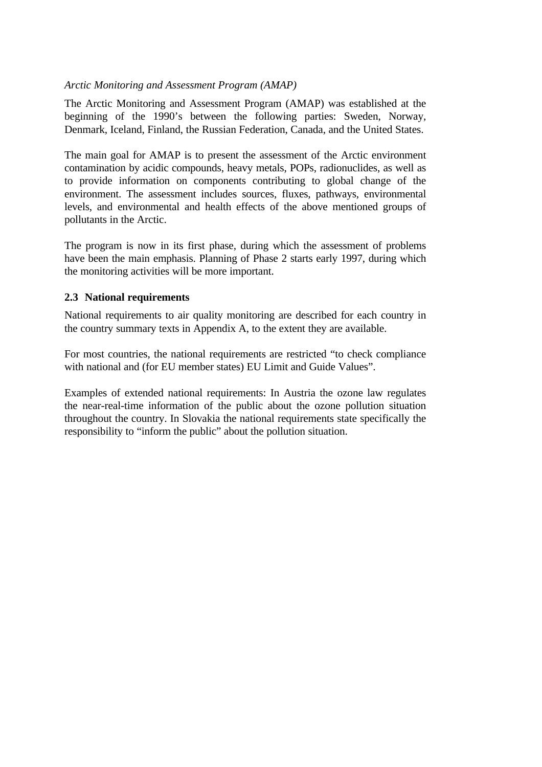*Arctic Monitoring and Assessment Program (AMAP)*

The Arctic Monitoring and Assessment Program (AMAP) was established at the beginning of the 1990's between the following parties: Sweden, Norway, Denmark, Iceland, Finland, the Russian Federation, Canada, and the United States.

The main goal for AMAP is to present the assessment of the Arctic environment contamination by acidic compounds, heavy metals, POPs, radionuclides, as well as to provide information on components contributing to global change of the environment. The assessment includes sources, fluxes, pathways, environmental levels, and environmental and health effects of the above mentioned groups of pollutants in the Arctic.

The program is now in its first phase, during which the assessment of problems have been the main emphasis. Planning of Phase 2 starts early 1997, during which the monitoring activities will be more important.

### 2.3 National requirements

National requirements to air quality monitoring are described for each country in the country summary texts in Appendix A, to the extent they are available.

For most countries, the national requirements are restricted "to check compliance with national and (for EU member states) EU Limit and Guide Values".

Examples of extended national requirements: In Austria the ozone law regulates the near-real-time information of the public about the ozone pollution situation throughout the country. In Slovakia the national requirements state specifically the responsibility to "inform the public" about the pollution situation.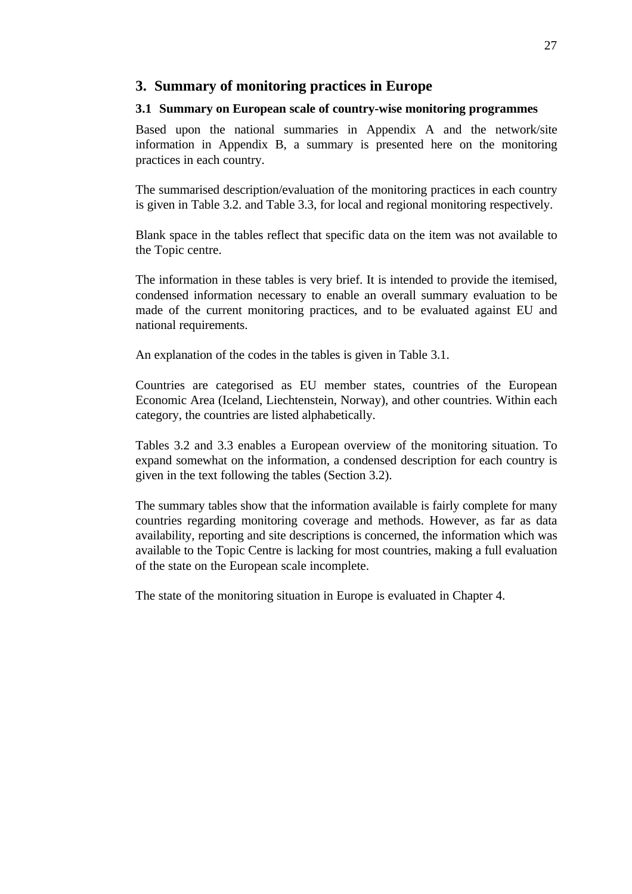# 3. Summary of monitoring practices in Europe

## 3.1 Summary on European scale of country-wise monitoring programmes

Based upon the national summaries in Appendix A and the network/site information in Appendix B, a summary is presented here on the monitoring practices in each country.

The summarised description/evaluation of the monitoring practices in each country is given in Table 3.2. and Table 3.3, for local and regional monitoring respectively.

Blank space in the tables reflect that specific data on the item was not available to the Topic centre.

The information in these tables is very brief. It is intended to provide the itemised, condensed information necessary to enable an overall summary evaluation to be made of the current monitoring practices, and to be evaluated against EU and national requirements.

An explanation of the codes in the tables is given in Table 3.1.

Countries are categorised as EU member states, countries of the European Economic Area (Iceland, Liechtenstein, Norway), and other countries. Within each category, the countries are listed alphabetically.

Tables 3.2 and 3.3 enables a European overview of the monitoring situation. To expand somewhat on the information, a condensed description for each country is given in the text following the tables (Section 3.2).

The summary tables show that the information available is fairly complete for many countries regarding monitoring coverage and methods. However, as far as data availability, reporting and site descriptions is concerned, the information which was available to the Topic Centre is lacking for most countries, making a full evaluation of the state on the European scale incomplete.

The state of the monitoring situation in Europe is evaluated in Chapter 4.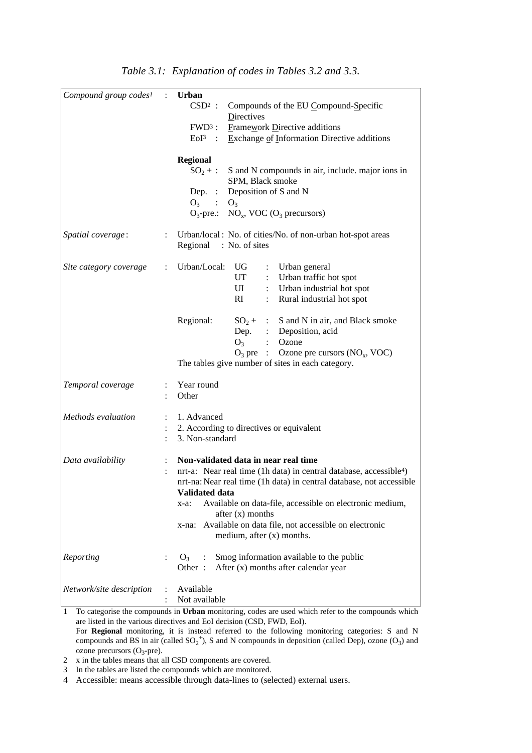*Table 3.1: Explanation of codes in Tables 3.2 and 3.3.*

| | | |
|---|---|---|
| *Compound group codes*[1] | : | **Urban**<br>CSD[2] : Compounds of the EU Compound-Specific Directives<br>FWD[3] : Framework Directive additions<br>EoI[3] : Exchange of Information Directive additions<br><br>**Regional**<br>$SO_2$ + : S and N compounds in air, include. major ions in SPM, Black smoke<br>Dep. : Deposition of S and N<br>$O_3$ : $O_3$<br>$O_3$-pre.: $NO_x$, VOC ($O_3$ precursors) |
| *Spatial coverage*: | : | Urban/local : No. of cities/No. of non-urban hot-spot areas<br>Regional : No. of sites |
| *Site category coverage* | : | Urban/Local: UG : Urban general<br>UT : Urban traffic hot spot<br>UI : Urban industrial hot spot<br>RI : Rural industrial hot spot<br><br>Regional: $SO_2$ + : S and N in air, and Black smoke<br>Dep. : Deposition, acid<br>$O_3$ : Ozone<br>$O_3$ pre : Ozone pre cursors ($NO_x$, VOC)<br>The tables give number of sites in each category. |
| *Temporal coverage* | :<br>: | Year round<br>Other |
| *Methods evaluation* | :<br>:<br>: | 1. Advanced<br>2. According to directives or equivalent<br>3. Non-standard |
| *Data availability* | :<br>: | **Non-validated data in near real time**<br>nrt-a: Near real time (1h data) in central database, accessible[4])<br>nrt-na: Near real time (1h data) in central database, not accessible<br>**Validated data**<br>x-a: Available on data-file, accessible on electronic medium, after (x) months<br>x-na: Available on data file, not accessible on electronic medium, after (x) months. |
| *Reporting* | : | $O_3$ : Smog information available to the public<br>Other : After (x) months after calendar year |
| *Network/site description* | :<br>: | Available<br>Not available |

1 To categorise the compounds in **Urban** monitoring, codes are used which refer to the compounds which are listed in the various directives and EoI decision (CSD, FWD, EoI).
For **Regional** monitoring, it is instead referred to the following monitoring categories: S and N compounds and BS in air (called $SO_2^+$), S and N compounds in deposition (called Dep), ozone ($O_3$) and ozone precursors ($O_3$-pre).

2 x in the tables means that all CSD components are covered.

3 In the tables are listed the compounds which are monitored.

4 Accessible: means accessible through data-lines to (selected) external users.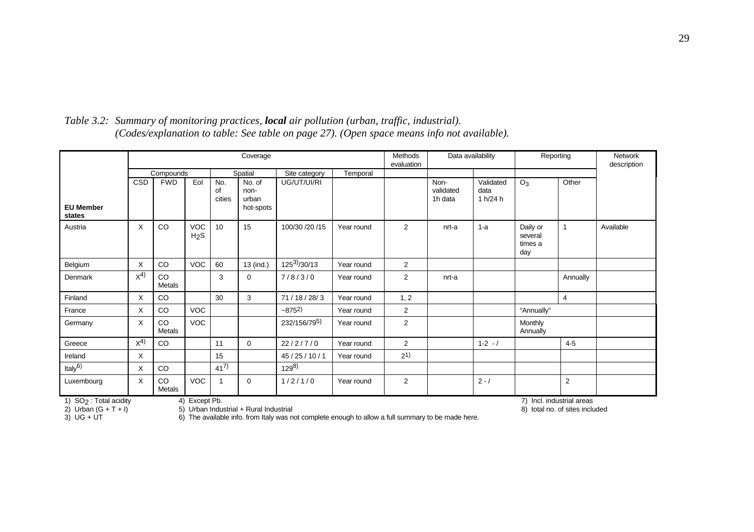*Table 3.2: Summary of monitoring practices, **local** air pollution (urban, traffic, industrial). (Codes/explanation to table: See table on page 27). (Open space means info not available).*

| | Coverage | | | | | | | Methods evaluation | Data availability | | Reporting | | Network description |
|---|---|---|---|---|---|---|---|---|---|---|---|---|---|
| | Compounds | | | Spatial | | Site category | Temporal | | | | | | |
| **EU Member states** | CSD | FWD | EoI | No. of cities | No. of non-urban hot-spots | UG/UT/UI/RI | | | Non-validated 1h data | Validated data 1 h/24 h | $O_3$ | Other | |
| Austria | X | CO | VOC $H_2S$ | 10 | 15 | 100/30 /20 /15 | Year round | 2 | nrt-a | 1-a | Daily or several times a day | 1 | Available |
| Belgium | X | CO | VOC | 60 | 13 (ind.) | 125[3]/30/13 | Year round | 2 | | | | | |
| Denmark | X[4] | CO Metals | | 3 | 0 | 7 / 8 / 3 / 0 | Year round | 2 | nrt-a | | | Annually | |
| Finland | X | CO | | 30 | 3 | 71 / 18 / 28/ 3 | Year round | 1, 2 | | | | 4 | |
| France | X | CO | VOC | | | ~875[2] | Year round | 2 | | | "Annually" | | |
| Germany | X | CO Metals | VOC | | | 232/156/79[5] | Year round | 2 | | | Monthly Annually | | |
| Greece | X[4] | CO | | 11 | 0 | 22 / 2 / 7 / 0 | Year round | 2 | | 1-2 - / | | 4-5 | |
| Ireland | X | | | 15 | | 45 / 25 / 10 / 1 | Year round | 2[1] | | | | | |
| Italy[6] | X | CO | | 41[7] | | 129[8] | | | | | | | |
| Luxembourg | X | CO Metals | VOC | 1 | 0 | 1 / 2 / 1 / 0 | Year round | 2 | | 2 - / | | 2 | |

1) $SO_2$ : Total acidity
2) Urban (G + T + I)
3) UG + UT
4) Except Pb.
5) Urban Industrial + Rural Industrial
6) The available info. from Italy was not complete enough to allow a full summary to be made here.
7) Incl. industrial areas
8) total no. of sites included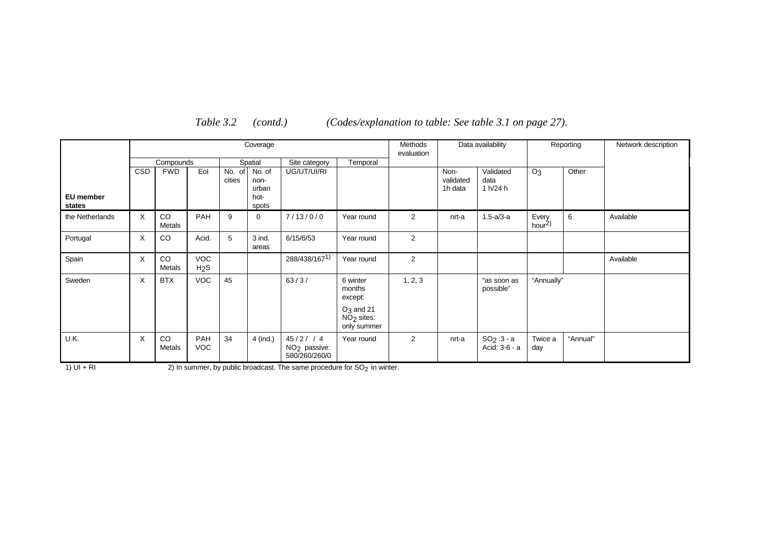*Table 3.2 (contd.) (Codes/explanation to table: See table 3.1 on page 27).*

| | Coverage | | | | | | | Methods evaluation | Data availability | | Reporting | | Network description |
|---|---|---|---|---|---|---|---|---|---|---|---|---|---|
| | Compounds | | | Spatial | | Site category | Temporal | | | | | | |
| **EU member states** | CSD | FWD | EoI | No. of cities | No. of non-urban hot-spots | UG/UT/UI/RI | | | Non-validated 1h data | Validated data 1 h/24 h | $O_3$ | Other | |
| the Netherlands | X | CO Metals | PAH | 9 | 0 | 7 / 13 / 0 / 0 | Year round | 2 | nrt-a | 1.5-a/3-a | Every hour[2)] | 6 | Available |
| Portugal | X | CO | Acid. | 5 | 3 ind. areas | 6/15/6/53 | Year round | 2 | | | | | |
| Spain | X | CO Metals | VOC $H_2S$ | | | 288/438/167[1)] | Year round | 2 | | | | | Available |
| Sweden | X | BTX | VOC | 45 | | 63 / 3 / | 6 winter months except: $O_3$ and 21 $NO_2$ sites: only summer | 1, 2, 3 | | "as soon as possible" | "Annually" | | |
| U.K. | X | CO Metals | PAH VOC | 34 | 4 (ind.) | 45 / 2 / / 4 $NO_2$ passive: 580/260/260/0 | Year round | 2 | nrt-a | $SO_2$ :3 - a Acid: 3-6 - a | Twice a day | "Annual" | |

1) UI + RI

2) In summer, by public broadcast. The same procedure for $SO_2$ in winter.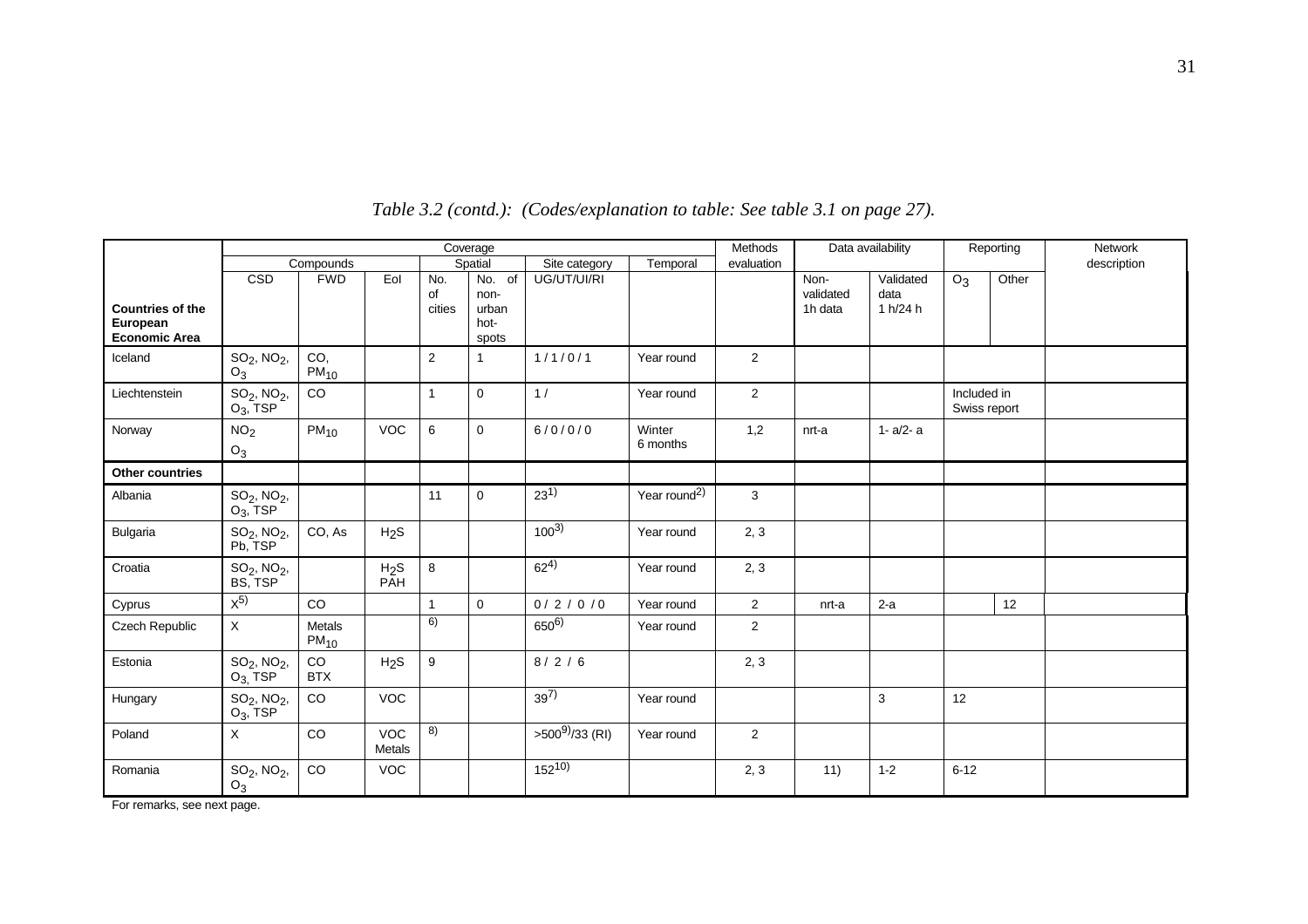*Table 3.2 (contd.): (Codes/explanation to table: See table 3.1 on page 27).*

| | Coverage | | | | | | | Methods evaluation | Data availability | | Reporting | | Network description |
|---|---|---|---|---|---|---|---|---|---|---|---|---|---|
| | Compounds | | | Spatial | | Site category | Temporal | | | | | | |
| **Countries of the European Economic Area** | CSD | FWD | EoI | No. of cities | No. of non-urban hot-spots | UG/UT/UI/RI | | | Non-validated 1h data | Validated data 1 h/24 h | $O_3$ | Other | |
| Iceland | $SO_2$, $NO_2$, $O_3$ | CO, $PM_{10}$ | | 2 | 1 | 1 / 1 / 0 / 1 | Year round | 2 | | | | | |
| Liechtenstein | $SO_2$, $NO_2$, $O_3$, TSP | CO | | 1 | 0 | 1 / | Year round | 2 | | | Included in Swiss report | | |
| Norway | $NO_2$ $O_3$ | $PM_{10}$ | VOC | 6 | 0 | 6 / 0 / 0 / 0 | Winter 6 months | 1,2 | nrt-a | 1- a/2- a | | | |
| **Other countries** | | | | | | | | | | | | | |
| Albania | $SO_2$, $NO_2$, $O_3$, TSP | | | 11 | 0 | 23[1)] | Year round[2)] | 3 | | | | | |
| Bulgaria | $SO_2$, $NO_2$, Pb, TSP | CO, As | $H_2S$ | | | 100[3)] | Year round | 2, 3 | | | | | |
| Croatia | $SO_2$, $NO_2$, BS, TSP | | $H_2S$ PAH | 8 | | 62[4)] | Year round | 2, 3 | | | | | |
| Cyprus | X[5)] | CO | | 1 | 0 | 0 / 2 / 0 / 0 | Year round | 2 | nrt-a | 2-a | | 12 | |
| Czech Republic | X | Metals $PM_{10}$ | | 6) | | 650[6)] | Year round | 2 | | | | | |
| Estonia | $SO_2$, $NO_2$, $O_3$, TSP | CO BTX | $H_2S$ | 9 | | 8 / 2 / 6 | | 2, 3 | | | | | |
| Hungary | $SO_2$, $NO_2$, $O_3$, TSP | CO | VOC | | | 39[7)] | Year round | | | 3 | 12 | | |
| Poland | X | CO | VOC Metals | 8) | | >500[9)]/33 (RI) | Year round | 2 | | | | | |
| Romania | $SO_2$, $NO_2$, $O_3$ | CO | VOC | | | 152[10)] | | 2, 3 | 11) | 1-2 | 6-12 | | |

For remarks, see next page.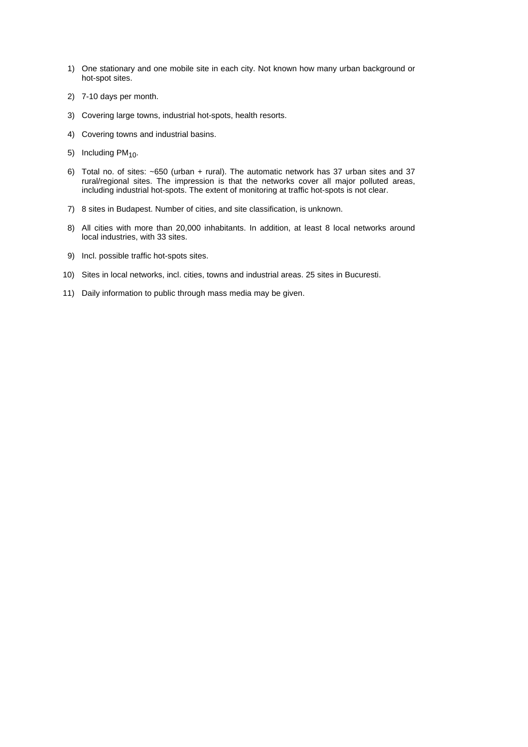1) One stationary and one mobile site in each city. Not known how many urban background or hot-spot sites.

2) 7-10 days per month.

3) Covering large towns, industrial hot-spots, health resorts.

4) Covering towns and industrial basins.

5) Including $PM_{10}$.

6) Total no. of sites: ~650 (urban + rural). The automatic network has 37 urban sites and 37 rural/regional sites. The impression is that the networks cover all major polluted areas, including industrial hot-spots. The extent of monitoring at traffic hot-spots is not clear.

7) 8 sites in Budapest. Number of cities, and site classification, is unknown.

8) All cities with more than 20,000 inhabitants. In addition, at least 8 local networks around local industries, with 33 sites.

9) Incl. possible traffic hot-spots sites.

10) Sites in local networks, incl. cities, towns and industrial areas. 25 sites in Bucuresti.

11) Daily information to public through mass media may be given.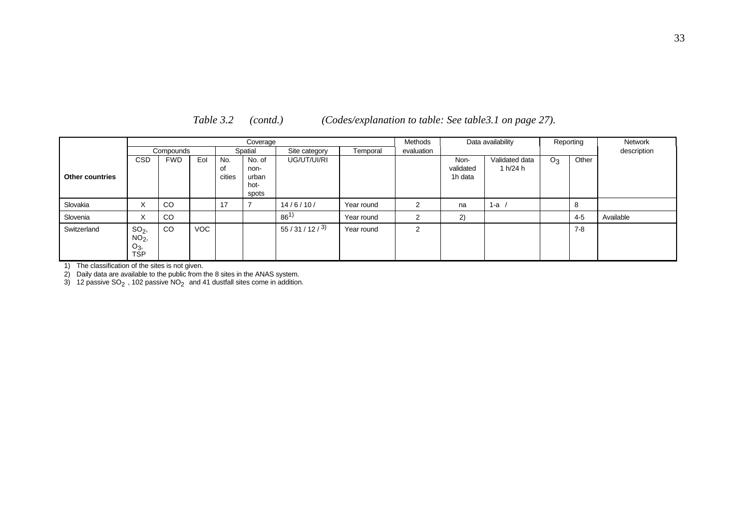*Table 3.2 (contd.) (Codes/explanation to table: See table3.1 on page 27).*

| Other countries | Coverage | | | | | | | Methods evaluation | Data availability | | Reporting | | Network description |
|---|---|---|---|---|---|---|---|---|---|---|---|---|---|
| | Compounds | | | Spatial | | Site category | Temporal | | | | | | |
| | CSD | FWD | EoI | No. of cities | No. of non-urban hot-spots | UG/UT/UI/RI | | | Non-validated 1h data | Validated data 1 h/24 h | $O_3$ | Other | |
| Slovakia | X | CO | | 17 | 7 | 14 / 6 / 10 / | Year round | 2 | na | 1-a / | | 8 | |
| Slovenia | X | CO | | | | 86[1)] | Year round | 2 | 2) | | | 4-5 | Available |
| Switzerland | $SO_2$, $NO_2$, $O_3$, TSP | CO | VOC | | | 55 / 31 / 12 / [3)] | Year round | 2 | | | | 7-8 | |

1) The classification of the sites is not given.
2) Daily data are available to the public from the 8 sites in the ANAS system.
3) 12 passive $SO_2$ , 102 passive $NO_2$ and 41 dustfall sites come in addition.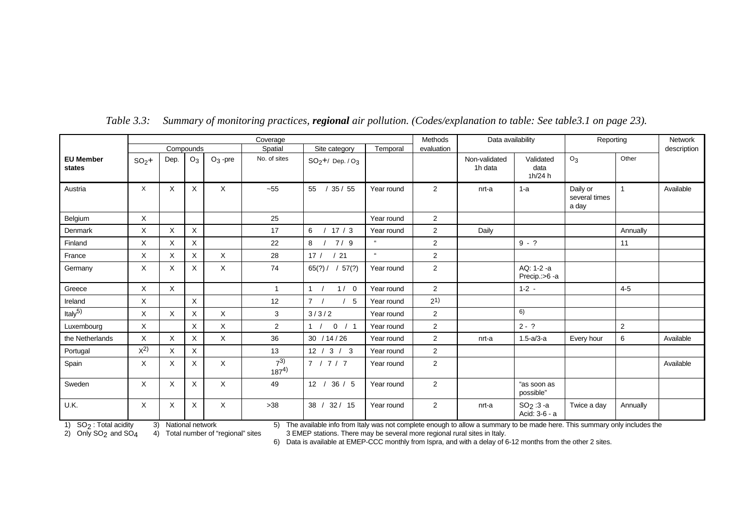*Table 3.3: Summary of monitoring practices, **regional** air pollution. (Codes/explanation to table: See table3.1 on page 23).*

| | Coverage | | | | | | | Methods evaluation | Data availability | | Reporting | | Network description |
|---|---|---|---|---|---|---|---|---|---|---|---|---|---|
| | Compounds | | | | Spatial | Site category | Temporal | | | | | | |
| **EU Member states** | $SO_2$+ | Dep. | $O_3$ | $O_3$ -pre | No. of sites | $SO_2$+/ Dep. / $O_3$ | | | Non-validated 1h data | Validated data 1h/24 h | $O_3$ | Other | |
| Austria | X | X | X | X | ~55 | 55 / 35 / 55 | Year round | 2 | nrt-a | 1-a | Daily or several times a day | 1 | Available |
| Belgium | X | | | | 25 | | Year round | 2 | | | | | |
| Denmark | X | X | X | | 17 | 6 / 17 / 3 | Year round | 2 | Daily | | | Annually | |
| Finland | X | X | X | | 22 | 8 / 7 / 9 | " | 2 | | 9 - ? | | 11 | |
| France | X | X | X | X | 28 | 17 / / 21 | " | 2 | | | | | |
| Germany | X | X | X | X | 74 | 65(?) / / 57(?) | Year round | 2 | | AQ: 1-2 -a Precip.:>6 -a | | | |
| Greece | X | X | | | 1 | 1 / 1 / 0 | Year round | 2 | | 1-2 - | | 4-5 | |
| Ireland | X | | X | | 12 | 7 / / 5 | Year round | 2[1] | | | | | |
| Italy[5] | X | X | X | X | 3 | 3 / 3 / 2 | Year round | 2 | | [6] | | | |
| Luxembourg | X | | X | X | 2 | 1 / 0 / 1 | Year round | 2 | | 2 - ? | | 2 | |
| the Netherlands | X | X | X | X | 36 | 30 / 14 / 26 | Year round | 2 | nrt-a | 1.5-a/3-a | Every hour | 6 | Available |
| Portugal | X[2] | X | X | | 13 | 12 / 3 / 3 | Year round | 2 | | | | | |
| Spain | X | X | X | X | 7[3] 187[4] | 7 / 7 / 7 | Year round | 2 | | | | | Available |
| Sweden | X | X | X | X | 49 | 12 / 36 / 5 | Year round | 2 | | "as soon as possible" | | | |
| U.K. | X | X | X | X | >38 | 38 / 32 / 15 | Year round | 2 | nrt-a | $SO_2$ :3 -a Acid: 3-6 - a | Twice a day | Annually | |

1) $SO_2$ : Total acidity
2) Only $SO_2$ and $SO_4$
3) National network
4) Total number of "regional" sites
5) The available info from Italy was not complete enough to allow a summary to be made here. This summary only includes the 3 EMEP stations. There may be several more regional rural sites in Italy.
6) Data is available at EMEP-CCC monthly from Ispra, and with a delay of 6-12 months from the other 2 sites.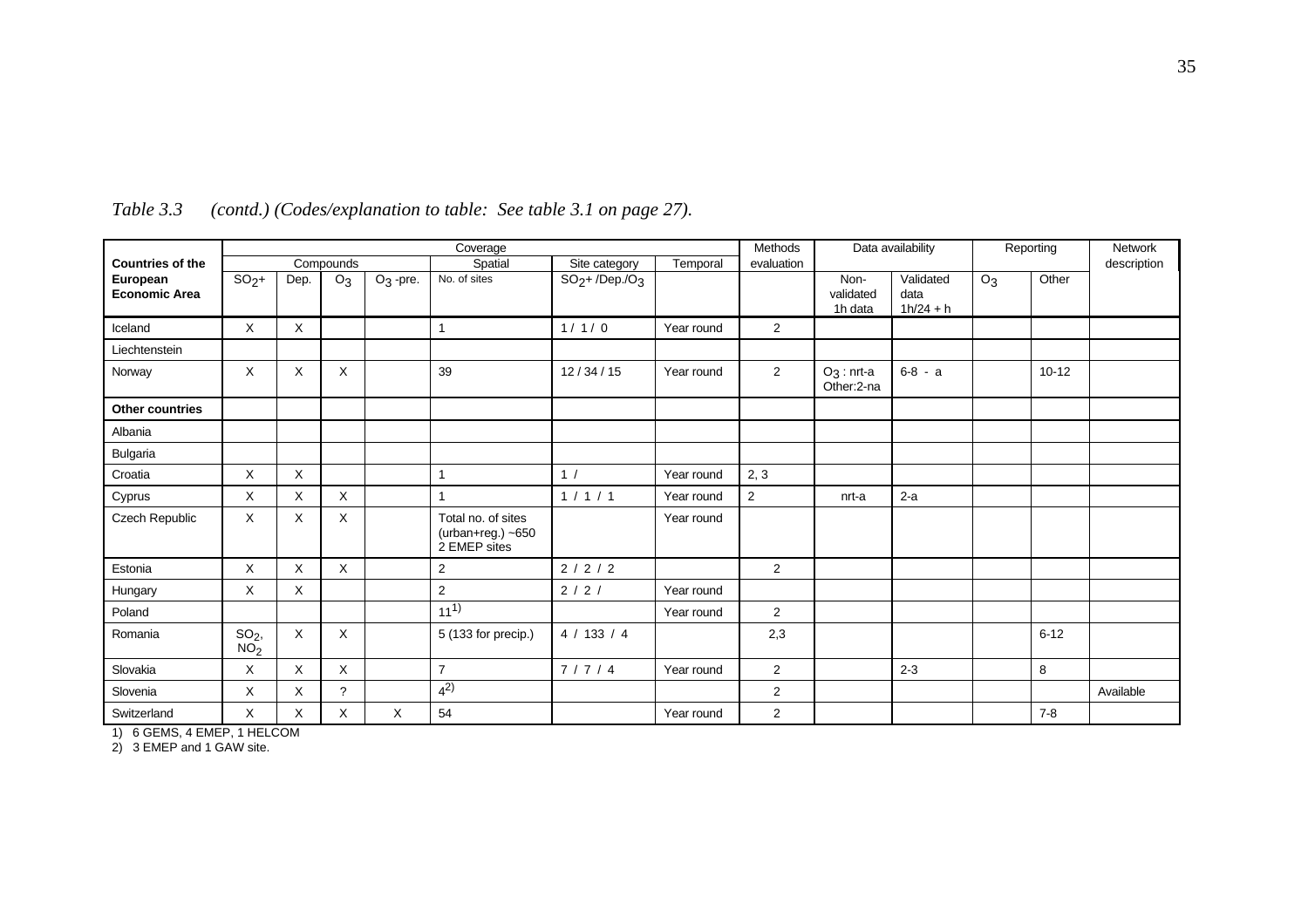*Table 3.3 (contd.) (Codes/explanation to table: See table 3.1 on page 27).*

| Countries of the European Economic Area | Coverage | | | | | | | Methods evaluation | Data availability | | Reporting | | Network description |
|---|---|---|---|---|---|---|---|---|---|---|---|---|---|
| | Compounds | | | | Spatial | Site category | Temporal | | | | | | |
| | $SO_2$+ | Dep. | $O_3$ | $O_3$ -pre. | No. of sites | $SO_2$+ /Dep./$O_3$ | | | Non-validated 1h data | Validated data 1h/24 + h | $O_3$ | Other | |
| Iceland | X | X | | | 1 | 1 / 1 / 0 | Year round | 2 | | | | | |
| Liechtenstein | | | | | | | | | | | | | |
| Norway | X | X | X | | 39 | 12 / 34 / 15 | Year round | 2 | $O_3$ : nrt-a Other:2-na | 6-8 - a | | 10-12 | |
| **Other countries** | | | | | | | | | | | | | |
| Albania | | | | | | | | | | | | | |
| Bulgaria | | | | | | | | | | | | | |
| Croatia | X | X | | | 1 | 1 / | Year round | 2, 3 | | | | | |
| Cyprus | X | X | X | | 1 | 1 / 1 / 1 | Year round | 2 | nrt-a | 2-a | | | |
| Czech Republic | X | X | X | | Total no. of sites (urban+reg.) ~650 2 EMEP sites | | Year round | | | | | | |
| Estonia | X | X | X | | 2 | 2 / 2 / 2 | | 2 | | | | | |
| Hungary | X | X | | | 2 | 2 / 2 / | Year round | | | | | | |
| Poland | | | | | 11[1)] | | Year round | 2 | | | | | |
| Romania | $SO_2$, $NO_2$ | X | X | | 5 (133 for precip.) | 4 / 133 / 4 | | 2,3 | | | | 6-12 | |
| Slovakia | X | X | X | | 7 | 7 / 7 / 4 | Year round | 2 | | 2-3 | | 8 | |
| Slovenia | X | X | ? | | 4[2)] | | | 2 | | | | | Available |
| Switzerland | X | X | X | X | 54 | | Year round | 2 | | | | 7-8 | |

1) 6 GEMS, 4 EMEP, 1 HELCOM

2) 3 EMEP and 1 GAW site.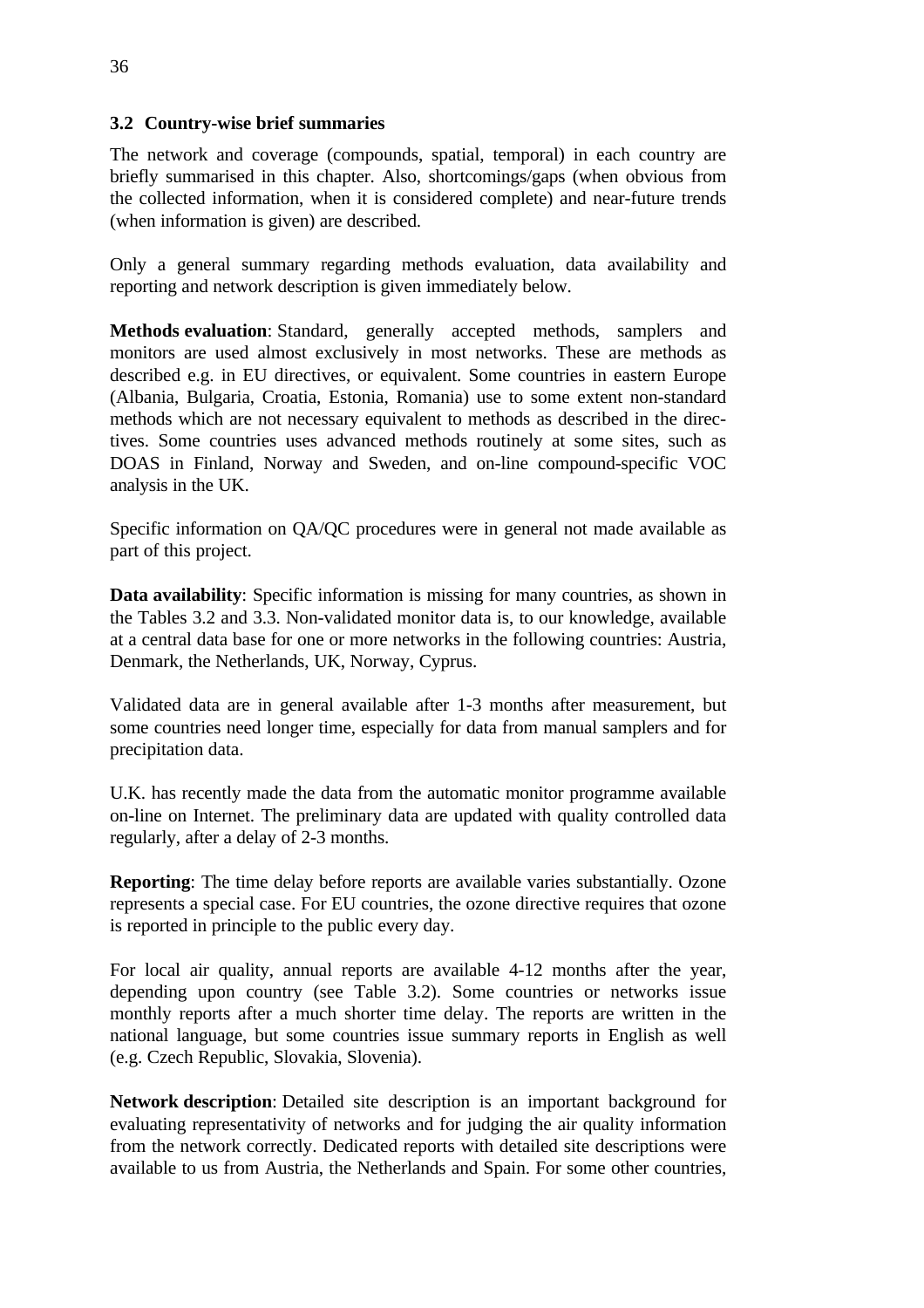### 3.2 Country-wise brief summaries

The network and coverage (compounds, spatial, temporal) in each country are briefly summarised in this chapter. Also, shortcomings/gaps (when obvious from the collected information, when it is considered complete) and near-future trends (when information is given) are described.

Only a general summary regarding methods evaluation, data availability and reporting and network description is given immediately below.

**Methods evaluation**: Standard, generally accepted methods, samplers and monitors are used almost exclusively in most networks. These are methods as described e.g. in EU directives, or equivalent. Some countries in eastern Europe (Albania, Bulgaria, Croatia, Estonia, Romania) use to some extent non-standard methods which are not necessary equivalent to methods as described in the directives. Some countries uses advanced methods routinely at some sites, such as DOAS in Finland, Norway and Sweden, and on-line compound-specific VOC analysis in the UK.

Specific information on QA/QC procedures were in general not made available as part of this project.

**Data availability**: Specific information is missing for many countries, as shown in the Tables 3.2 and 3.3. Non-validated monitor data is, to our knowledge, available at a central data base for one or more networks in the following countries: Austria, Denmark, the Netherlands, UK, Norway, Cyprus.

Validated data are in general available after 1-3 months after measurement, but some countries need longer time, especially for data from manual samplers and for precipitation data.

U.K. has recently made the data from the automatic monitor programme available on-line on Internet. The preliminary data are updated with quality controlled data regularly, after a delay of 2-3 months.

**Reporting**: The time delay before reports are available varies substantially. Ozone represents a special case. For EU countries, the ozone directive requires that ozone is reported in principle to the public every day.

For local air quality, annual reports are available 4-12 months after the year, depending upon country (see Table 3.2). Some countries or networks issue monthly reports after a much shorter time delay. The reports are written in the national language, but some countries issue summary reports in English as well (e.g. Czech Republic, Slovakia, Slovenia).

**Network description**: Detailed site description is an important background for evaluating representativity of networks and for judging the air quality information from the network correctly. Dedicated reports with detailed site descriptions were available to us from Austria, the Netherlands and Spain. For some other countries,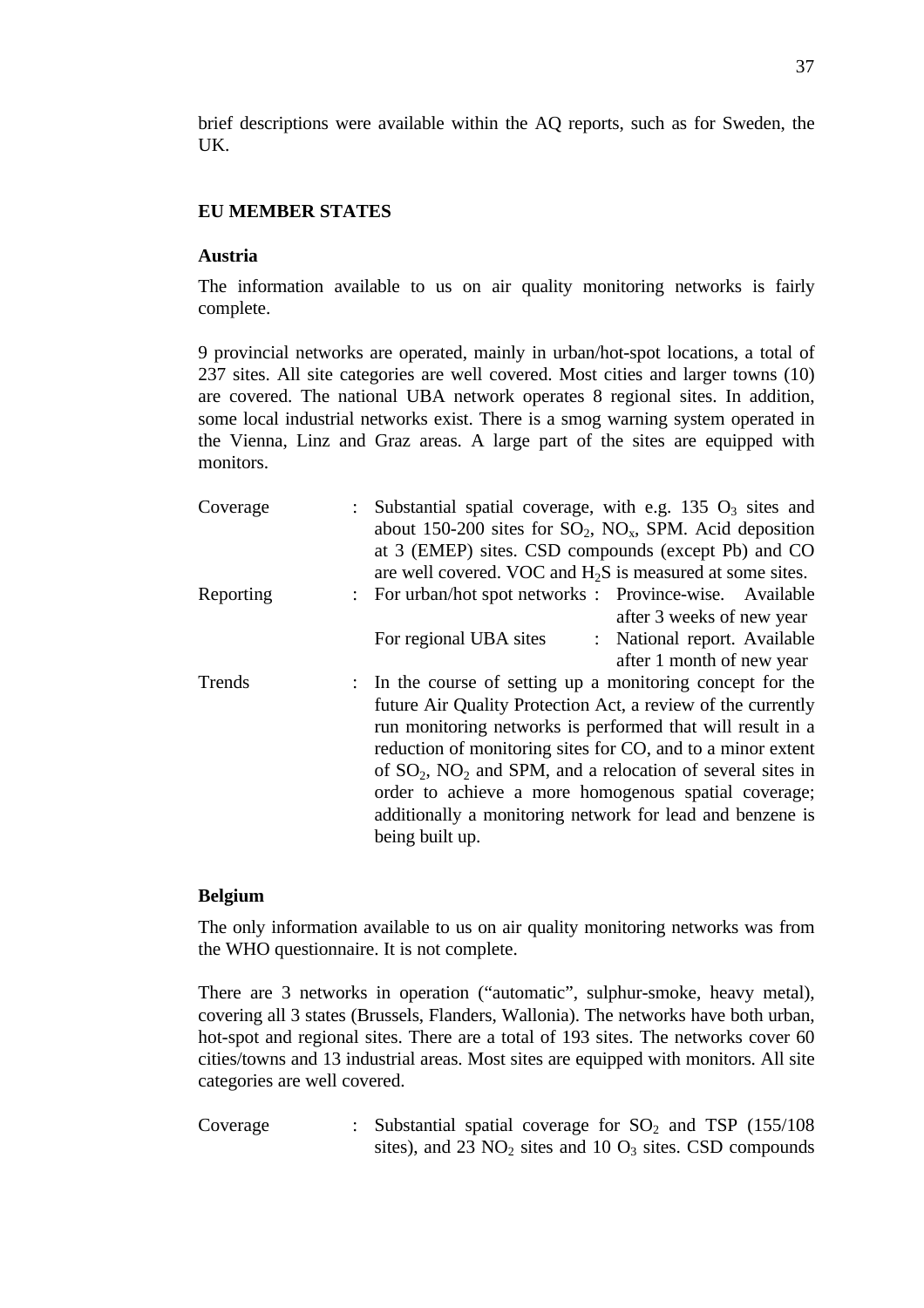brief descriptions were available within the AQ reports, such as for Sweden, the UK.

**EU MEMBER STATES**

**Austria**

The information available to us on air quality monitoring networks is fairly complete.

9 provincial networks are operated, mainly in urban/hot-spot locations, a total of 237 sites. All site categories are well covered. Most cities and larger towns (10) are covered. The national UBA network operates 8 regional sites. In addition, some local industrial networks exist. There is a smog warning system operated in the Vienna, Linz and Graz areas. A large part of the sites are equipped with monitors.

| | | |
|---|---|---|
| Coverage | : | Substantial spatial coverage, with e.g. 135 $O_3$ sites and about 150-200 sites for $SO_2$, $NO_x$, SPM. Acid deposition at 3 (EMEP) sites. CSD compounds (except Pb) and CO are well covered. VOC and $H_2S$ is measured at some sites. |
| Reporting | : | For urban/hot spot networks : Province-wise. Available after 3 weeks of new year<br>For regional UBA sites : National report. Available after 1 month of new year |
| Trends | : | In the course of setting up a monitoring concept for the future Air Quality Protection Act, a review of the currently run monitoring networks is performed that will result in a reduction of monitoring sites for CO, and to a minor extent of $SO_2$, $NO_2$ and SPM, and a relocation of several sites in order to achieve a more homogenous spatial coverage; additionally a monitoring network for lead and benzene is being built up. |

**Belgium**

The only information available to us on air quality monitoring networks was from the WHO questionnaire. It is not complete.

There are 3 networks in operation ("automatic", sulphur-smoke, heavy metal), covering all 3 states (Brussels, Flanders, Wallonia). The networks have both urban, hot-spot and regional sites. There are a total of 193 sites. The networks cover 60 cities/towns and 13 industrial areas. Most sites are equipped with monitors. All site categories are well covered.

| | | |
|---|---|---|
| Coverage | : | Substantial spatial coverage for $SO_2$ and TSP (155/108 sites), and 23 $NO_2$ sites and 10 $O_3$ sites. CSD compounds |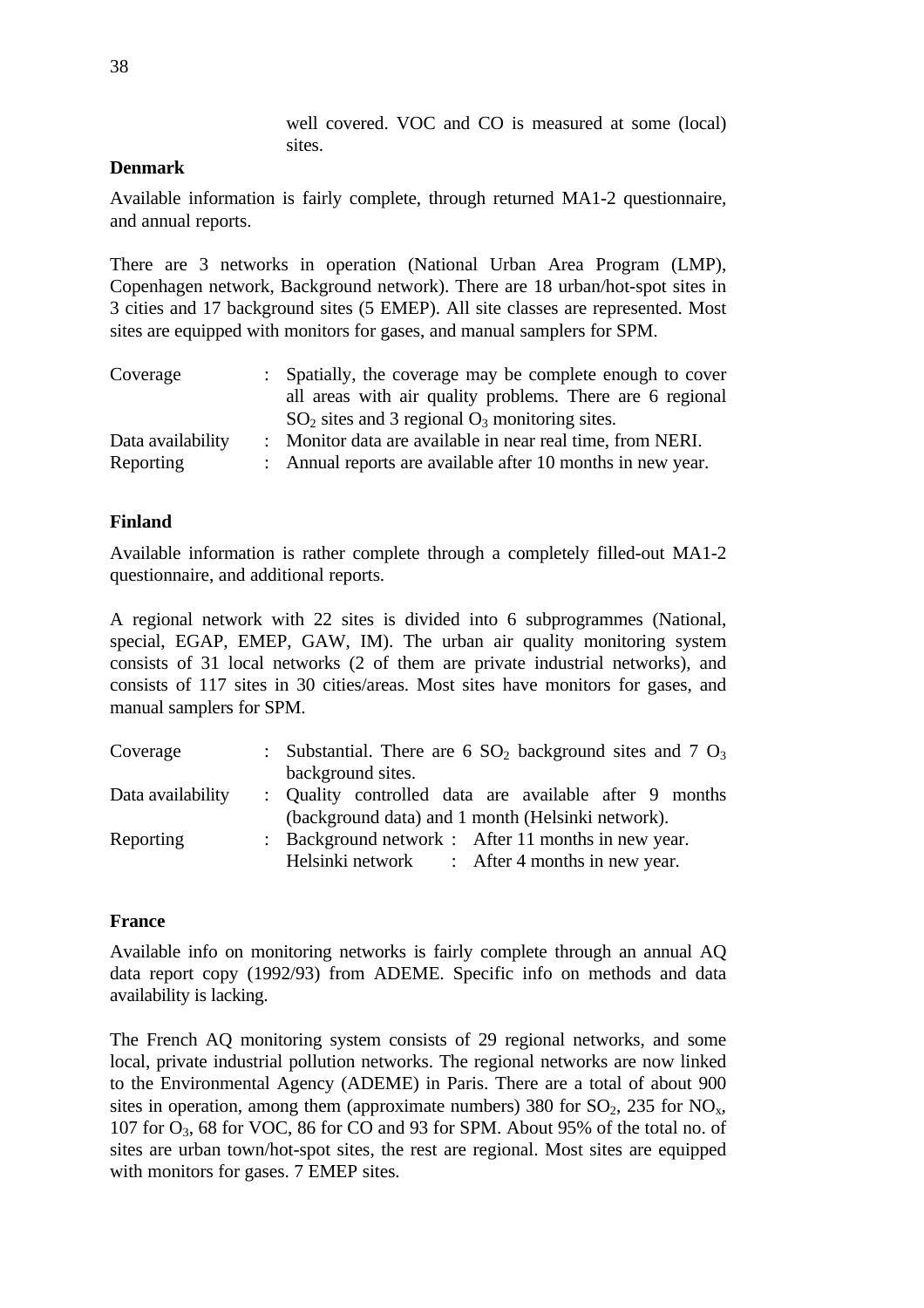well covered. VOC and CO is measured at some (local) sites.

**Denmark**

Available information is fairly complete, through returned MA1-2 questionnaire, and annual reports.

There are 3 networks in operation (National Urban Area Program (LMP), Copenhagen network, Background network). There are 18 urban/hot-spot sites in 3 cities and 17 background sites (5 EMEP). All site classes are represented. Most sites are equipped with monitors for gases, and manual samplers for SPM.

| | | |
|---|---|---|
| Coverage | : | Spatially, the coverage may be complete enough to cover all areas with air quality problems. There are 6 regional $SO_2$ sites and 3 regional $O_3$ monitoring sites. |
| Data availability | : | Monitor data are available in near real time, from NERI. |
| Reporting | : | Annual reports are available after 10 months in new year. |

**Finland**

Available information is rather complete through a completely filled-out MA1-2 questionnaire, and additional reports.

A regional network with 22 sites is divided into 6 subprogrammes (National, special, EGAP, EMEP, GAW, IM). The urban air quality monitoring system consists of 31 local networks (2 of them are private industrial networks), and consists of 117 sites in 30 cities/areas. Most sites have monitors for gases, and manual samplers for SPM.

| | | |
|---|---|---|
| Coverage | : | Substantial. There are 6 $SO_2$ background sites and 7 $O_3$ background sites. |
| Data availability | : | Quality controlled data are available after 9 months (background data) and 1 month (Helsinki network). |
| Reporting | : | Background network : After 11 months in new year.<br>Helsinki network : After 4 months in new year. |

**France**

Available info on monitoring networks is fairly complete through an annual AQ data report copy (1992/93) from ADEME. Specific info on methods and data availability is lacking.

The French AQ monitoring system consists of 29 regional networks, and some local, private industrial pollution networks. The regional networks are now linked to the Environmental Agency (ADEME) in Paris. There are a total of about 900 sites in operation, among them (approximate numbers) 380 for $SO_2$, 235 for $NO_x$, 107 for $O_3$, 68 for VOC, 86 for CO and 93 for SPM. About 95% of the total no. of sites are urban town/hot-spot sites, the rest are regional. Most sites are equipped with monitors for gases. 7 EMEP sites.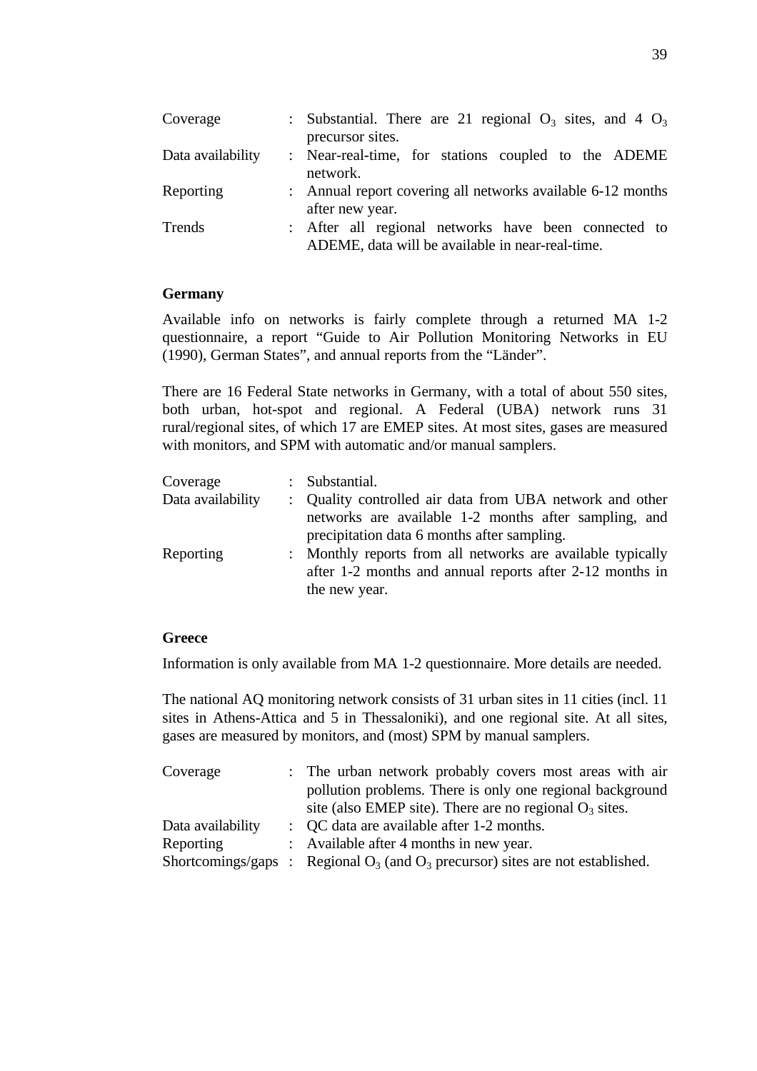| | | |
|---|---|---|
| Coverage | : | Substantial. There are 21 regional $O_3$ sites, and 4 $O_3$ precursor sites. |
| Data availability | : | Near-real-time, for stations coupled to the ADEME network. |
| Reporting | : | Annual report covering all networks available 6-12 months after new year. |
| Trends | : | After all regional networks have been connected to ADEME, data will be available in near-real-time. |

**Germany**

Available info on networks is fairly complete through a returned MA 1-2 questionnaire, a report “Guide to Air Pollution Monitoring Networks in EU (1990), German States”, and annual reports from the “Länder”.

There are 16 Federal State networks in Germany, with a total of about 550 sites, both urban, hot-spot and regional. A Federal (UBA) network runs 31 rural/regional sites, of which 17 are EMEP sites. At most sites, gases are measured with monitors, and SPM with automatic and/or manual samplers.

| | | |
|---|---|---|
| Coverage | : | Substantial. |
| Data availability | : | Quality controlled air data from UBA network and other networks are available 1-2 months after sampling, and precipitation data 6 months after sampling. |
| Reporting | : | Monthly reports from all networks are available typically after 1-2 months and annual reports after 2-12 months in the new year. |

**Greece**

Information is only available from MA 1-2 questionnaire. More details are needed.

The national AQ monitoring network consists of 31 urban sites in 11 cities (incl. 11 sites in Athens-Attica and 5 in Thessaloniki), and one regional site. At all sites, gases are measured by monitors, and (most) SPM by manual samplers.

| | | |
|---|---|---|
| Coverage | : | The urban network probably covers most areas with air pollution problems. There is only one regional background site (also EMEP site). There are no regional $O_3$ sites. |
| Data availability | : | QC data are available after 1-2 months. |
| Reporting | : | Available after 4 months in new year. |
| Shortcomings/gaps | : | Regional $O_3$ (and $O_3$ precursor) sites are not established. |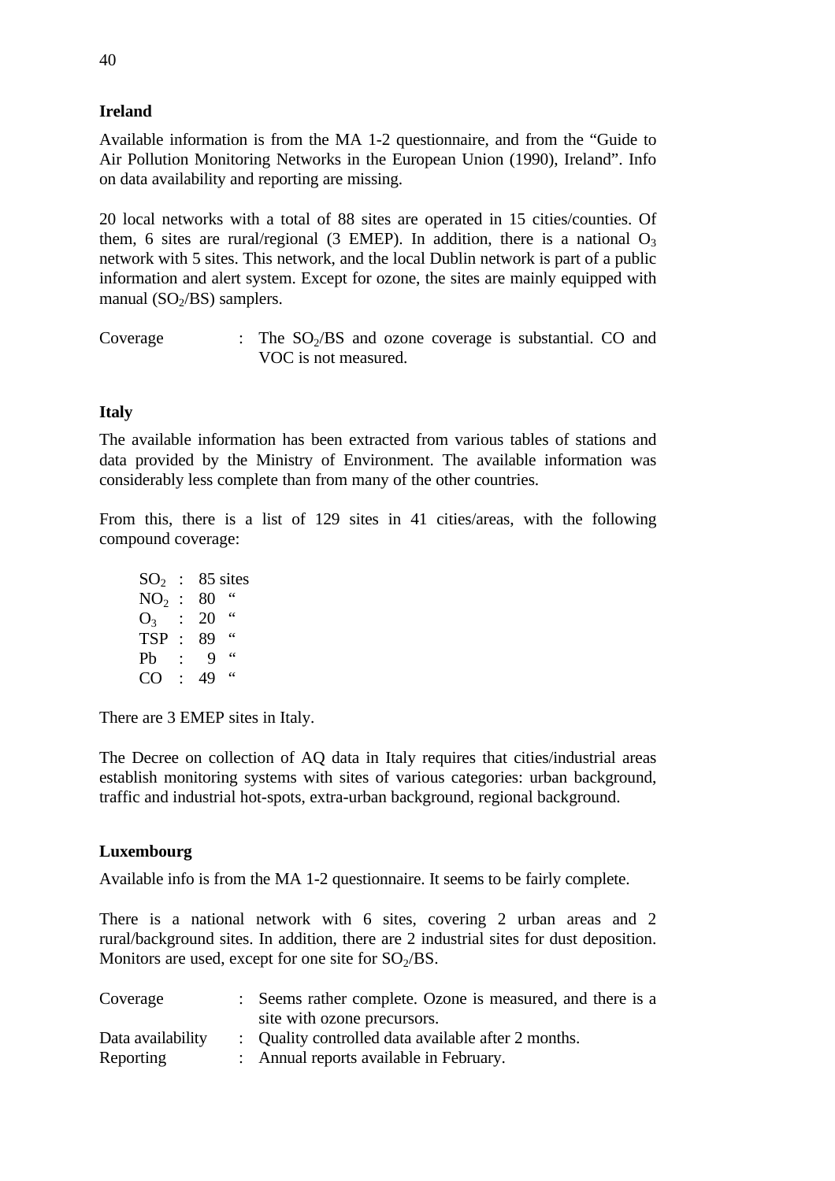## Ireland

Available information is from the MA 1-2 questionnaire, and from the "Guide to Air Pollution Monitoring Networks in the European Union (1990), Ireland". Info on data availability and reporting are missing.

20 local networks with a total of 88 sites are operated in 15 cities/counties. Of them, 6 sites are rural/regional (3 EMEP). In addition, there is a national $O_3$ network with 5 sites. This network, and the local Dublin network is part of a public information and alert system. Except for ozone, the sites are mainly equipped with manual ($SO_2$/BS) samplers.

| | | |
|---|---|---|
| Coverage | : | The $SO_2$/BS and ozone coverage is substantial. CO and VOC is not measured. |

## Italy

The available information has been extracted from various tables of stations and data provided by the Ministry of Environment. The available information was considerably less complete than from many of the other countries.

From this, there is a list of 129 sites in 41 cities/areas, with the following compound coverage:

| | | |
|---|---|---|
| $SO_2$ | : | 85 sites |
| $NO_2$ | : | 80 " |
| $O_3$ | : | 20 " |
| TSP | : | 89 " |
| Pb | : | 9 " |
| CO | : | 49 " |

There are 3 EMEP sites in Italy.

The Decree on collection of AQ data in Italy requires that cities/industrial areas establish monitoring systems with sites of various categories: urban background, traffic and industrial hot-spots, extra-urban background, regional background.

## Luxembourg

Available info is from the MA 1-2 questionnaire. It seems to be fairly complete.

There is a national network with 6 sites, covering 2 urban areas and 2 rural/background sites. In addition, there are 2 industrial sites for dust deposition. Monitors are used, except for one site for $SO_2$/BS.

| | | |
|---|---|---|
| Coverage | : | Seems rather complete. Ozone is measured, and there is a site with ozone precursors. |
| Data availability | : | Quality controlled data available after 2 months. |
| Reporting | : | Annual reports available in February. |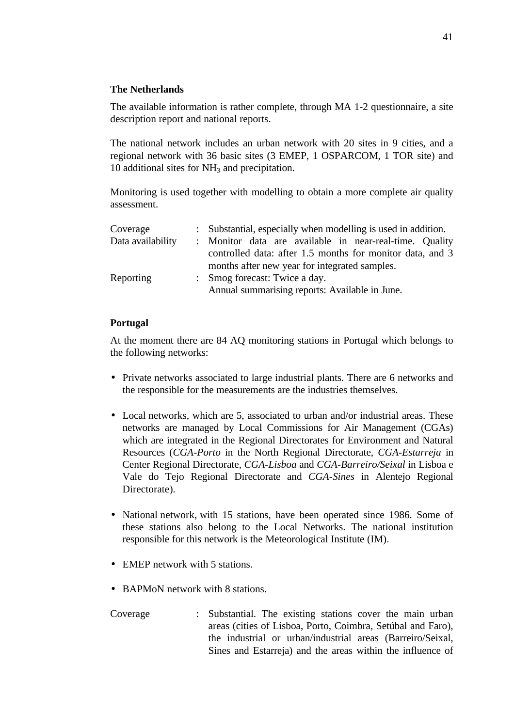**The Netherlands**

The available information is rather complete, through MA 1-2 questionnaire, a site description report and national reports.

The national network includes an urban network with 20 sites in 9 cities, and a regional network with 36 basic sites (3 EMEP, 1 OSPARCOM, 1 TOR site) and 10 additional sites for $NH_3$ and precipitation.

Monitoring is used together with modelling to obtain a more complete air quality assessment.

| | | |
|---|---|---|
| Coverage | : | Substantial, especially when modelling is used in addition. |
| Data availability | : | Monitor data are available in near-real-time. Quality controlled data: after 1.5 months for monitor data, and 3 months after new year for integrated samples. |
| Reporting | : | Smog forecast: Twice a day.<br>Annual summarising reports: Available in June. |

**Portugal**

At the moment there are 84 AQ monitoring stations in Portugal which belongs to the following networks:

- Private networks associated to large industrial plants. There are 6 networks and the responsible for the measurements are the industries themselves.

- Local networks, which are 5, associated to urban and/or industrial areas. These networks are managed by Local Commissions for Air Management (CGAs) which are integrated in the Regional Directorates for Environment and Natural Resources (*CGA-Porto* in the North Regional Directorate, *CGA-Estarreja* in Center Regional Directorate, *CGA-Lisboa* and *CGA-Barreiro/Seixal* in Lisboa e Vale do Tejo Regional Directorate and *CGA-Sines* in Alentejo Regional Directorate).

- National network, with 15 stations, have been operated since 1986. Some of these stations also belong to the Local Networks. The national institution responsible for this network is the Meteorological Institute (IM).

- EMEP network with 5 stations.

- BAPMoN network with 8 stations.

| | | |
|---|---|---|
| Coverage | : | Substantial. The existing stations cover the main urban areas (cities of Lisboa, Porto, Coimbra, Setúbal and Faro), the industrial or urban/industrial areas (Barreiro/Seixal, Sines and Estarreja) and the areas within the influence of |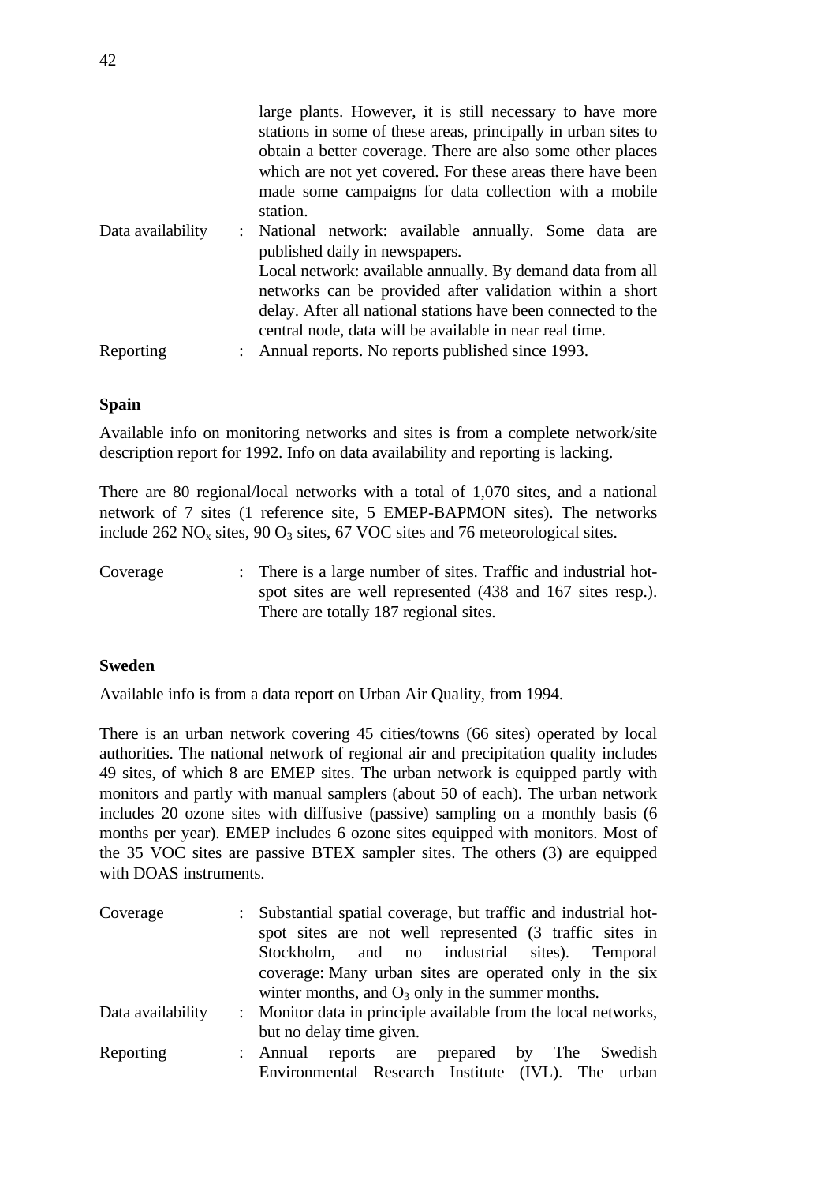large plants. However, it is still necessary to have more stations in some of these areas, principally in urban sites to obtain a better coverage. There are also some other places which are not yet covered. For these areas there have been made some campaigns for data collection with a mobile station.

Data availability : National network: available annually. Some data are published daily in newspapers.
Local network: available annually. By demand data from all networks can be provided after validation within a short delay. After all national stations have been connected to the central node, data will be available in near real time.

Reporting : Annual reports. No reports published since 1993.

**Spain**

Available info on monitoring networks and sites is from a complete network/site description report for 1992. Info on data availability and reporting is lacking.

There are 80 regional/local networks with a total of 1,070 sites, and a national network of 7 sites (1 reference site, 5 EMEP-BAPMON sites). The networks include 262 $NO_x$ sites, 90 $O_3$ sites, 67 VOC sites and 76 meteorological sites.

Coverage : There is a large number of sites. Traffic and industrial hot-spot sites are well represented (438 and 167 sites resp.). There are totally 187 regional sites.

**Sweden**

Available info is from a data report on Urban Air Quality, from 1994.

There is an urban network covering 45 cities/towns (66 sites) operated by local authorities. The national network of regional air and precipitation quality includes 49 sites, of which 8 are EMEP sites. The urban network is equipped partly with monitors and partly with manual samplers (about 50 of each). The urban network includes 20 ozone sites with diffusive (passive) sampling on a monthly basis (6 months per year). EMEP includes 6 ozone sites equipped with monitors. Most of the 35 VOC sites are passive BTEX sampler sites. The others (3) are equipped with DOAS instruments.

Coverage : Substantial spatial coverage, but traffic and industrial hot-spot sites are not well represented (3 traffic sites in Stockholm, and no industrial sites). Temporal coverage: Many urban sites are operated only in the six winter months, and $O_3$ only in the summer months.

Data availability : Monitor data in principle available from the local networks, but no delay time given.

Reporting : Annual reports are prepared by The Swedish Environmental Research Institute (IVL). The urban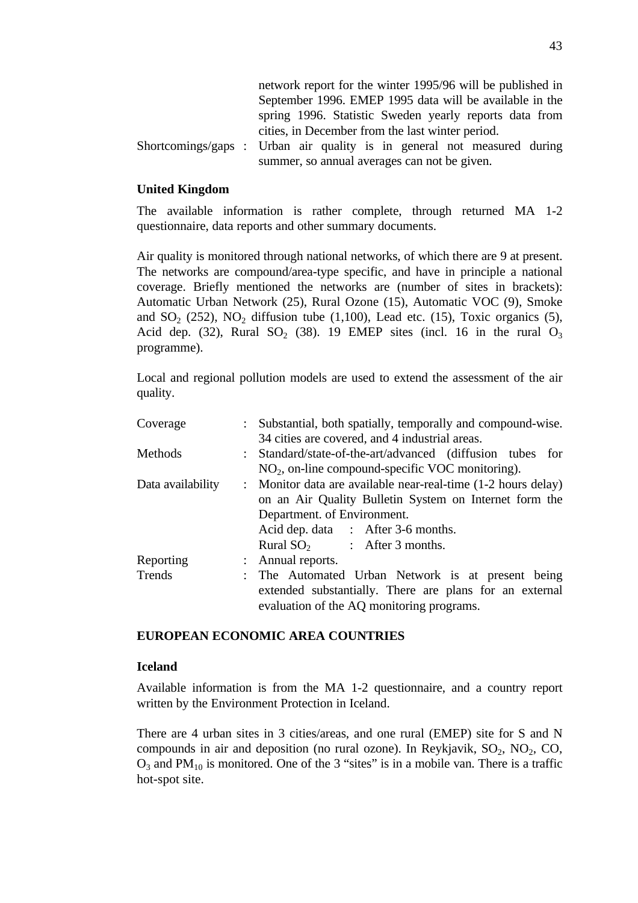| | | |
|---|---|---|
| | | network report for the winter 1995/96 will be published in September 1996. EMEP 1995 data will be available in the spring 1996. Statistic Sweden yearly reports data from cities, in December from the last winter period. |
| Shortcomings/gaps | : | Urban air quality is in general not measured during summer, so annual averages can not be given. |

**United Kingdom**

The available information is rather complete, through returned MA 1-2 questionnaire, data reports and other summary documents.

Air quality is monitored through national networks, of which there are 9 at present. The networks are compound/area-type specific, and have in principle a national coverage. Briefly mentioned the networks are (number of sites in brackets): Automatic Urban Network (25), Rural Ozone (15), Automatic VOC (9), Smoke and $SO_2$ (252), $NO_2$ diffusion tube (1,100), Lead etc. (15), Toxic organics (5), Acid dep. (32), Rural $SO_2$ (38). 19 EMEP sites (incl. 16 in the rural $O_3$ programme).

Local and regional pollution models are used to extend the assessment of the air quality.

| | | |
|---|---|---|
| Coverage | : | Substantial, both spatially, temporally and compound-wise. 34 cities are covered, and 4 industrial areas. |
| Methods | : | Standard/state-of-the-art/advanced (diffusion tubes for $NO_2$, on-line compound-specific VOC monitoring). |
| Data availability | : | Monitor data are available near-real-time (1-2 hours delay) on an Air Quality Bulletin System on Internet form the Department. of Environment.<br>Acid dep. data : After 3-6 months.<br>Rural $SO_2$ : After 3 months. |
| Reporting | : | Annual reports. |
| Trends | : | The Automated Urban Network is at present being extended substantially. There are plans for an external evaluation of the AQ monitoring programs. |

**EUROPEAN ECONOMIC AREA COUNTRIES**

**Iceland**

Available information is from the MA 1-2 questionnaire, and a country report written by the Environment Protection in Iceland.

There are 4 urban sites in 3 cities/areas, and one rural (EMEP) site for S and N compounds in air and deposition (no rural ozone). In Reykjavik, $SO_2$, $NO_2$, CO, $O_3$ and $PM_{10}$ is monitored. One of the 3 "sites" is in a mobile van. There is a traffic hot-spot site.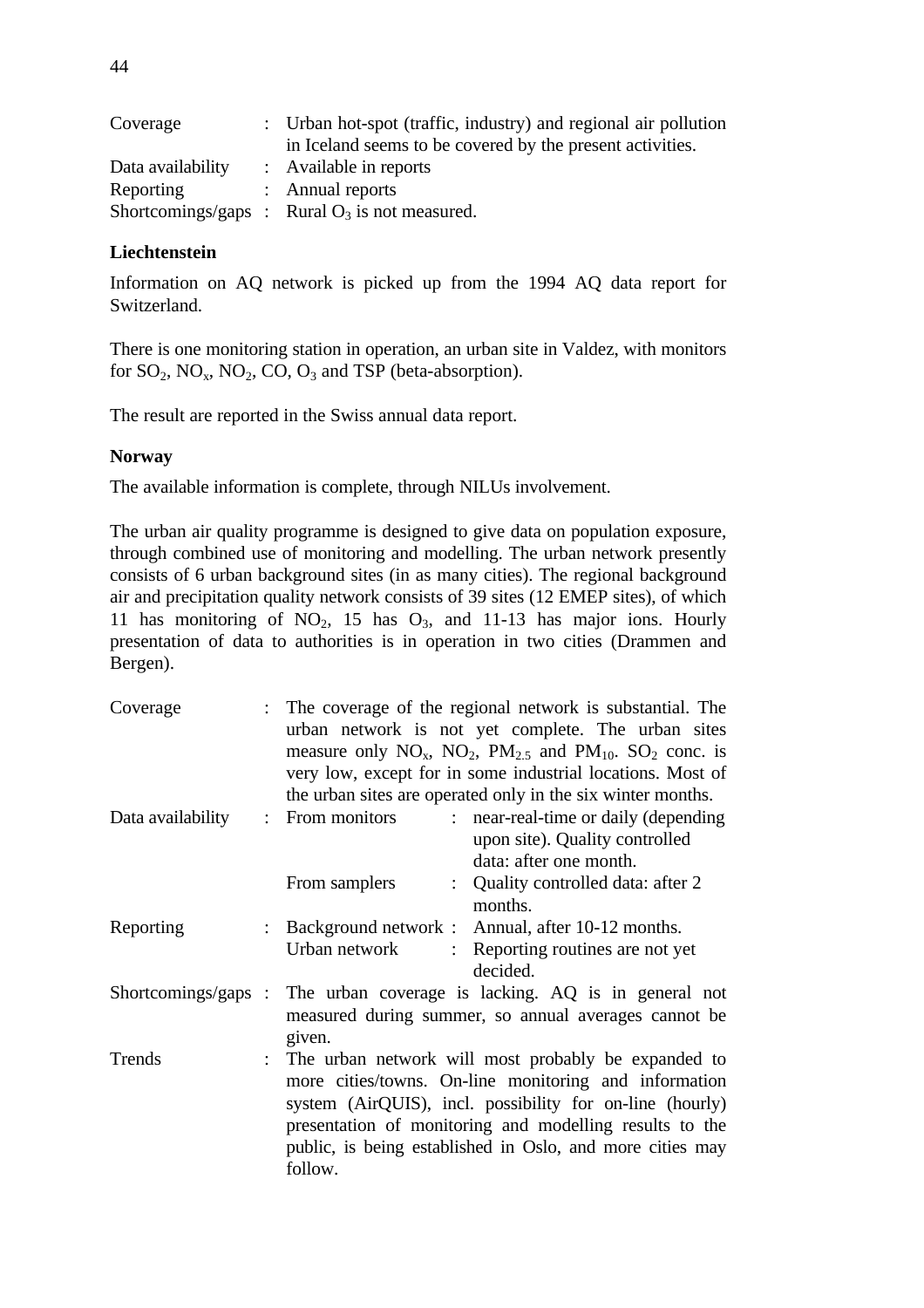| | | |
|---|---|---|
| Coverage | : | Urban hot-spot (traffic, industry) and regional air pollution in Iceland seems to be covered by the present activities. |
| Data availability | : | Available in reports |
| Reporting | : | Annual reports |
| Shortcomings/gaps | : | Rural $O_3$ is not measured. |

**Liechtenstein**

Information on AQ network is picked up from the 1994 AQ data report for Switzerland.

There is one monitoring station in operation, an urban site in Valdez, with monitors for $SO_2$, $NO_x$, $NO_2$, CO, $O_3$ and TSP (beta-absorption).

The result are reported in the Swiss annual data report.

**Norway**

The available information is complete, through NILUs involvement.

The urban air quality programme is designed to give data on population exposure, through combined use of monitoring and modelling. The urban network presently consists of 6 urban background sites (in as many cities). The regional background air and precipitation quality network consists of 39 sites (12 EMEP sites), of which 11 has monitoring of $NO_2$, 15 has $O_3$, and 11-13 has major ions. Hourly presentation of data to authorities is in operation in two cities (Drammen and Bergen).

| | | | | |
|---|---|---|---|---|
| Coverage | : | The coverage of the regional network is substantial. The urban network is not yet complete. The urban sites measure only $NO_x$, $NO_2$, $PM_{2.5}$ and $PM_{10}$. $SO_2$ conc. is very low, except for in some industrial locations. Most of the urban sites are operated only in the six winter months. | | |
| Data availability | : | From monitors | : | near-real-time or daily (depending upon site). Quality controlled data: after one month. |
| | | From samplers | : | Quality controlled data: after 2 months. |
| Reporting | : | Background network | : | Annual, after 10-12 months. |
| | | Urban network | : | Reporting routines are not yet decided. |
| Shortcomings/gaps | : | The urban coverage is lacking. AQ is in general not measured during summer, so annual averages cannot be given. | | |
| Trends | : | The urban network will most probably be expanded to more cities/towns. On-line monitoring and information system (AirQUIS), incl. possibility for on-line (hourly) presentation of monitoring and modelling results to the public, is being established in Oslo, and more cities may follow. | | |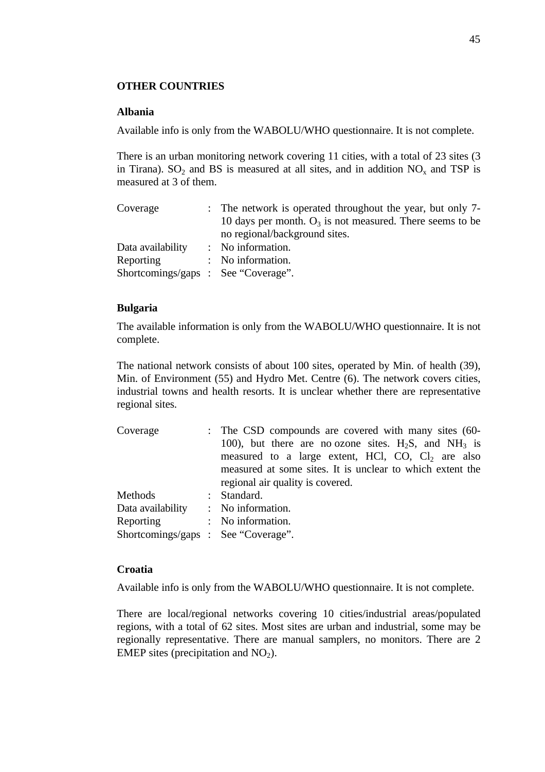## OTHER COUNTRIES

### Albania

Available info is only from the WABOLU/WHO questionnaire. It is not complete.

There is an urban monitoring network covering 11 cities, with a total of 23 sites (3 in Tirana). $SO_2$ and BS is measured at all sites, and in addition $NO_x$ and TSP is measured at 3 of them.

| | | |
|---|---|---|
| Coverage | : | The network is operated throughout the year, but only 7-10 days per month. $O_3$ is not measured. There seems to be no regional/background sites. |
| Data availability | : | No information. |
| Reporting | : | No information. |
| Shortcomings/gaps | : | See "Coverage". |

### Bulgaria

The available information is only from the WABOLU/WHO questionnaire. It is not complete.

The national network consists of about 100 sites, operated by Min. of health (39), Min. of Environment (55) and Hydro Met. Centre (6). The network covers cities, industrial towns and health resorts. It is unclear whether there are representative regional sites.

| | | |
|---|---|---|
| Coverage | : | The CSD compounds are covered with many sites (60-100), but there are no ozone sites. $H_2S$, and $NH_3$ is measured to a large extent, HCl, CO, $Cl_2$ are also measured at some sites. It is unclear to which extent the regional air quality is covered. |
| Methods | : | Standard. |
| Data availability | : | No information. |
| Reporting | : | No information. |
| Shortcomings/gaps | : | See "Coverage". |

### Croatia

Available info is only from the WABOLU/WHO questionnaire. It is not complete.

There are local/regional networks covering 10 cities/industrial areas/populated regions, with a total of 62 sites. Most sites are urban and industrial, some may be regionally representative. There are manual samplers, no monitors. There are 2 EMEP sites (precipitation and $NO_2$).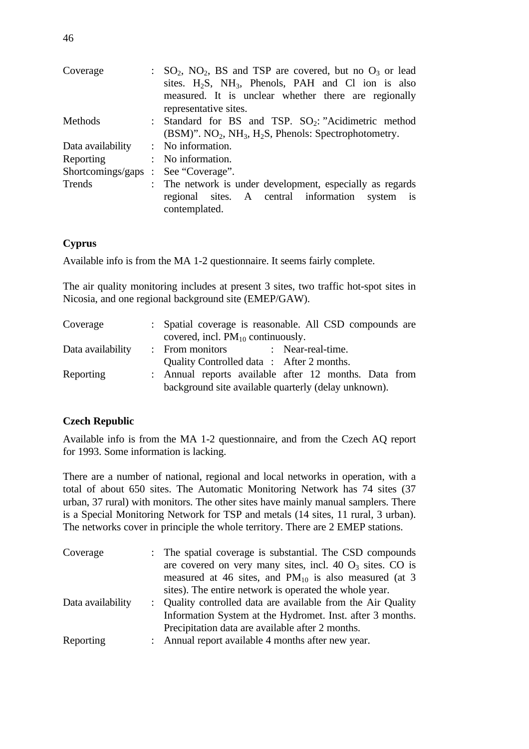| | | |
|---|---|---|
| Coverage | : | $SO_2$, $NO_2$, BS and TSP are covered, but no $O_3$ or lead sites. $H_2S$, $NH_3$, Phenols, PAH and Cl ion is also measured. It is unclear whether there are regionally representative sites. |
| Methods | : | Standard for BS and TSP. $SO_2$: "Acidimetric method (BSM)". $NO_2$, $NH_3$, $H_2S$, Phenols: Spectrophotometry. |
| Data availability | : | No information. |
| Reporting | : | No information. |
| Shortcomings/gaps | : | See "Coverage". |
| Trends | : | The network is under development, especially as regards regional sites. A central information system is contemplated. |

**Cyprus**

Available info is from the MA 1-2 questionnaire. It seems fairly complete.

The air quality monitoring includes at present 3 sites, two traffic hot-spot sites in Nicosia, and one regional background site (EMEP/GAW).

| | | |
|---|---|---|
| Coverage | : | Spatial coverage is reasonable. All CSD compounds are covered, incl. $PM_{10}$ continuously. |
| Data availability | : | From monitors : Near-real-time. Quality Controlled data : After 2 months. |
| Reporting | : | Annual reports available after 12 months. Data from background site available quarterly (delay unknown). |

**Czech Republic**

Available info is from the MA 1-2 questionnaire, and from the Czech AQ report for 1993. Some information is lacking.

There are a number of national, regional and local networks in operation, with a total of about 650 sites. The Automatic Monitoring Network has 74 sites (37 urban, 37 rural) with monitors. The other sites have mainly manual samplers. There is a Special Monitoring Network for TSP and metals (14 sites, 11 rural, 3 urban). The networks cover in principle the whole territory. There are 2 EMEP stations.

| | | |
|---|---|---|
| Coverage | : | The spatial coverage is substantial. The CSD compounds are covered on very many sites, incl. 40 $O_3$ sites. CO is measured at 46 sites, and $PM_{10}$ is also measured (at 3 sites). The entire network is operated the whole year. |
| Data availability | : | Quality controlled data are available from the Air Quality Information System at the Hydromet. Inst. after 3 months. Precipitation data are available after 2 months. |
| Reporting | : | Annual report available 4 months after new year. |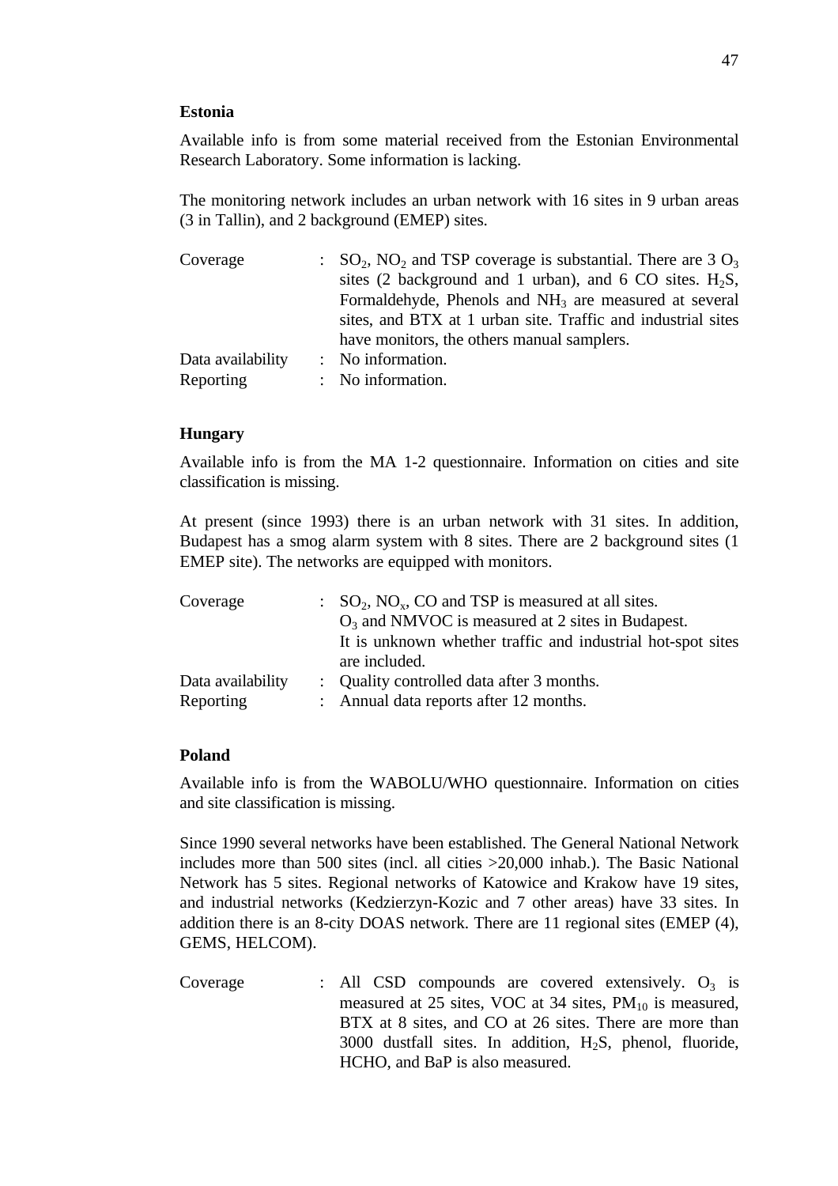**Estonia**

Available info is from some material received from the Estonian Environmental Research Laboratory. Some information is lacking.

The monitoring network includes an urban network with 16 sites in 9 urban areas (3 in Tallin), and 2 background (EMEP) sites.

| | | |
|---|---|---|
| Coverage | : | $SO_2$, $NO_2$ and TSP coverage is substantial. There are 3 $O_3$ sites (2 background and 1 urban), and 6 CO sites. $H_2S$, Formaldehyde, Phenols and $NH_3$ are measured at several sites, and BTX at 1 urban site. Traffic and industrial sites have monitors, the others manual samplers. |
| Data availability | : | No information. |
| Reporting | : | No information. |

**Hungary**

Available info is from the MA 1-2 questionnaire. Information on cities and site classification is missing.

At present (since 1993) there is an urban network with 31 sites. In addition, Budapest has a smog alarm system with 8 sites. There are 2 background sites (1 EMEP site). The networks are equipped with monitors.

| | | |
|---|---|---|
| Coverage | : | $SO_2$, $NO_x$, CO and TSP is measured at all sites. $O_3$ and NMVOC is measured at 2 sites in Budapest. It is unknown whether traffic and industrial hot-spot sites are included. |
| Data availability | : | Quality controlled data after 3 months. |
| Reporting | : | Annual data reports after 12 months. |

**Poland**

Available info is from the WABOLU/WHO questionnaire. Information on cities and site classification is missing.

Since 1990 several networks have been established. The General National Network includes more than 500 sites (incl. all cities >20,000 inhab.). The Basic National Network has 5 sites. Regional networks of Katowice and Krakow have 19 sites, and industrial networks (Kedzierzyn-Kozic and 7 other areas) have 33 sites. In addition there is an 8-city DOAS network. There are 11 regional sites (EMEP (4), GEMS, HELCOM).

| | | |
|---|---|---|
| Coverage | : | All CSD compounds are covered extensively. $O_3$ is measured at 25 sites, VOC at 34 sites, $PM_{10}$ is measured, BTX at 8 sites, and CO at 26 sites. There are more than 3000 dustfall sites. In addition, $H_2S$, phenol, fluoride, HCHO, and BaP is also measured. |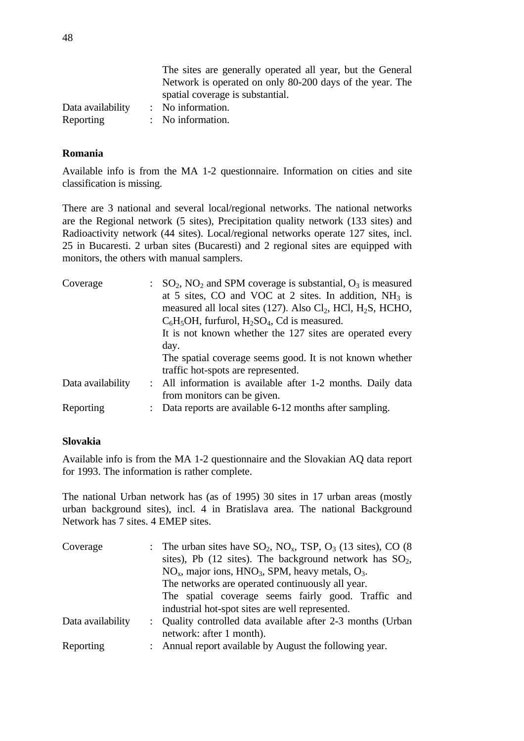The sites are generally operated all year, but the General Network is operated on only 80-200 days of the year. The spatial coverage is substantial.

Data availability : No information.

Reporting : No information.

**Romania**

Available info is from the MA 1-2 questionnaire. Information on cities and site classification is missing.

There are 3 national and several local/regional networks. The national networks are the Regional network (5 sites), Precipitation quality network (133 sites) and Radioactivity network (44 sites). Local/regional networks operate 127 sites, incl. 25 in Bucaresti. 2 urban sites (Bucaresti) and 2 regional sites are equipped with monitors, the others with manual samplers.

Coverage : $SO_2$, $NO_2$ and SPM coverage is substantial, $O_3$ is measured at 5 sites, CO and VOC at 2 sites. In addition, $NH_3$ is measured all local sites (127). Also $Cl_2$, HCl, $H_2S$, HCHO, $C_6H_5OH$, furfurol, $H_2SO_4$, Cd is measured.
It is not known whether the 127 sites are operated every day.
The spatial coverage seems good. It is not known whether traffic hot-spots are represented.

Data availability : All information is available after 1-2 months. Daily data from monitors can be given.

Reporting : Data reports are available 6-12 months after sampling.

**Slovakia**

Available info is from the MA 1-2 questionnaire and the Slovakian AQ data report for 1993. The information is rather complete.

The national Urban network has (as of 1995) 30 sites in 17 urban areas (mostly urban background sites), incl. 4 in Bratislava area. The national Background Network has 7 sites. 4 EMEP sites.

Coverage : The urban sites have $SO_2$, $NO_x$, TSP, $O_3$ (13 sites), CO (8 sites), Pb (12 sites). The background network has $SO_2$, $NO_x$, major ions, $HNO_3$, SPM, heavy metals, $O_3$.
The networks are operated continuously all year.
The spatial coverage seems fairly good. Traffic and industrial hot-spot sites are well represented.

Data availability : Quality controlled data available after 2-3 months (Urban network: after 1 month).

Reporting : Annual report available by August the following year.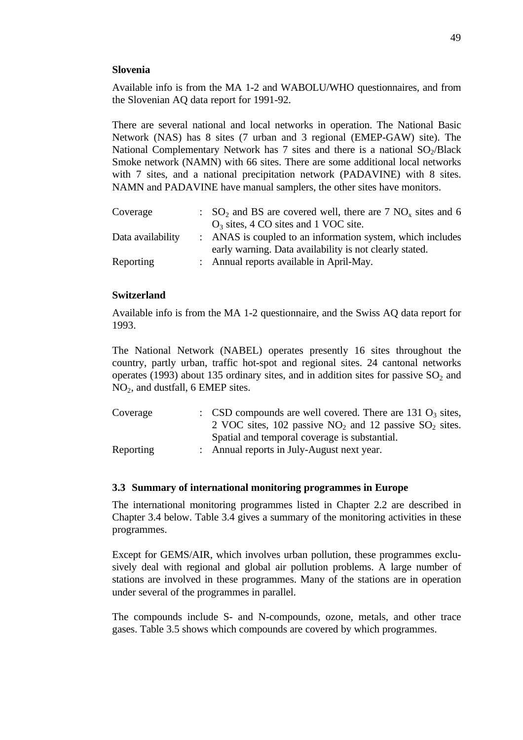**Slovenia**

Available info is from the MA 1-2 and WABOLU/WHO questionnaires, and from the Slovenian AQ data report for 1991-92.

There are several national and local networks in operation. The National Basic Network (NAS) has 8 sites (7 urban and 3 regional (EMEP-GAW) site). The National Complementary Network has 7 sites and there is a national $SO_2$/Black Smoke network (NAMN) with 66 sites. There are some additional local networks with 7 sites, and a national precipitation network (PADAVINE) with 8 sites. NAMN and PADAVINE have manual samplers, the other sites have monitors.

| | | |
|---|---|---|
| Coverage | : | $SO_2$ and BS are covered well, there are 7 $NO_x$ sites and 6 $O_3$ sites, 4 CO sites and 1 VOC site. |
| Data availability | : | ANAS is coupled to an information system, which includes early warning. Data availability is not clearly stated. |
| Reporting | : | Annual reports available in April-May. |

**Switzerland**

Available info is from the MA 1-2 questionnaire, and the Swiss AQ data report for 1993.

The National Network (NABEL) operates presently 16 sites throughout the country, partly urban, traffic hot-spot and regional sites. 24 cantonal networks operates (1993) about 135 ordinary sites, and in addition sites for passive $SO_2$ and $NO_2$, and dustfall, 6 EMEP sites.

| | | |
|---|---|---|
| Coverage | : | CSD compounds are well covered. There are 131 $O_3$ sites, 2 VOC sites, 102 passive $NO_2$ and 12 passive $SO_2$ sites. Spatial and temporal coverage is substantial. |
| Reporting | : | Annual reports in July-August next year. |

### 3.3 Summary of international monitoring programmes in Europe

The international monitoring programmes listed in Chapter 2.2 are described in Chapter 3.4 below. Table 3.4 gives a summary of the monitoring activities in these programmes.

Except for GEMS/AIR, which involves urban pollution, these programmes exclusively deal with regional and global air pollution problems. A large number of stations are involved in these programmes. Many of the stations are in operation under several of the programmes in parallel.

The compounds include S- and N-compounds, ozone, metals, and other trace gases. Table 3.5 shows which compounds are covered by which programmes.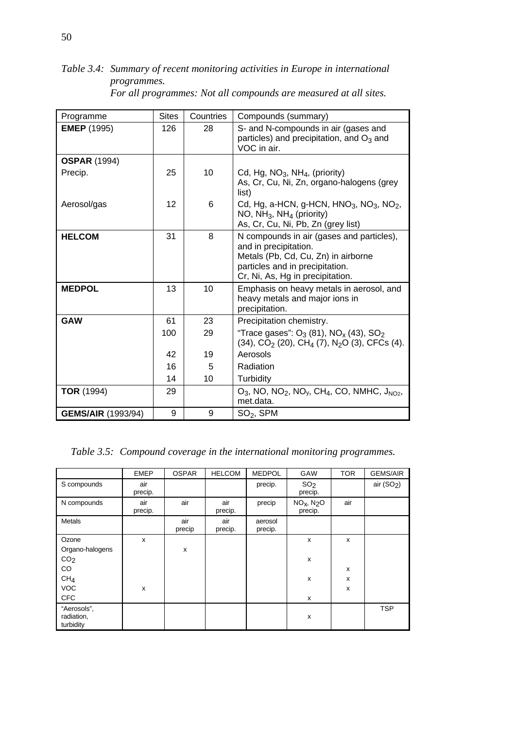*Table 3.4: Summary of recent monitoring activities in Europe in international programmes.*
*For all programmes: Not all compounds are measured at all sites.*

| Programme | Sites | Countries | Compounds (summary) |
|---|---|---|---|
| **EMEP** (1995) | 126 | 28 | S- and N-compounds in air (gases and particles) and precipitation, and $O_3$ and VOC in air. |
| **OSPAR** (1994) | | | |
| Precip. | 25 | 10 | Cd, Hg, $NO_3$, $NH_4$, (priority)<br>As, Cr, Cu, Ni, Zn, organo-halogens (grey list) |
| Aerosol/gas | 12 | 6 | Cd, Hg, a-HCN, g-HCN, $HNO_3$, $NO_3$, $NO_2$, NO, $NH_3$, $NH_4$ (priority)<br>As, Cr, Cu, Ni, Pb, Zn (grey list) |
| **HELCOM** | 31 | 8 | N compounds in air (gases and particles), and in precipitation.<br>Metals (Pb, Cd, Cu, Zn) in airborne particles and in precipitation.<br>Cr, Ni, As, Hg in precipitation. |
| **MEDPOL** | 13 | 10 | Emphasis on heavy metals in aerosol, and heavy metals and major ions in precipitation. |
| **GAW** | 61 | 23 | Precipitation chemistry. |
| | 100 | 29 | "Trace gases": $O_3$ (81), $NO_x$ (43), $SO_2$ (34), $CO_2$ (20), $CH_4$ (7), $N_2O$ (3), CFCs (4). |
| | 42 | 19 | Aerosols |
| | 16 | 5 | Radiation |
| | 14 | 10 | Turbidity |
| **TOR** (1994) | 29 | | $O_3$, NO, $NO_2$, $NO_y$, $CH_4$, CO, NMHC, $J_{NO_2}$, met.data. |
| **GEMS/AIR** (1993/94) | 9 | 9 | $SO_2$, SPM |

*Table 3.5: Compound coverage in the international monitoring programmes.*

| | EMEP | OSPAR | HELCOM | MEDPOL | GAW | TOR | GEMS/AIR |
|---|---|---|---|---|---|---|---|
| S compounds | air precip. | | | precip. | $SO_2$ precip. | | air ($SO_2$) |
| N compounds | air precip. | air | air precip. | precip | $NO_x$, $N_2O$ precip. | air | |
| Metals | | air precip | air precip. | aerosol precip. | | | |
| Ozone | x | | | | x | x | |
| Organo-halogens | | x | | | | | |
| $CO_2$ | | | | | x | | |
| CO | | | | | | x | |
| $CH_4$ | | | | | x | x | |
| VOC | x | | | | | x | |
| CFC | | | | | x | | |
| "Aerosols", radiation, turbidity | | | | | x | | TSP |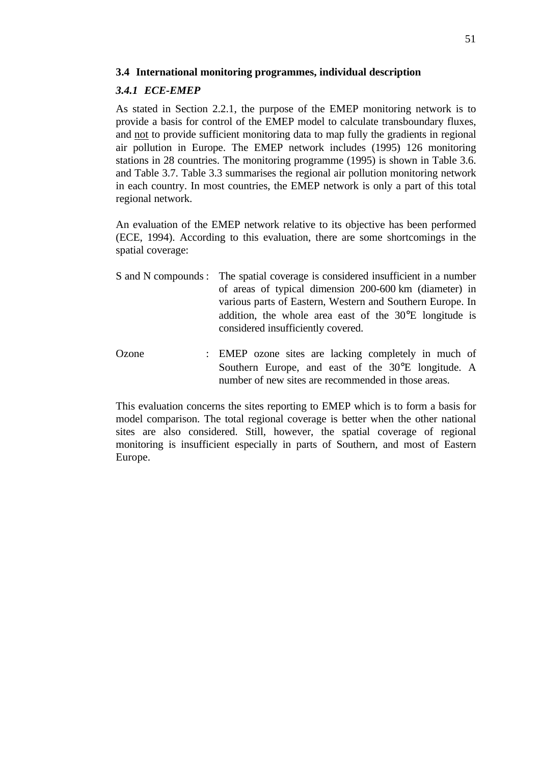## 3.4 International monitoring programmes, individual description

### *3.4.1 ECE-EMEP*

As stated in Section 2.2.1, the purpose of the EMEP monitoring network is to provide a basis for control of the EMEP model to calculate transboundary fluxes, and <u>not</u> to provide sufficient monitoring data to map fully the gradients in regional air pollution in Europe. The EMEP network includes (1995) 126 monitoring stations in 28 countries. The monitoring programme (1995) is shown in Table 3.6. and Table 3.7. Table 3.3 summarises the regional air pollution monitoring network in each country. In most countries, the EMEP network is only a part of this total regional network.

An evaluation of the EMEP network relative to its objective has been performed (ECE, 1994). According to this evaluation, there are some shortcomings in the spatial coverage:

S and N compounds : The spatial coverage is considered insufficient in a number of areas of typical dimension 200-600 km (diameter) in various parts of Eastern, Western and Southern Europe. In addition, the whole area east of the 30°E longitude is considered insufficiently covered.

Ozone : EMEP ozone sites are lacking completely in much of Southern Europe, and east of the 30°E longitude. A number of new sites are recommended in those areas.

This evaluation concerns the sites reporting to EMEP which is to form a basis for model comparison. The total regional coverage is better when the other national sites are also considered. Still, however, the spatial coverage of regional monitoring is insufficient especially in parts of Southern, and most of Eastern Europe.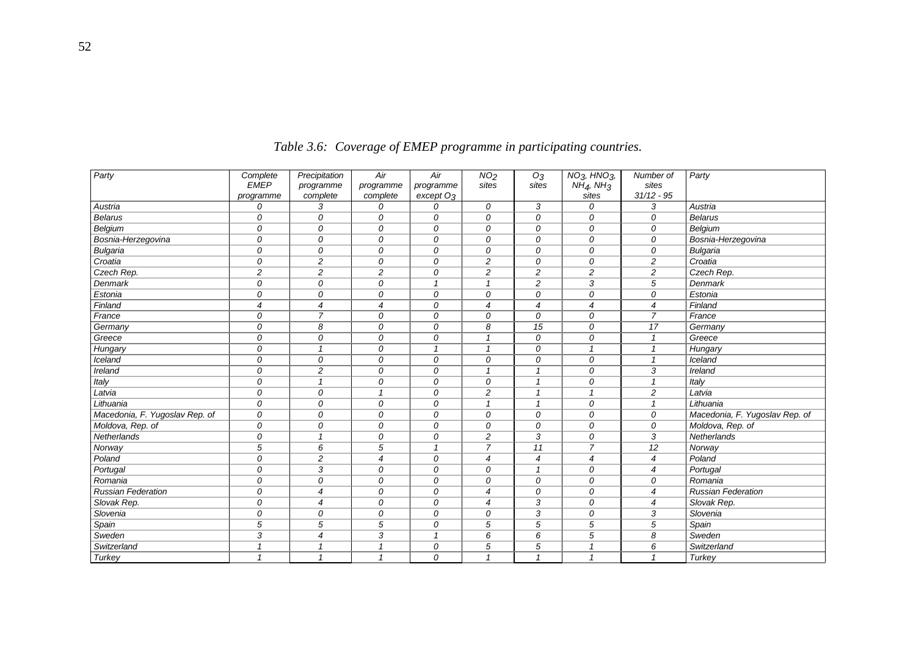*Table 3.6: Coverage of EMEP programme in participating countries.*

| *Party* | *Complete EMEP programme* | *Precipitation programme complete* | *Air programme complete* | *Air programme except $O_3$* | *$NO_2$ sites* | *$O_3$ sites* | *$NO_3$, $HNO_3$, $NH_4$, $NH_3$ sites* | *Number of sites 31/12 - 95* | *Party* |
|---|---|---|---|---|---|---|---|---|---|
| *Austria* | *0* | *3* | *0* | *0* | *0* | *3* | *0* | *3* | *Austria* |
| *Belarus* | *0* | *0* | *0* | *0* | *0* | *0* | *0* | *0* | *Belarus* |
| *Belgium* | *0* | *0* | *0* | *0* | *0* | *0* | *0* | *0* | *Belgium* |
| *Bosnia-Herzegovina* | *0* | *0* | *0* | *0* | *0* | *0* | *0* | *0* | *Bosnia-Herzegovina* |
| *Bulgaria* | *0* | *0* | *0* | *0* | *0* | *0* | *0* | *0* | *Bulgaria* |
| *Croatia* | *0* | *2* | *0* | *0* | *2* | *0* | *0* | *2* | *Croatia* |
| *Czech Rep.* | *2* | *2* | *2* | *0* | *2* | *2* | *2* | *2* | *Czech Rep.* |
| *Denmark* | *0* | *0* | *0* | *1* | *1* | *2* | *3* | *5* | *Denmark* |
| *Estonia* | *0* | *0* | *0* | *0* | *0* | *0* | *0* | *0* | *Estonia* |
| *Finland* | *4* | *4* | *4* | *0* | *4* | *4* | *4* | *4* | *Finland* |
| *France* | *0* | *7* | *0* | *0* | *0* | *0* | *0* | *7* | *France* |
| *Germany* | *0* | *8* | *0* | *0* | *8* | *15* | *0* | *17* | *Germany* |
| *Greece* | *0* | *0* | *0* | *0* | *1* | *0* | *0* | *1* | *Greece* |
| *Hungary* | *0* | *1* | *0* | *1* | *1* | *0* | *1* | *1* | *Hungary* |
| *Iceland* | *0* | *0* | *0* | *0* | *0* | *0* | *0* | *1* | *Iceland* |
| *Ireland* | *0* | *2* | *0* | *0* | *1* | *1* | *0* | *3* | *Ireland* |
| *Italy* | *0* | *1* | *0* | *0* | *0* | *1* | *0* | *1* | *Italy* |
| *Latvia* | *0* | *0* | *1* | *0* | *2* | *1* | *1* | *2* | *Latvia* |
| *Lithuania* | *0* | *0* | *0* | *0* | *1* | *1* | *0* | *1* | *Lithuania* |
| *Macedonia, F. Yugoslav Rep. of* | *0* | *0* | *0* | *0* | *0* | *0* | *0* | *0* | *Macedonia, F. Yugoslav Rep. of* |
| *Moldova, Rep. of* | *0* | *0* | *0* | *0* | *0* | *0* | *0* | *0* | *Moldova, Rep. of* |
| *Netherlands* | *0* | *1* | *0* | *0* | *2* | *3* | *0* | *3* | *Netherlands* |
| *Norway* | *5* | *6* | *5* | *1* | *7* | *11* | *7* | *12* | *Norway* |
| *Poland* | *0* | *2* | *4* | *0* | *4* | *4* | *4* | *4* | *Poland* |
| *Portugal* | *0* | *3* | *0* | *0* | *0* | *1* | *0* | *4* | *Portugal* |
| *Romania* | *0* | *0* | *0* | *0* | *0* | *0* | *0* | *0* | *Romania* |
| *Russian Federation* | *0* | *4* | *0* | *0* | *4* | *0* | *0* | *4* | *Russian Federation* |
| *Slovak Rep.* | *0* | *4* | *0* | *0* | *4* | *3* | *0* | *4* | *Slovak Rep.* |
| *Slovenia* | *0* | *0* | *0* | *0* | *0* | *3* | *0* | *3* | *Slovenia* |
| *Spain* | *5* | *5* | *5* | *0* | *5* | *5* | *5* | *5* | *Spain* |
| *Sweden* | *3* | *4* | *3* | *1* | *6* | *6* | *5* | *8* | *Sweden* |
| *Switzerland* | *1* | *1* | *1* | *0* | *5* | *5* | *1* | *6* | *Switzerland* |
| *Turkey* | *1* | *1* | *1* | *0* | *1* | *1* | *1* | *1* | *Turkey* |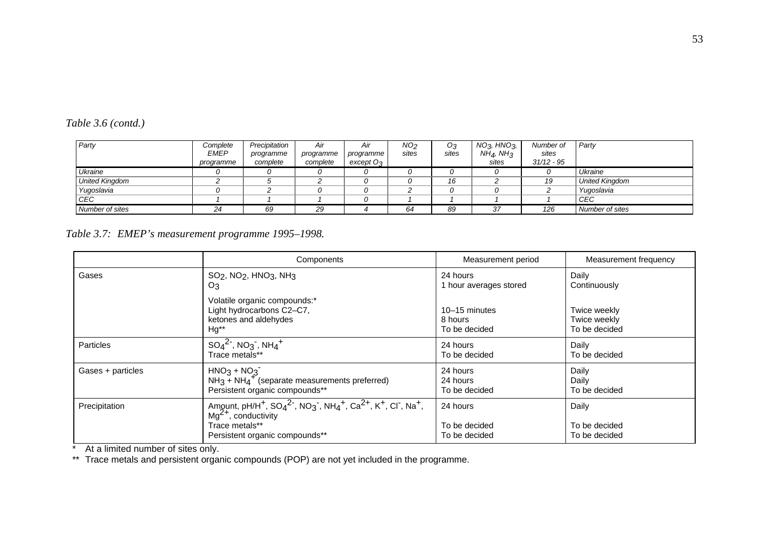*Table 3.6 (contd.)*

| *Party* | *Complete EMEP programme* | *Precipitation programme complete* | *Air programme complete* | *Air programme except $O_3$* | *$NO_2$ sites* | *$O_3$ sites* | *$NO_3$, $HNO_3$, $NH_4$, $NH_3$ sites* | *Number of sites 31/12 - 95* | *Party* |
|---|---|---|---|---|---|---|---|---|---|
| *Ukraine* | *0* | *0* | *0* | *0* | *0* | *0* | *0* | *0* | *Ukraine* |
| *United Kingdom* | *2* | *5* | *2* | *0* | *0* | *16* | *2* | *19* | *United Kingdom* |
| *Yugoslavia* | *0* | *2* | *0* | *0* | *2* | *0* | *0* | *2* | *Yugoslavia* |
| *CEC* | *1* | *1* | *1* | *0* | *1* | *1* | *1* | *1* | *CEC* |
| *Number of sites* | *24* | *69* | *29* | *4* | *64* | *89* | *37* | *126* | *Number of sites* |

*Table 3.7: EMEP's measurement programme 1995–1998.*

| | Components | Measurement period | Measurement frequency |
|---|---|---|---|
| Gases | $SO_2$, $NO_2$, $HNO_3$, $NH_3$<br>$O_3$<br><br>Volatile organic compounds:*<br>Light hydrocarbons C2–C7,<br>ketones and aldehydes<br>Hg** | 24 hours<br>1 hour averages stored<br><br><br>10–15 minutes<br>8 hours<br>To be decided | Daily<br>Continuously<br><br><br>Twice weekly<br>Twice weekly<br>To be decided |
| Particles | $SO_4^{2-}$, $NO_3^-$, $NH_4^+$<br>Trace metals** | 24 hours<br>To be decided | Daily<br>To be decided |
| Gases + particles | $HNO_3$ + $NO_3^-$<br>$NH_3$ + $NH_4^+$ (separate measurements preferred)<br>Persistent organic compounds** | 24 hours<br>24 hours<br>To be decided | Daily<br>Daily<br>To be decided |
| Precipitation | Amount, pH/$H^+$, $SO_4^{2-}$, $NO_3^-$, $NH_4^+$, $Ca^{2+}$, $K^+$, $Cl^-$, $Na^+$, $Mg^{2+}$, conductivity<br>Trace metals**<br>Persistent organic compounds** | 24 hours<br><br>To be decided<br>To be decided | Daily<br><br>To be decided<br>To be decided |

\* At a limited number of sites only.

** Trace metals and persistent organic compounds (POP) are not yet included in the programme.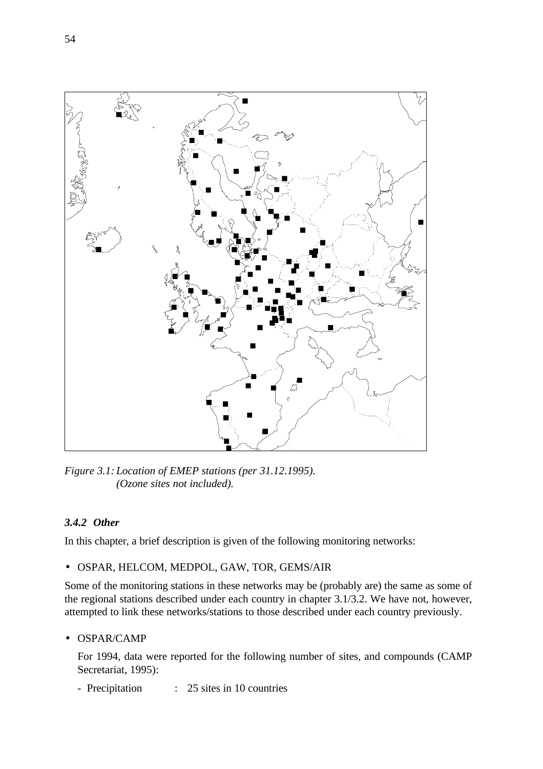*Figure 3.1: Location of EMEP stations (per 31.12.1995). (Ozone sites not included).*

### *3.4.2 Other*

In this chapter, a brief description is given of the following monitoring networks:

- OSPAR, HELCOM, MEDPOL, GAW, TOR, GEMS/AIR

Some of the monitoring stations in these networks may be (probably are) the same as some of the regional stations described under each country in chapter 3.1/3.2. We have not, however, attempted to link these networks/stations to those described under each country previously.

- OSPAR/CAMP

  For 1994, data were reported for the following number of sites, and compounds (CAMP Secretariat, 1995):

  - Precipitation : 25 sites in 10 countries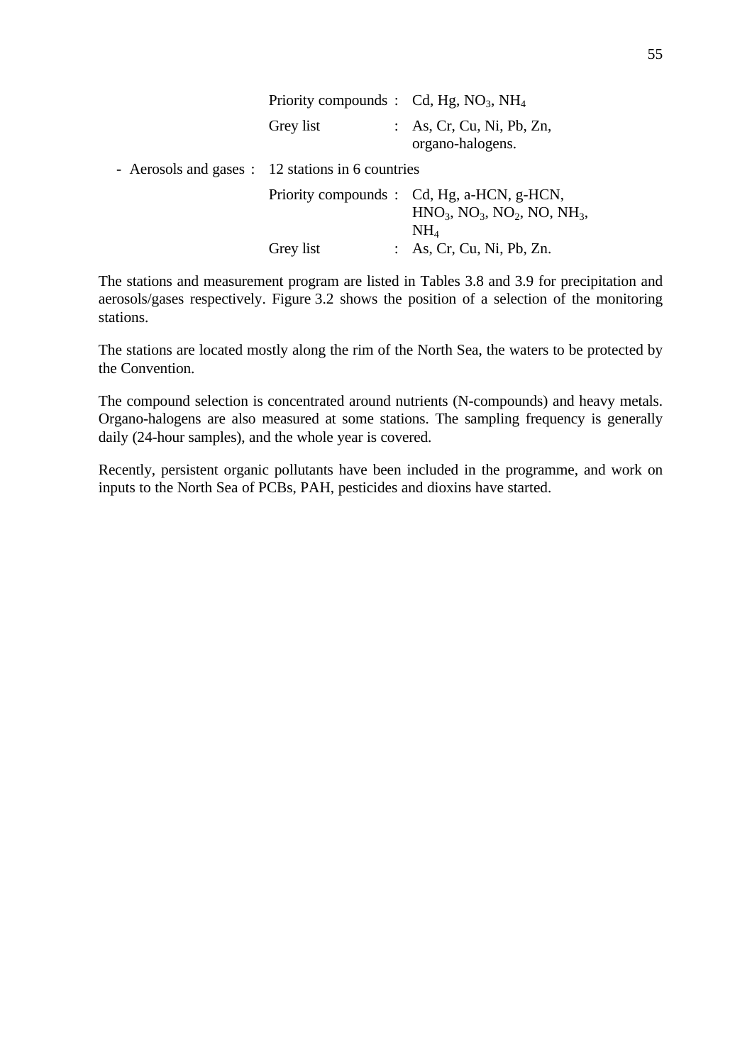Priority compounds : Cd, Hg, $NO_3$, $NH_4$

Grey list : As, Cr, Cu, Ni, Pb, Zn, organo-halogens.

- Aerosols and gases : 12 stations in 6 countries

  Priority compounds : Cd, Hg, a-HCN, g-HCN, $HNO_3$, $NO_3$, $NO_2$, NO, $NH_3$, $NH_4$

  Grey list : As, Cr, Cu, Ni, Pb, Zn.

The stations and measurement program are listed in Tables 3.8 and 3.9 for precipitation and aerosols/gases respectively. Figure 3.2 shows the position of a selection of the monitoring stations.

The stations are located mostly along the rim of the North Sea, the waters to be protected by the Convention.

The compound selection is concentrated around nutrients (N-compounds) and heavy metals. Organo-halogens are also measured at some stations. The sampling frequency is generally daily (24-hour samples), and the whole year is covered.

Recently, persistent organic pollutants have been included in the programme, and work on inputs to the North Sea of PCBs, PAH, pesticides and dioxins have started.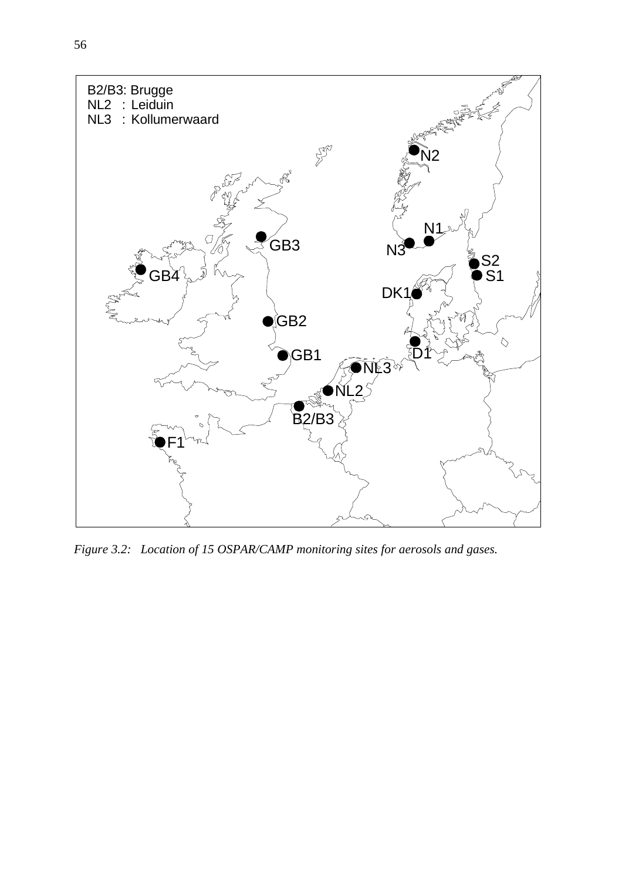B2/B3: Brugge
NL2 : Leiduin
NL3 : Kollumerwaard

*Figure 3.2: Location of 15 OSPAR/CAMP monitoring sites for aerosols and gases.*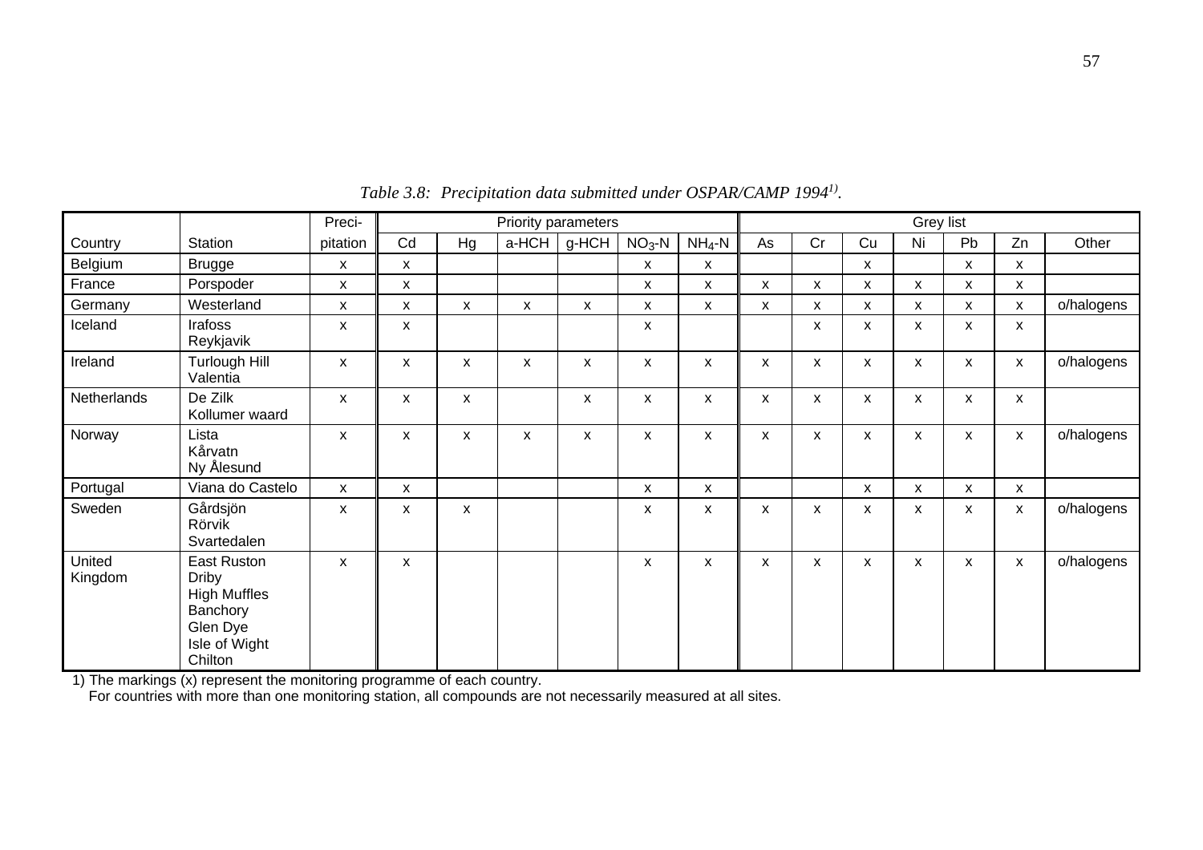*Table 3.8: Precipitation data submitted under OSPAR/CAMP 1994[1)].*

| | | Preci- | Priority parameters | | | | | | Grey list | | | | | | |
|---|---|---|---|---|---|---|---|---|---|---|---|---|---|---|---|
| Country | Station | pitation | Cd | Hg | a-HCH | g-HCH | $NO_3$-N | $NH_4$-N | As | Cr | Cu | Ni | Pb | Zn | Other |
| Belgium | Brugge | x | x | | | | x | x | | | x | | x | x | |
| France | Porspoder | x | x | | | | x | x | x | x | x | x | x | x | |
| Germany | Westerland | x | x | x | x | x | x | x | x | x | x | x | x | x | o/halogens |
| Iceland | Irafoss<br>Reykjavik | x | x | | | | x | | | x | x | x | x | x | |
| Ireland | Turlough Hill<br>Valentia | x | x | x | x | x | x | x | x | x | x | x | x | x | o/halogens |
| Netherlands | De Zilk<br>Kollumer waard | x | x | x | | x | x | x | x | x | x | x | x | x | |
| Norway | Lista<br>Kårvatn<br>Ny Ålesund | x | x | x | x | x | x | x | x | x | x | x | x | x | o/halogens |
| Portugal | Viana do Castelo | x | x | | | | x | x | | | x | x | x | x | |
| Sweden | Gårdsjön<br>Rörvik<br>Svartedalen | x | x | x | | | x | x | x | x | x | x | x | x | o/halogens |
| United Kingdom | East Ruston<br>Driby<br>High Muffles<br>Banchory<br>Glen Dye<br>Isle of Wight<br>Chilton | x | x | | | | x | x | x | x | x | x | x | x | o/halogens |

1) The markings (x) represent the monitoring programme of each country.
For countries with more than one monitoring station, all compounds are not necessarily measured at all sites.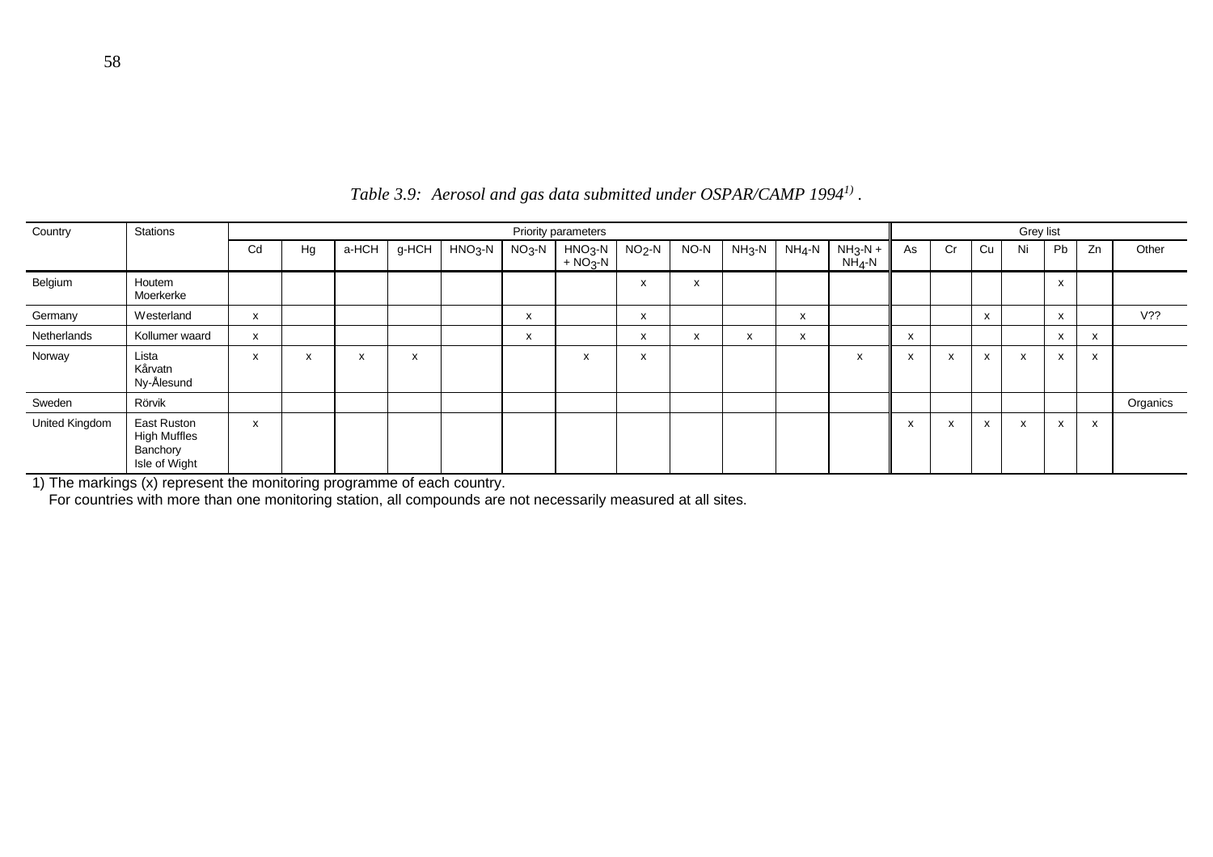*Table 3.9: Aerosol and gas data submitted under OSPAR/CAMP 1994[1)] .*

| Country | Stations | Priority parameters | | | | | | | | | | | | Grey list | | | | | | |
|---|---|---|---|---|---|---|---|---|---|---|---|---|---|---|---|---|---|---|---|---|
| | | Cd | Hg | a-HCH | g-HCH | $HNO_3$-N | $NO_3$-N | $HNO_3$-N + $NO_3$-N | $NO_2$-N | NO-N | $NH_3$-N | $NH_4$-N | $NH_3$-N + $NH_4$-N | As | Cr | Cu | Ni | Pb | Zn | Other |
| Belgium | Houtem<br>Moerkerke | | | | | | | | x | x | | | | | | | | x | | |
| Germany | Westerland | x | | | | | x | | x | | | x | | | | x | | x | | V?? |
| Netherlands | Kollumer waard | x | | | | | x | | x | x | x | x | | x | | | | x | x | |
| Norway | Lista<br>Kårvatn<br>Ny-Ålesund | x | x | x | x | | | x | x | | | | x | x | x | x | x | x | x | |
| Sweden | Rörvik | | | | | | | | | | | | | | | | | | | Organics |
| United Kingdom | East Ruston<br>High Muffles<br>Banchory<br>Isle of Wight | x | | | | | | | | | | | | x | x | x | x | x | x | |

1) The markings (x) represent the monitoring programme of each country.
For countries with more than one monitoring station, all compounds are not necessarily measured at all sites.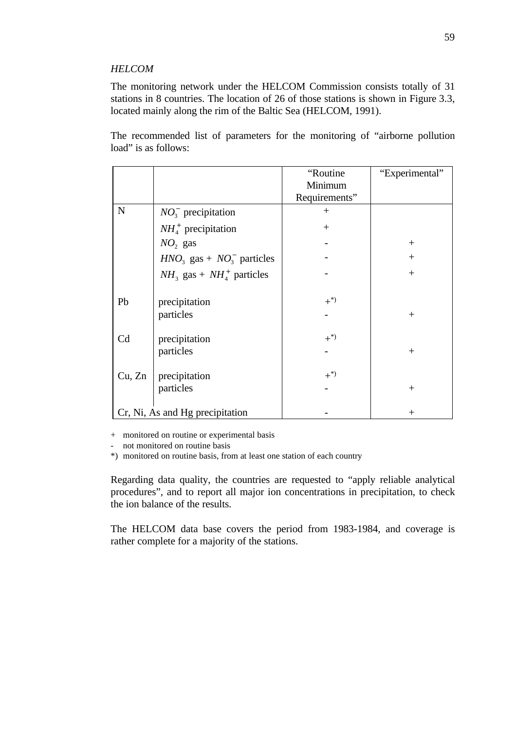*HELCOM*

The monitoring network under the HELCOM Commission consists totally of 31 stations in 8 countries. The location of 26 of those stations is shown in Figure 3.3, located mainly along the rim of the Baltic Sea (HELCOM, 1991).

The recommended list of parameters for the monitoring of "airborne pollution load" is as follows:

| | | "Routine Minimum Requirements" | "Experimental" |
|---|---|---|---|
| N | $NO_3^-$ precipitation | + | |
| | $NH_4^+$ precipitation | + | |
| | $NO_2$ gas | - | + |
| | $HNO_3$ gas + $NO_3^-$ particles | - | + |
| | $NH_3$ gas + $NH_4^+$ particles | - | + |
| Pb | precipitation | +*) | |
| | particles | - | + |
| Cd | precipitation | +*) | |
| | particles | - | + |
| Cu, Zn | precipitation | +*) | |
| | particles | - | + |
| Cr, Ni, As and Hg precipitation | | - | + |

+ monitored on routine or experimental basis
- not monitored on routine basis
*) monitored on routine basis, from at least one station of each country

Regarding data quality, the countries are requested to "apply reliable analytical procedures", and to report all major ion concentrations in precipitation, to check the ion balance of the results.

The HELCOM data base covers the period from 1983-1984, and coverage is rather complete for a majority of the stations.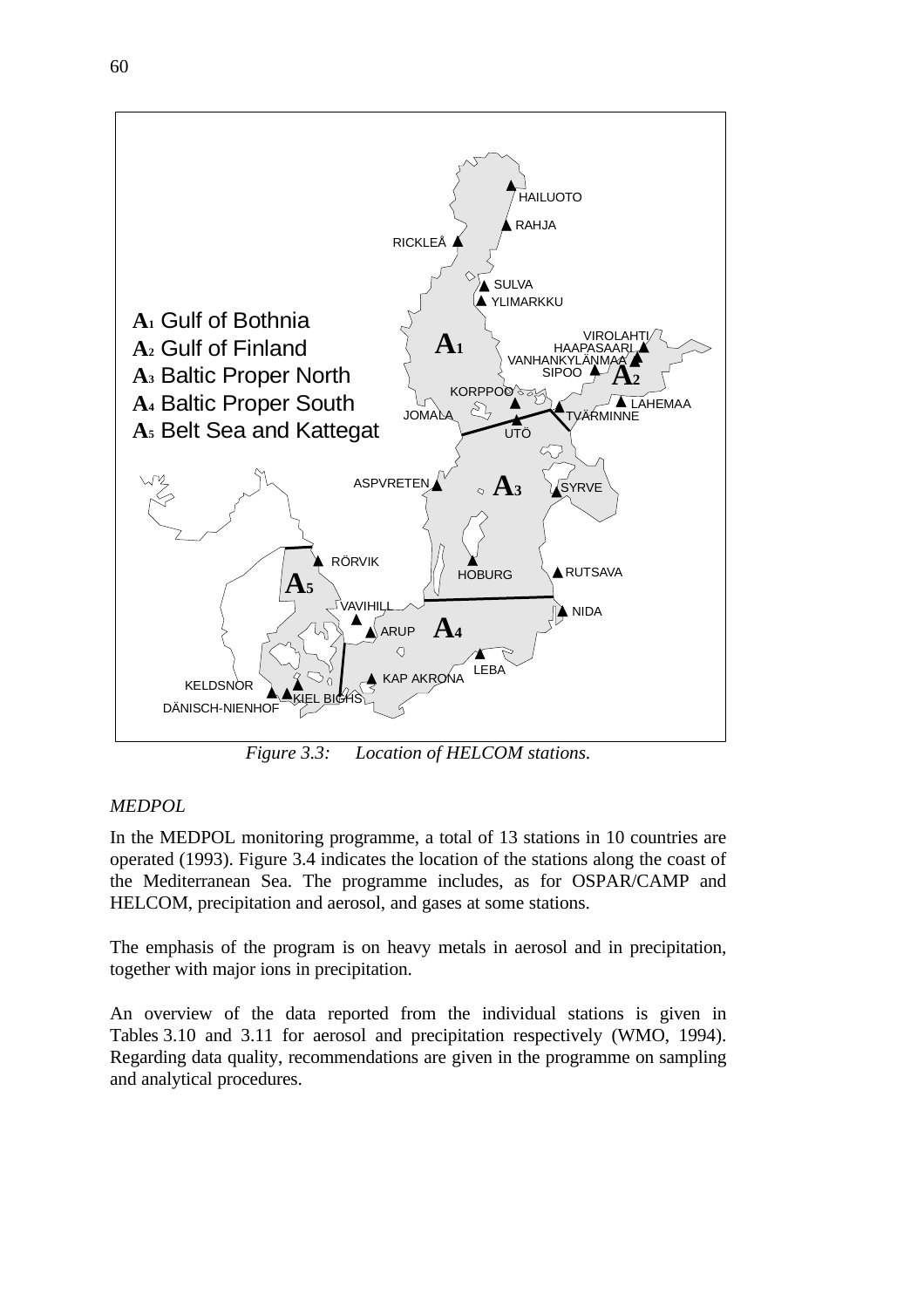*Figure 3.3: Location of HELCOM stations.*

*MEDPOL*

In the MEDPOL monitoring programme, a total of 13 stations in 10 countries are operated (1993). Figure 3.4 indicates the location of the stations along the coast of the Mediterranean Sea. The programme includes, as for OSPAR/CAMP and HELCOM, precipitation and aerosol, and gases at some stations.

The emphasis of the program is on heavy metals in aerosol and in precipitation, together with major ions in precipitation.

An overview of the data reported from the individual stations is given in Tables 3.10 and 3.11 for aerosol and precipitation respectively (WMO, 1994). Regarding data quality, recommendations are given in the programme on sampling and analytical procedures.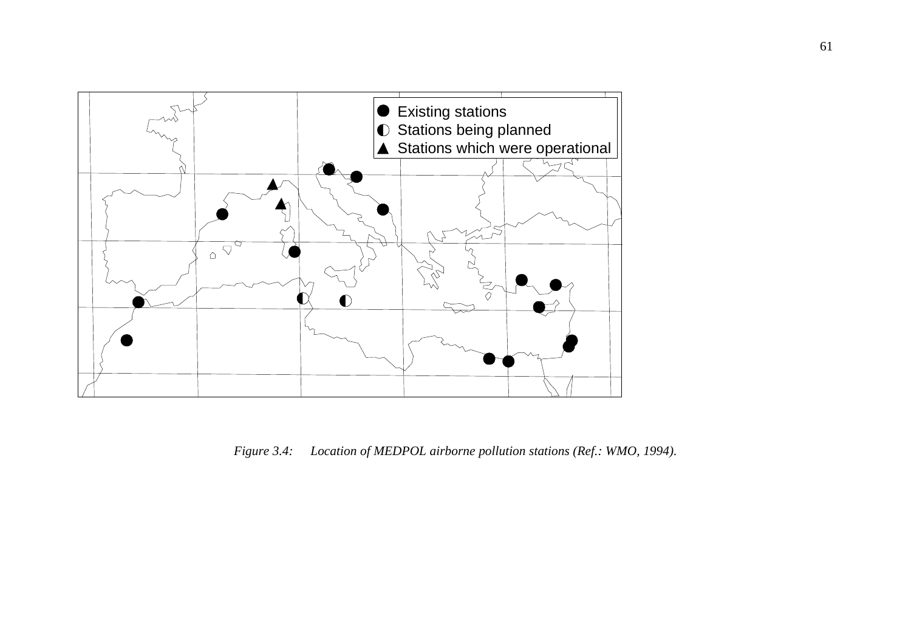*Figure 3.4: Location of MEDPOL airborne pollution stations (Ref.: WMO, 1994).*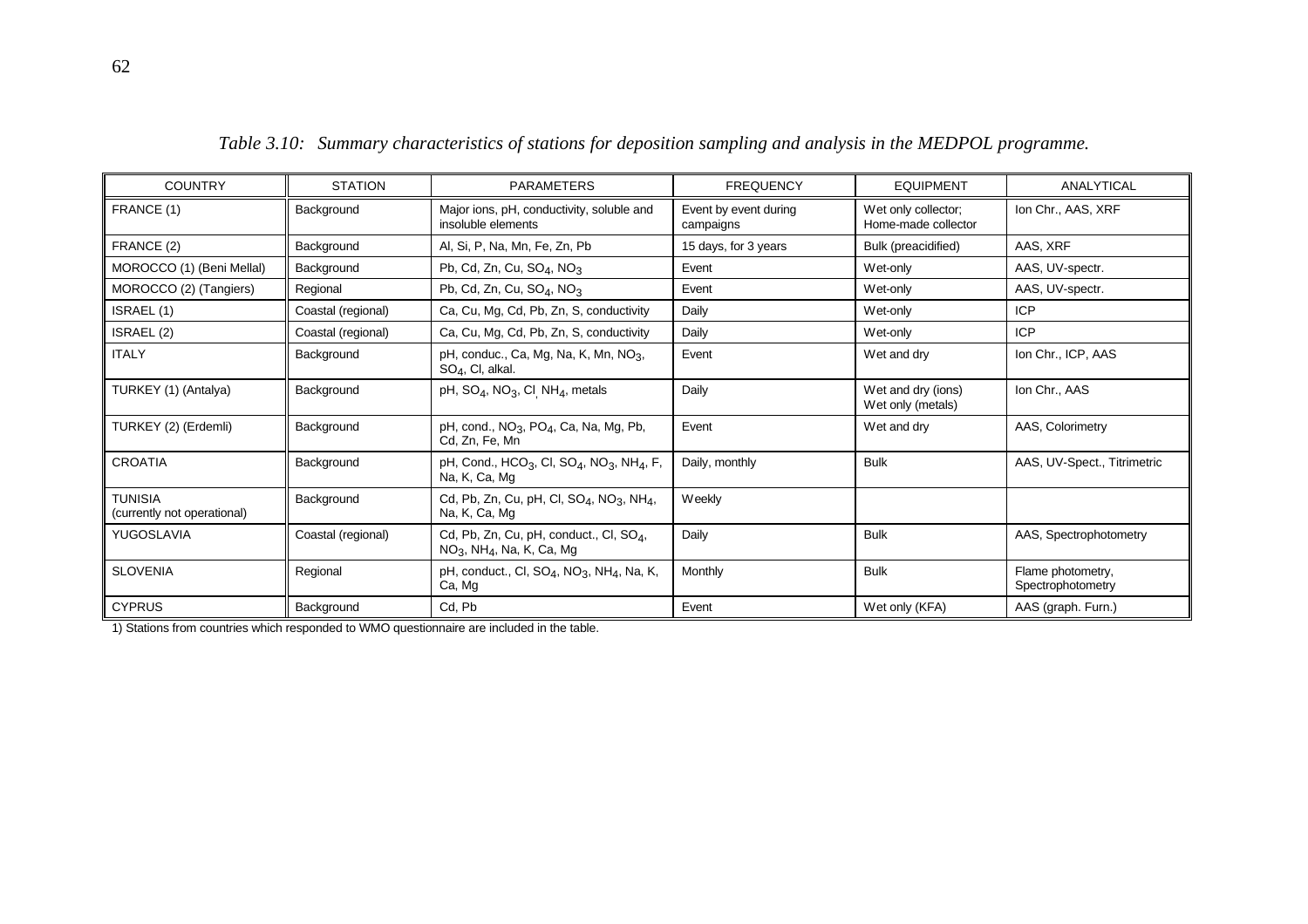*Table 3.10: Summary characteristics of stations for deposition sampling and analysis in the MEDPOL programme.*

| COUNTRY | STATION | PARAMETERS | FREQUENCY | EQUIPMENT | ANALYTICAL |
|---|---|---|---|---|---|
| FRANCE (1) | Background | Major ions, pH, conductivity, soluble and insoluble elements | Event by event during campaigns | Wet only collector; Home-made collector | Ion Chr., AAS, XRF |
| FRANCE (2) | Background | Al, Si, P, Na, Mn, Fe, Zn, Pb | 15 days, for 3 years | Bulk (preacidified) | AAS, XRF |
| MOROCCO (1) (Beni Mellal) | Background | Pb, Cd, Zn, Cu, $SO_4$, $NO_3$ | Event | Wet-only | AAS, UV-spectr. |
| MOROCCO (2) (Tangiers) | Regional | Pb, Cd, Zn, Cu, $SO_4$, $NO_3$ | Event | Wet-only | AAS, UV-spectr. |
| ISRAEL (1) | Coastal (regional) | Ca, Cu, Mg, Cd, Pb, Zn, S, conductivity | Daily | Wet-only | ICP |
| ISRAEL (2) | Coastal (regional) | Ca, Cu, Mg, Cd, Pb, Zn, S, conductivity | Daily | Wet-only | ICP |
| ITALY | Background | pH, conduc., Ca, Mg, Na, K, Mn, $NO_3$, $SO_4$, Cl, alkal. | Event | Wet and dry | Ion Chr., ICP, AAS |
| TURKEY (1) (Antalya) | Background | pH, $SO_4$, $NO_3$, Cl, $NH_4$, metals | Daily | Wet and dry (ions) Wet only (metals) | Ion Chr., AAS |
| TURKEY (2) (Erdemli) | Background | pH, cond., $NO_3$, $PO_4$, Ca, Na, Mg, Pb, Cd, Zn, Fe, Mn | Event | Wet and dry | AAS, Colorimetry |
| CROATIA | Background | pH, Cond., $HCO_3$, Cl, $SO_4$, $NO_3$, $NH_4$, F, Na, K, Ca, Mg | Daily, monthly | Bulk | AAS, UV-Spect., Titrimetric |
| TUNISIA (currently not operational) | Background | Cd, Pb, Zn, Cu, pH, Cl, $SO_4$, $NO_3$, $NH_4$, Na, K, Ca, Mg | Weekly | | |
| YUGOSLAVIA | Coastal (regional) | Cd, Pb, Zn, Cu, pH, conduct., Cl, $SO_4$, $NO_3$, $NH_4$, Na, K, Ca, Mg | Daily | Bulk | AAS, Spectrophotometry |
| SLOVENIA | Regional | pH, conduct., Cl, $SO_4$, $NO_3$, $NH_4$, Na, K, Ca, Mg | Monthly | Bulk | Flame photometry, Spectrophotometry |
| CYPRUS | Background | Cd, Pb | Event | Wet only (KFA) | AAS (graph. Furn.) |

1) Stations from countries which responded to WMO questionnaire are included in the table.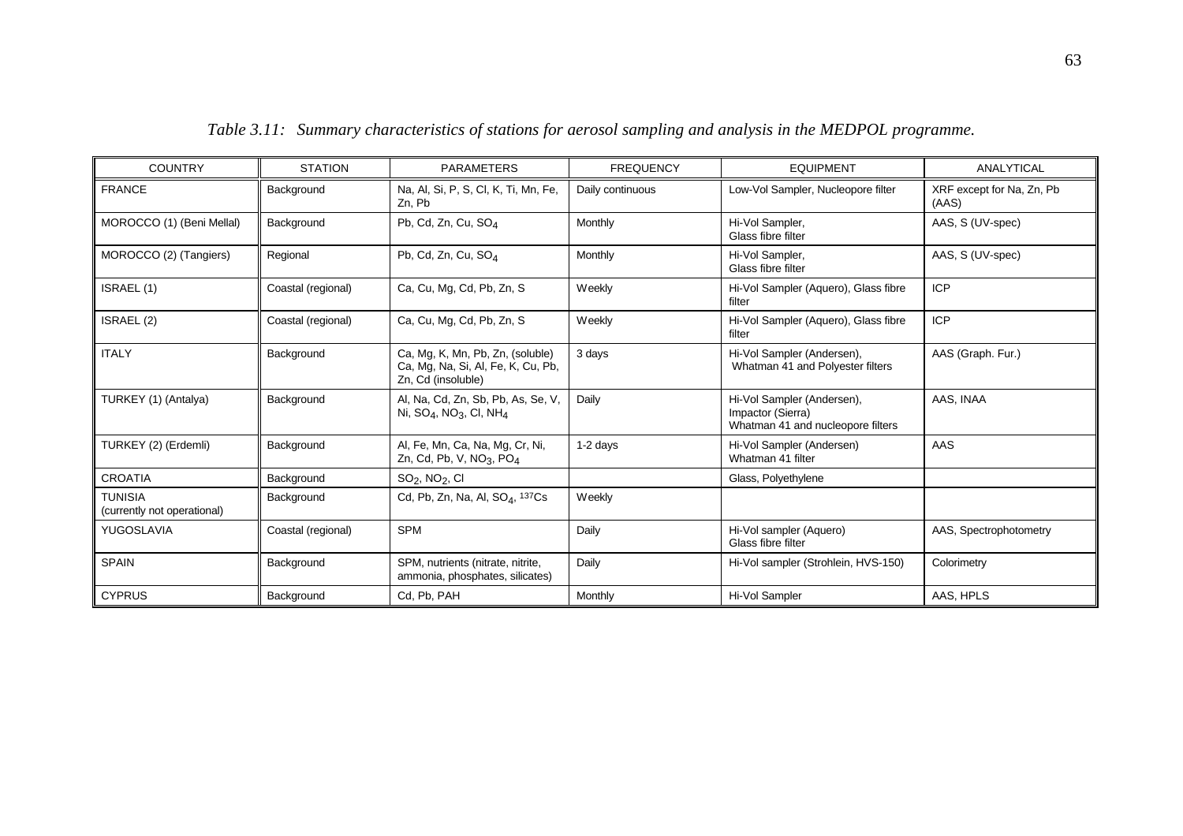*Table 3.11: Summary characteristics of stations for aerosol sampling and analysis in the MEDPOL programme.*

| COUNTRY | STATION | PARAMETERS | FREQUENCY | EQUIPMENT | ANALYTICAL |
|---|---|---|---|---|---|
| FRANCE | Background | Na, Al, Si, P, S, Cl, K, Ti, Mn, Fe, Zn, Pb | Daily continuous | Low-Vol Sampler, Nucleopore filter | XRF except for Na, Zn, Pb (AAS) |
| MOROCCO (1) (Beni Mellal) | Background | Pb, Cd, Zn, Cu, $SO_4$ | Monthly | Hi-Vol Sampler, Glass fibre filter | AAS, S (UV-spec) |
| MOROCCO (2) (Tangiers) | Regional | Pb, Cd, Zn, Cu, $SO_4$ | Monthly | Hi-Vol Sampler, Glass fibre filter | AAS, S (UV-spec) |
| ISRAEL (1) | Coastal (regional) | Ca, Cu, Mg, Cd, Pb, Zn, S | Weekly | Hi-Vol Sampler (Aquero), Glass fibre filter | ICP |
| ISRAEL (2) | Coastal (regional) | Ca, Cu, Mg, Cd, Pb, Zn, S | Weekly | Hi-Vol Sampler (Aquero), Glass fibre filter | ICP |
| ITALY | Background | Ca, Mg, K, Mn, Pb, Zn, (soluble) Ca, Mg, Na, Si, Al, Fe, K, Cu, Pb, Zn, Cd (insoluble) | 3 days | Hi-Vol Sampler (Andersen), Whatman 41 and Polyester filters | AAS (Graph. Fur.) |
| TURKEY (1) (Antalya) | Background | Al, Na, Cd, Zn, Sb, Pb, As, Se, V, Ni, $SO_4$, $NO_3$, Cl, $NH_4$ | Daily | Hi-Vol Sampler (Andersen), Impactor (Sierra) Whatman 41 and nucleopore filters | AAS, INAA |
| TURKEY (2) (Erdemli) | Background | Al, Fe, Mn, Ca, Na, Mg, Cr, Ni, Zn, Cd, Pb, V, $NO_3$, $PO_4$ | 1-2 days | Hi-Vol Sampler (Andersen) Whatman 41 filter | AAS |
| CROATIA | Background | $SO_2$, $NO_2$, Cl | | Glass, Polyethylene | |
| TUNISIA (currently not operational) | Background | Cd, Pb, Zn, Na, Al, $SO_4$, $^{137}Cs$ | Weekly | | |
| YUGOSLAVIA | Coastal (regional) | SPM | Daily | Hi-Vol sampler (Aquero) Glass fibre filter | AAS, Spectrophotometry |
| SPAIN | Background | SPM, nutrients (nitrate, nitrite, ammonia, phosphates, silicates) | Daily | Hi-Vol sampler (Strohlein, HVS-150) | Colorimetry |
| CYPRUS | Background | Cd, Pb, PAH | Monthly | Hi-Vol Sampler | AAS, HPLS |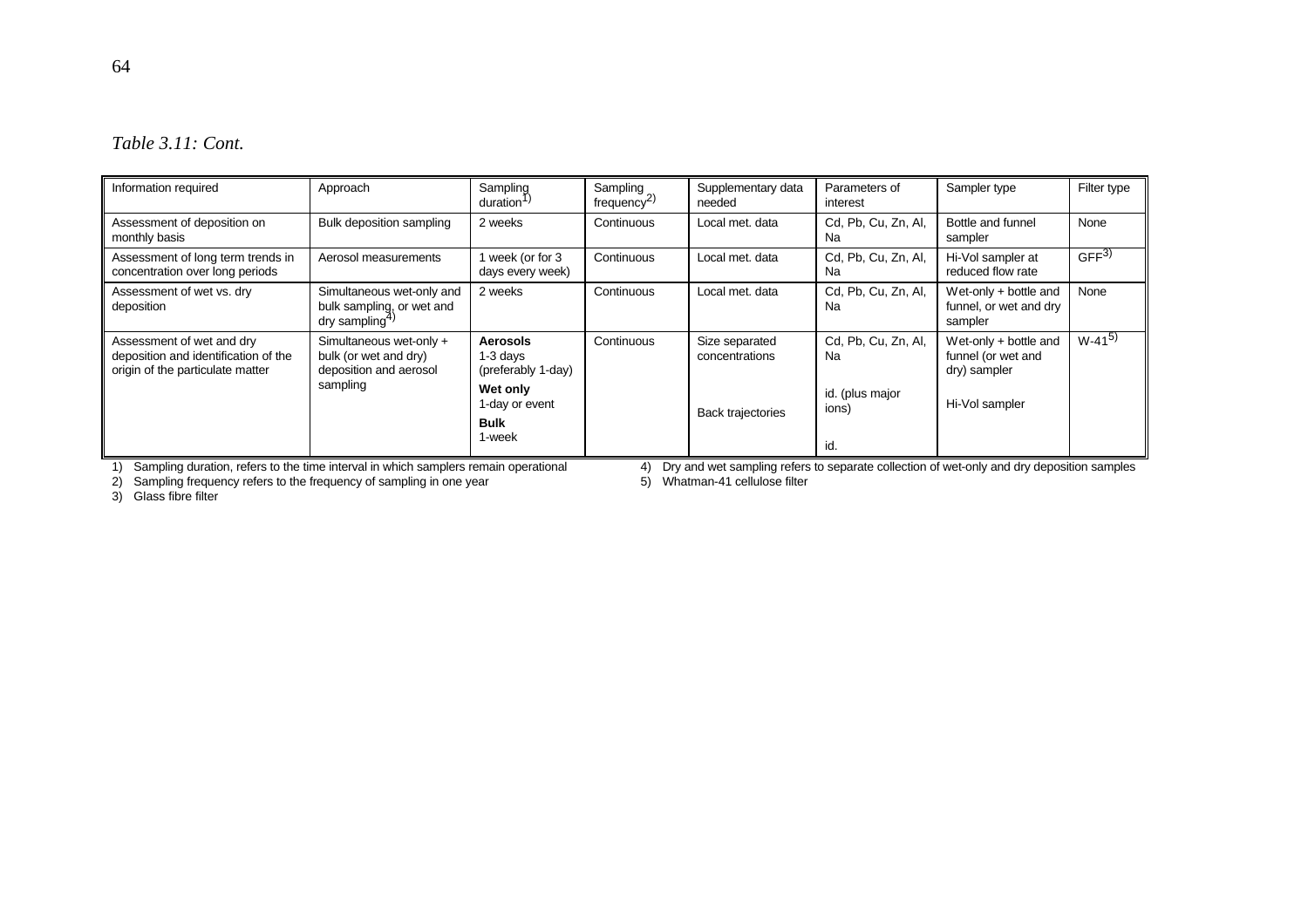*Table 3.11: Cont.*

| Information required | Approach | Sampling duration[1] | Sampling frequency[2] | Supplementary data needed | Parameters of interest | Sampler type | Filter type |
|---|---|---|---|---|---|---|---|
| Assessment of deposition on monthly basis | Bulk deposition sampling | 2 weeks | Continuous | Local met. data | Cd, Pb, Cu, Zn, Al, Na | Bottle and funnel sampler | None |
| Assessment of long term trends in concentration over long periods | Aerosol measurements | 1 week (or for 3 days every week) | Continuous | Local met. data | Cd, Pb, Cu, Zn, Al, Na | Hi-Vol sampler at reduced flow rate | GFF[3] |
| Assessment of wet vs. dry deposition | Simultaneous wet-only and bulk sampling, or wet and dry sampling[4] | 2 weeks | Continuous | Local met. data | Cd, Pb, Cu, Zn, Al, Na | Wet-only + bottle and funnel, or wet and dry sampler | None |
| Assessment of wet and dry deposition and identification of the origin of the particulate matter | Simultaneous wet-only + bulk (or wet and dry) deposition and aerosol sampling | **Aerosols** 1-3 days (preferably 1-day) **Wet only** 1-day or event **Bulk** 1-week | Continuous | Size separated concentrations<br><br>Back trajectories | Cd, Pb, Cu, Zn, Al, Na<br><br>id. (plus major ions)<br><br>id. | Wet-only + bottle and funnel (or wet and dry) sampler<br><br>Hi-Vol sampler | W-41[5] |

1) Sampling duration, refers to the time interval in which samplers remain operational
2) Sampling frequency refers to the frequency of sampling in one year
3) Glass fibre filter
4) Dry and wet sampling refers to separate collection of wet-only and dry deposition samples
5) Whatman-41 cellulose filter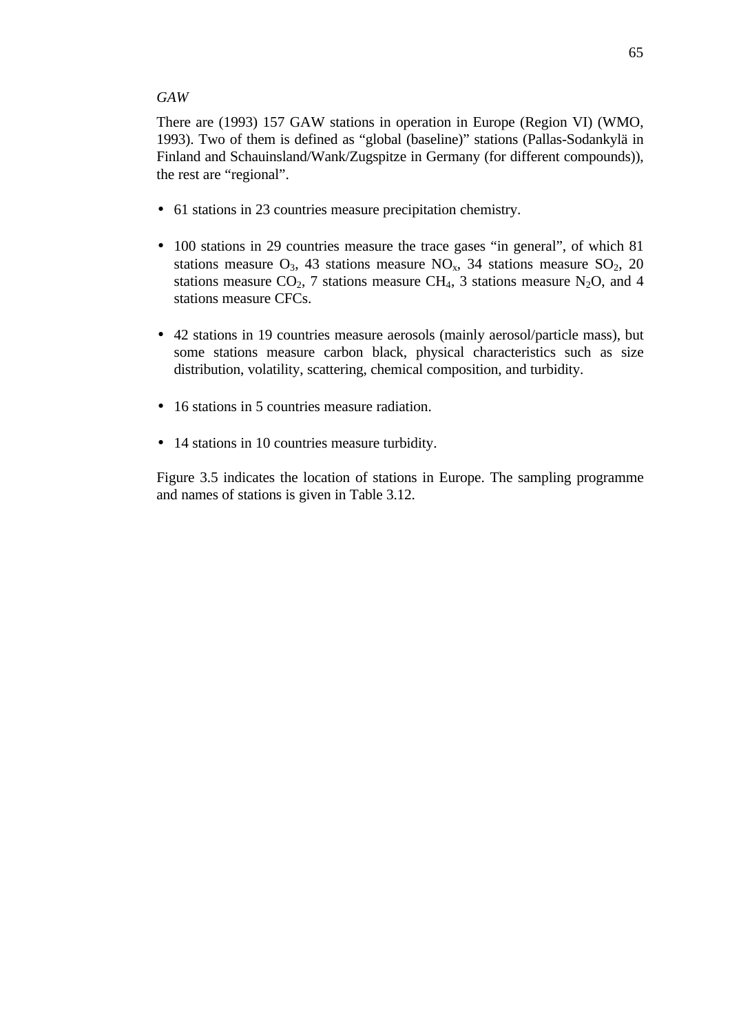*GAW*

There are (1993) 157 GAW stations in operation in Europe (Region VI) (WMO, 1993). Two of them is defined as “global (baseline)” stations (Pallas-Sodankylä in Finland and Schauinsland/Wank/Zugspitze in Germany (for different compounds)), the rest are “regional”.

- 61 stations in 23 countries measure precipitation chemistry.

- 100 stations in 29 countries measure the trace gases “in general”, of which 81 stations measure $O_3$, 43 stations measure $NO_x$, 34 stations measure $SO_2$, 20 stations measure $CO_2$, 7 stations measure $CH_4$, 3 stations measure $N_2O$, and 4 stations measure CFCs.

- 42 stations in 19 countries measure aerosols (mainly aerosol/particle mass), but some stations measure carbon black, physical characteristics such as size distribution, volatility, scattering, chemical composition, and turbidity.

- 16 stations in 5 countries measure radiation.

- 14 stations in 10 countries measure turbidity.

Figure 3.5 indicates the location of stations in Europe. The sampling programme and names of stations is given in Table 3.12.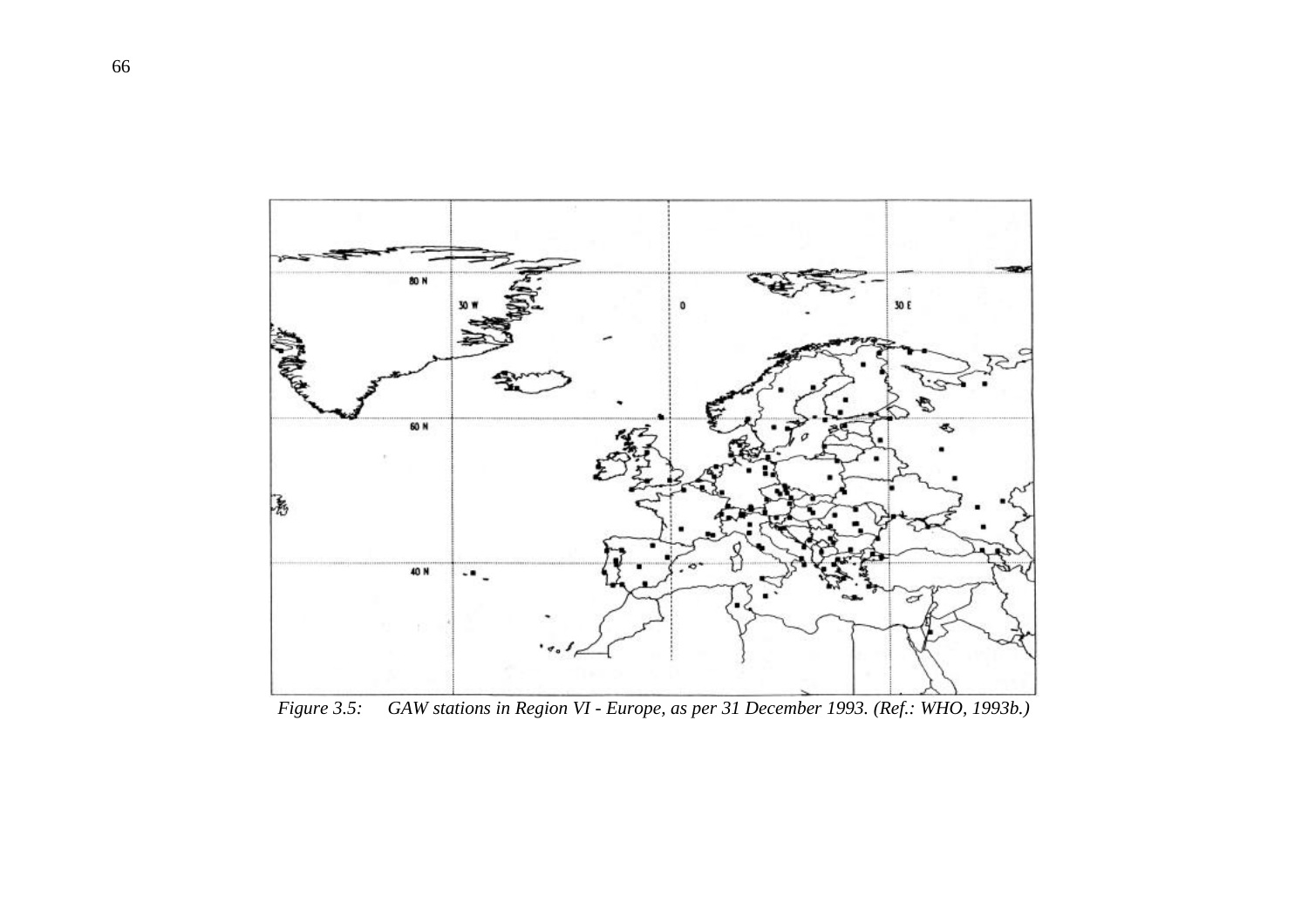*Figure 3.5: GAW stations in Region VI - Europe, as per 31 December 1993. (Ref.: WHO, 1993b.)*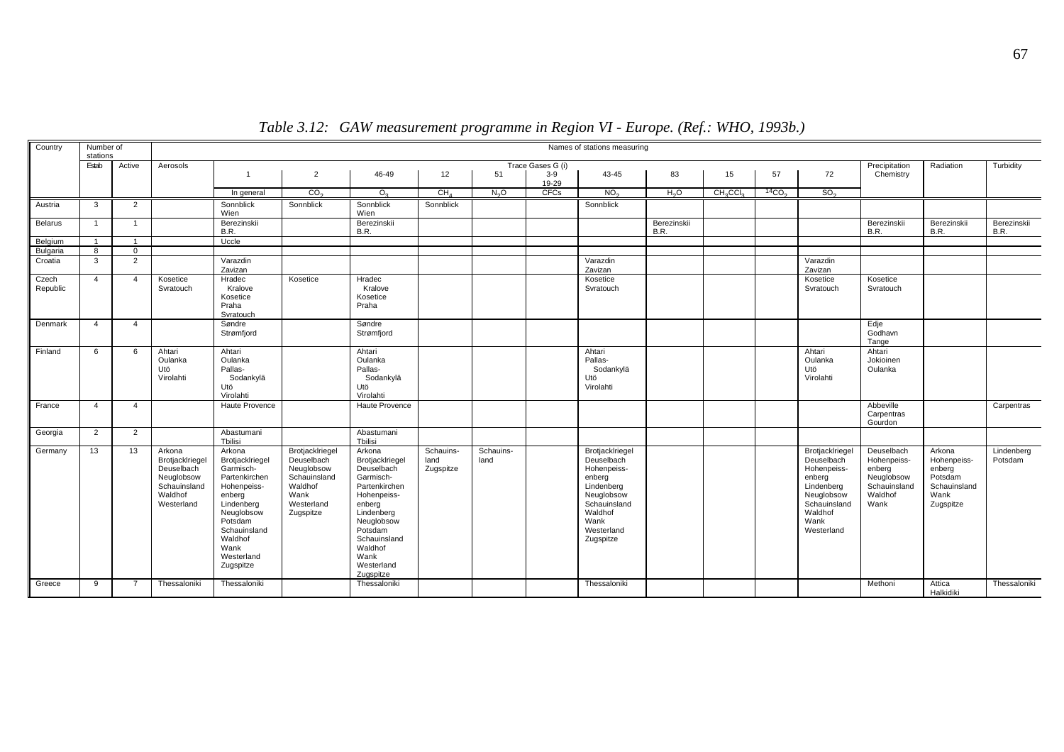*Table 3.12: GAW measurement programme in Region VI - Europe. (Ref.: WHO, 1993b.)*

| Country | Number of stations | | Names of stations measuring | | | | | | | | | | | | | | | |
|---|---|---|---|---|---|---|---|---|---|---|---|---|---|---|---|---|---|---|
| | Estab | Active | Aerosols | Trace Gases G (i) 1 | 2 | 46-49 | 12 | 51 | 3-9 19-29 | 43-45 | 83 | 15 | 57 | 72 | Precipitation Chemistry | Radiation | Turbidity |
| | | | | In general | $CO_2$ | $O_3$ | $CH_4$ | $N_2O$ | CFCs | $NO_2$ | $H_2O$ | $CH_3CCl_3$ | $^{14}CO_2$ | $SO_2$ | | | |
| Austria | 3 | 2 | | Sonnblick Wien | Sonnblick | Sonnblick Wien | Sonnblick | | | Sonnblick | | | | | | | |
| Belarus | 1 | 1 | | Berezinskii B.R. | | Berezinskii B.R. | | | | | Berezinskii B.R. | | | | Berezinskii B.R. | Berezinskii B.R. | Berezinskii B.R. |
| Belgium | 1 | 1 | | Uccle | | | | | | | | | | | | | |
| Bulgaria | 8 | 0 | | | | | | | | | | | | | | | |
| Croatia | 3 | 2 | | Varazdin Zavizan | | | | | | Varazdin Zavizan | | | | Varazdin Zavizan | | | |
| Czech Republic | 4 | 4 | Kosetice Svratouch | Hradec Kralove Kosetice Praha Svratouch | Kosetice | Hradec Kralove Kosetice Praha | | | | Kosetice Svratouch | | | | Kosetice Svratouch | Kosetice Svratouch | | |
| Denmark | 4 | 4 | | Søndre Strømfjord | | Søndre Strømfjord | | | | | | | | | Edje Godhavn Tange | | |
| Finland | 6 | 6 | Ahtari Oulanka Utö Virolahti | Ahtari Oulanka Pallas-Sodankylä Utö Virolahti | | Ahtari Oulanka Pallas-Sodankylä Utö Virolahti | | | | Ahtari Pallas-Sodankylä Utö Virolahti | | | | Ahtari Oulanka Utö Virolahti | Ahtari Jokioinen Oulanka | | |
| France | 4 | 4 | | Haute Provence | | Haute Provence | | | | | | | | | Abbeville Carpentras Gourdon | | Carpentras |
| Georgia | 2 | 2 | | Abastumani Tbilisi | | Abastumani Tbilisi | | | | | | | | | | | |
| Germany | 13 | 13 | Arkona Brotjacklriegel Deuselbach Neuglobsow Schauinsland Waldhof Westerland | Arkona Brotjacklriegel Garmisch-Partenkirchen Hohenpeiss-enberg Lindenberg Neuglobsow Potsdam Schauinsland Waldhof Wank Westerland Zugspitze | Brotjacklriegel Deuselbach Neuglobsow Schauinsland Waldhof Wank Westerland Zugspitze | Arkona Brotjacklriegel Deuselbach Garmisch-Partenkirchen Hohenpeiss-enberg Lindenberg Neuglobsow Potsdam Schauinsland Waldhof Wank Westerland Zugspitze | Schauins-land Zugspitze | Schauins-land | | Brotjacklriegel Deuselbach Hohenpeiss-enberg Lindenberg Neuglobsow Schauinsland Waldhof Wank Westerland Zugspitze | | | | Brotjacklriegel Deuselbach Hohenpeiss-enberg Lindenberg Neuglobsow Schauinsland Waldhof Wank Westerland | Deuselbach Hohenpeiss-enberg Neuglobsow Schauinsland Waldhof Wank | Arkona Hohenpeiss-enberg Potsdam Schauinsland Wank Zugspitze | Lindenberg Potsdam |
| Greece | 9 | 7 | Thessaloniki | Thessaloniki | | Thessaloniki | | | | Thessaloniki | | | | | Methoni | Attica Halkidiki | Thessaloniki |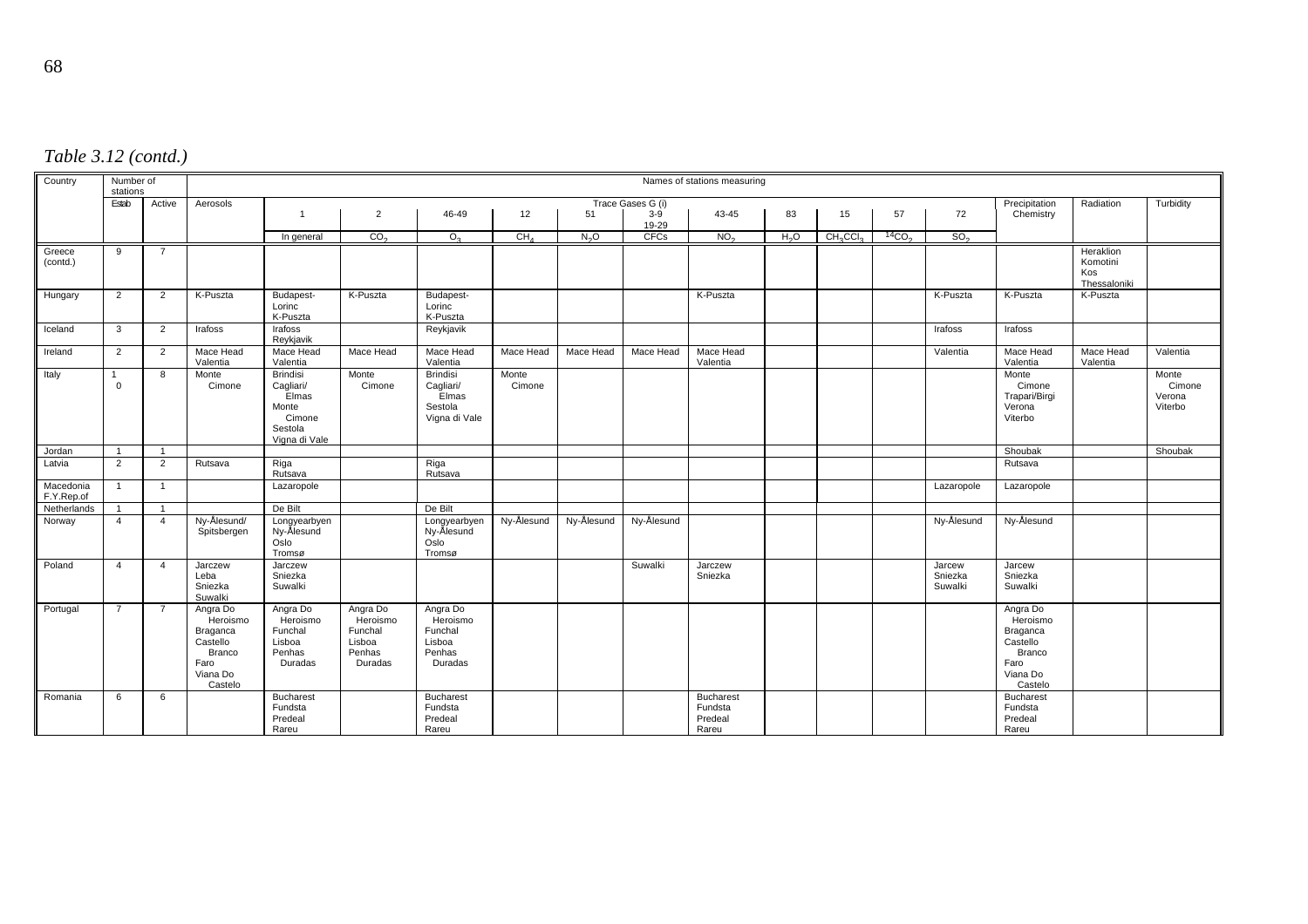*Table 3.12 (contd.)*

| Country | Number of stations | | Names of stations measuring | | | | | | | | | | | | | | | |
|---|---|---|---|---|---|---|---|---|---|---|---|---|---|---|---|---|---|---|
| | Estab | Active | Aerosols | Trace Gases G (i) | | | | | | | | | | | | Precipitation Chemistry | Radiation | Turbidity |
| | | | | 1 | 2 | 46-49 | 12 | 51 | 3-9 19-29 | 43-45 | 83 | 15 | 57 | 72 | | | | |
| | | | | In general | $CO_2$ | $O_3$ | $CH_4$ | $N_2O$ | CFCs | $NO_2$ | $H_2O$ | $CH_3CCl_3$ | $^{14}CO_2$ | $SO_2$ | | | | |
| Greece (contd.) | 9 | 7 | | | | | | | | | | | | | | | Heraklion Komotini Kos Thessaloniki | |
| Hungary | 2 | 2 | K-Puszta | Budapest-Lorinc K-Puszta | K-Puszta | Budapest-Lorinc K-Puszta | | | | K-Puszta | | | | K-Puszta | | K-Puszta | K-Puszta | |
| Iceland | 3 | 2 | Irafoss | Irafoss Reykjavik | | Reykjavik | | | | | | | | Irafoss | | Irafoss | | |
| Ireland | 2 | 2 | Mace Head Valentia | Mace Head Valentia | Mace Head | Mace Head Valentia | Mace Head | Mace Head | Mace Head | Mace Head Valentia | | | | Valentia | | Mace Head Valentia | Mace Head Valentia | Valentia |
| Italy | 1 0 | 8 | Monte Cimone | Brindisi Cagliari/ Elmas Monte Cimone Sestola Vigna di Vale | Monte Cimone | Brindisi Cagliari/ Elmas Sestola Vigna di Vale | Monte Cimone | | | | | | | | | Monte Cimone Trapari/Birgi Verona Viterbo | | Monte Cimone Verona Viterbo |
| Jordan | 1 | 1 | | | | | | | | | | | | | | Shoubak | | Shoubak |
| Latvia | 2 | 2 | Rutsava | Riga Rutsava | | Riga Rutsava | | | | | | | | | | Rutsava | | |
| Macedonia F.Y.Rep.of | 1 | 1 | | Lazaropole | | | | | | | | | | Lazaropole | | Lazaropole | | |
| Netherlands | 1 | 1 | | De Bilt | | De Bilt | | | | | | | | | | | | |
| Norway | 4 | 4 | Ny-Ålesund/ Spitsbergen | Longyearbyen Ny-Ålesund Oslo Tromsø | | Longyearbyen Ny-Ålesund Oslo Tromsø | Ny-Ålesund | Ny-Ålesund | Ny-Ålesund | | | | | Ny-Ålesund | | Ny-Ålesund | | |
| Poland | 4 | 4 | Jarczew Leba Sniezka Suwalki | Jarczew Sniezka Suwalki | | | | | Suwalki | Jarczew Sniezka | | | | Jarcew Sniezka Suwalki | | Jarcew Sniezka Suwalki | | |
| Portugal | 7 | 7 | Angra Do Heroismo Braganca Castello Branco Faro Viana Do Castelo | Angra Do Heroismo Funchal Lisboa Penhas Duradas | Angra Do Heroismo Funchal Lisboa Penhas Duradas | Angra Do Heroismo Funchal Lisboa Penhas Duradas | | | | | | | | | | Angra Do Heroismo Braganca Castello Branco Faro Viana Do Castelo | | |
| Romania | 6 | 6 | | Bucharest Fundsta Predeal Rareu | | Bucharest Fundsta Predeal Rareu | | | | Bucharest Fundsta Predeal Rareu | | | | | | Bucharest Fundsta Predeal Rareu | | |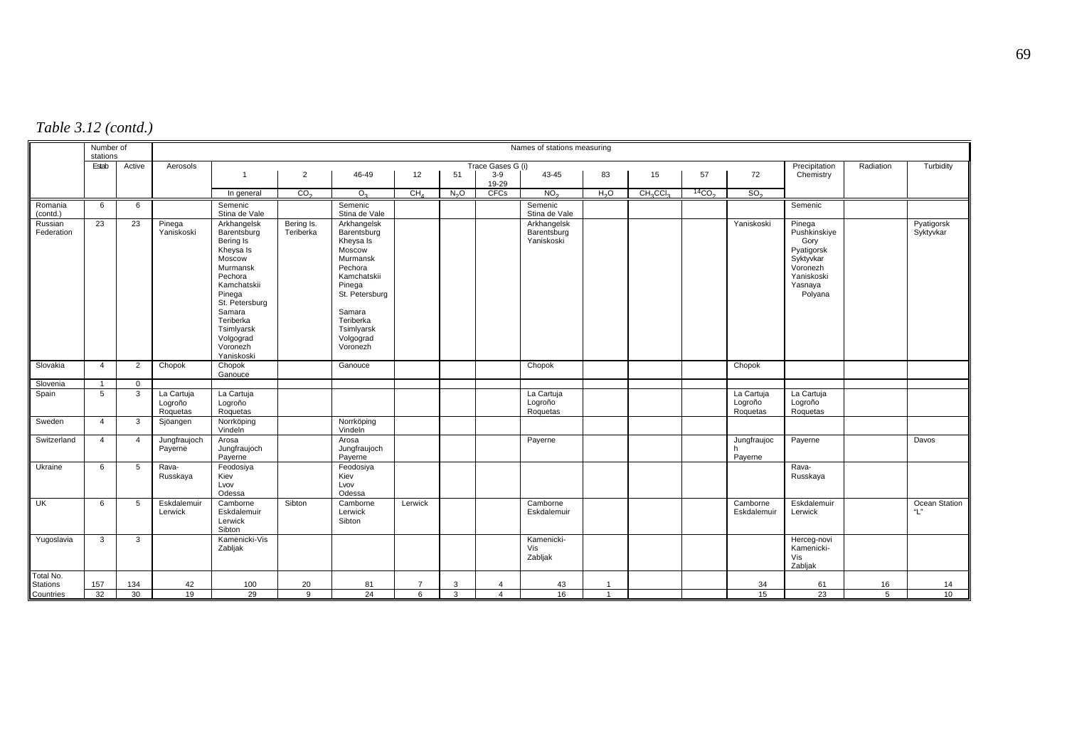*Table 3.12 (contd.)*

| | Number of stations | | Names of stations measuring | | | | | | | | | | | | | | | |
|---|---|---|---|---|---|---|---|---|---|---|---|---|---|---|---|---|---|---|
| | Estab | Active | Aerosols | Trace Gases G (i) | | | | | | | | | | | | Precipitation Chemistry | Radiation | Turbidity |
| | | | | 1 | 2 | 46-49 | 12 | 51 | 3-9 19-29 | 43-45 | 83 | 15 | 57 | 72 | | | | |
| | | | | In general | $CO_2$ | $O_3$ | $CH_4$ | $N_2O$ | CFCs | $NO_2$ | $H_2O$ | $CH_3CCl_3$ | $^{14}CO_2$ | $SO_2$ | | | | |
| Romania (contd.) | 6 | 6 | | Semenic Stina de Vale | | Semenic Stina de Vale | | | | Semenic Stina de Vale | | | | | | Semenic | | |
| Russian Federation | 23 | 23 | Pinega Yaniskoski | Arkhangelsk Barentsburg Bering Is Kheysa Is Moscow Murmansk Pechora Kamchatskii Pinega St. Petersburg Samara Teriberka Tsimlyarsk Volgograd Voronezh Yaniskoski | Bering Is. Teriberka | Arkhangelsk Barentsburg Kheysa Is Moscow Murmansk Pechora Kamchatskii Pinega St. Petersburg Samara Teriberka Tsimlyarsk Volgograd Voronezh | | | | Arkhangelsk Barentsburg Yaniskoski | | | | Yaniskoski | | Pinega Pushkinskiye Gory Pyatigorsk Syktyvkar Voronezh Yaniskoski Yasnaya Polyana | | Pyatigorsk Syktyvkar |
| Slovakia | 4 | 2 | Chopok | Chopok Ganouce | | Ganouce | | | | Chopok | | | | Chopok | | | | |
| Slovenia | 1 | 0 | | | | | | | | | | | | | | | | |
| Spain | 5 | 3 | La Cartuja Logroño Roquetas | La Cartuja Logroño Roquetas | | | | | | La Cartuja Logroño Roquetas | | | | La Cartuja Logroño Roquetas | | La Cartuja Logroño Roquetas | | |
| Sweden | 4 | 3 | Sjöangen | Norrköping Vindeln | | Norrköping Vindeln | | | | | | | | | | | | |
| Switzerland | 4 | 4 | Jungfraujoch Payerne | Arosa Jungfraujoch Payerne | | Arosa Jungfraujoch Payerne | | | | Payerne | | | | Jungfraujoch Payerne | | Payerne | | Davos |
| Ukraine | 6 | 5 | Rava-Russkaya | Feodosiya Kiev Lvov Odessa | | Feodosiya Kiev Lvov Odessa | | | | | | | | | | Rava-Russkaya | | |
| UK | 6 | 5 | Eskdalemuir Lerwick | Camborne Eskdalemuir Lerwick Sibton | Sibton | Camborne Lerwick Sibton | Lerwick | | | Camborne Eskdalemuir | | | | Camborne Eskdalemuir | | Eskdalemuir Lerwick | | Ocean Station "L" |
| Yugoslavia | 3 | 3 | | Kamenicki-Vis Zabljak | | | | | | Kamenicki-Vis Zabljak | | | | | | Herceg-novi Kamenicki-Vis Zabljak | | |
| Total No. Stations | 157 | 134 | 42 | 100 | 20 | 81 | 7 | 3 | 4 | 43 | 1 | | | 34 | | 61 | 16 | 14 |
| Countries | 32 | 30 | 19 | 29 | 9 | 24 | 6 | 3 | 4 | 16 | 1 | | | 15 | | 23 | 5 | 10 |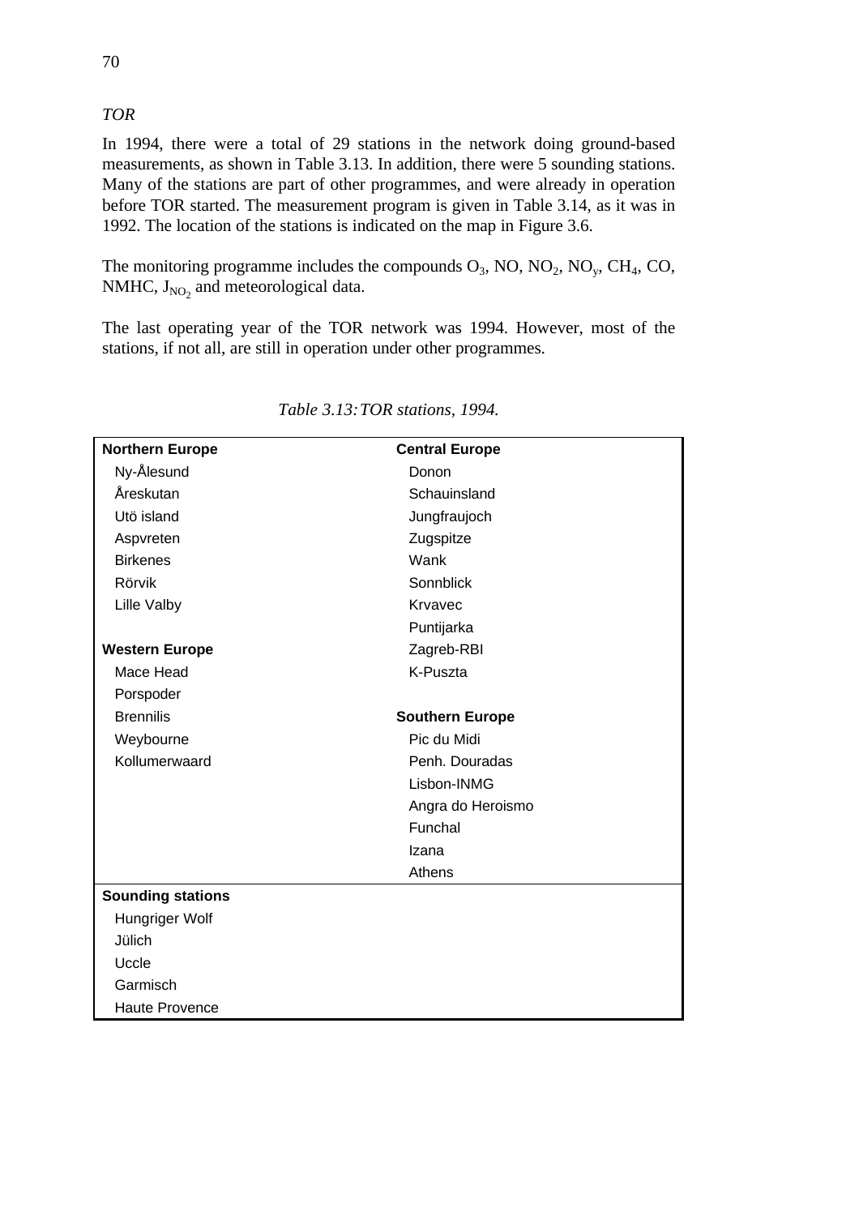*TOR*

In 1994, there were a total of 29 stations in the network doing ground-based measurements, as shown in Table 3.13. In addition, there were 5 sounding stations. Many of the stations are part of other programmes, and were already in operation before TOR started. The measurement program is given in Table 3.14, as it was in 1992. The location of the stations is indicated on the map in Figure 3.6.

The monitoring programme includes the compounds $O_3$, NO, $NO_2$, $NO_y$, $CH_4$, CO, NMHC, $J_{NO_2}$ and meteorological data.

The last operating year of the TOR network was 1994. However, most of the stations, if not all, are still in operation under other programmes.

*Table 3.13: TOR stations, 1994.*

| **Northern Europe** | **Central Europe** |
|---|---|
| Ny-Ålesund | Donon |
| Åreskutan | Schauinsland |
| Utö island | Jungfraujoch |
| Aspvreten | Zugspitze |
| Birkenes | Wank |
| Rörvik | Sonnblick |
| Lille Valby | Krvavec |
| | Puntijarka |
| **Western Europe** | Zagreb-RBI |
| Mace Head | K-Puszta |
| Porspoder | |
| Brennilis | **Southern Europe** |
| Weybourne | Pic du Midi |
| Kollumerwaard | Penh. Douradas |
| | Lisbon-INMG |
| | Angra do Heroismo |
| | Funchal |
| | Izana |
| | Athens |
| **Sounding stations** | |
| Hungriger Wolf | |
| Jülich | |
| Uccle | |
| Garmisch | |
| Haute Provence | |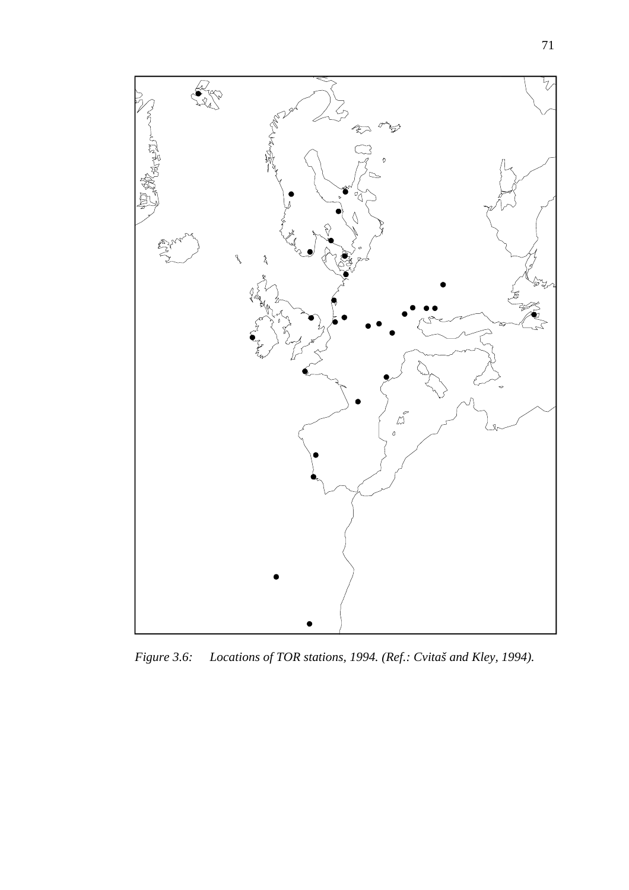*Figure 3.6: Locations of TOR stations, 1994. (Ref.: Cvitaš and Kley, 1994).*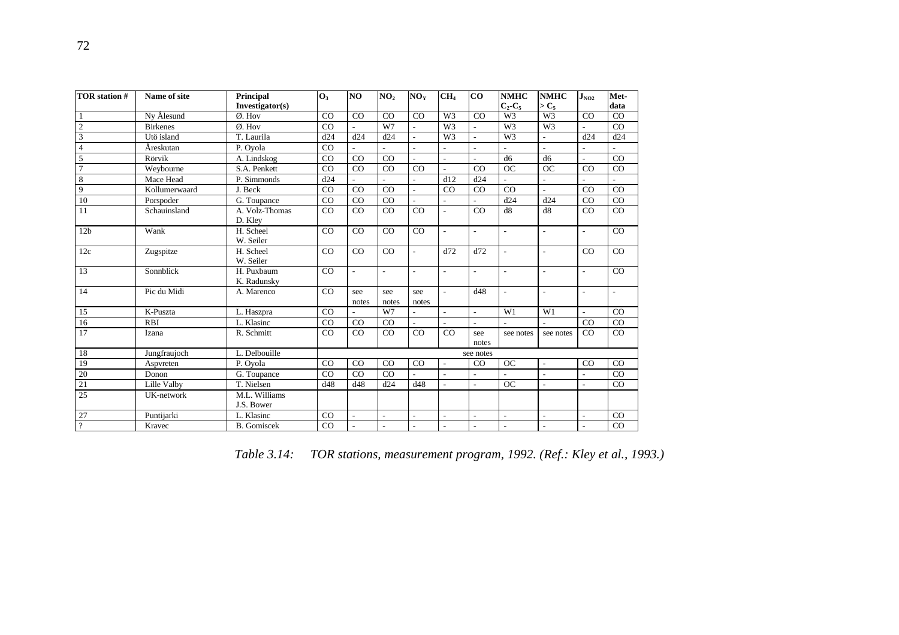| TOR station # | Name of site | Principal Investigator(s) | $O_3$ | NO | $NO_2$ | $NO_Y$ | $CH_4$ | CO | NMHC $C_2$-$C_5$ | NMHC > $C_5$ | $J_{NO2}$ | Met-data |
|---|---|---|---|---|---|---|---|---|---|---|---|---|
| 1 | Ny Ålesund | Ø. Hov | CO | CO | CO | CO | W3 | CO | W3 | W3 | CO | CO |
| 2 | Birkenes | Ø. Hov | CO | - | W7 | - | W3 | - | W3 | W3 | - | CO |
| 3 | Utö island | T. Laurila | d24 | d24 | d24 | - | W3 | - | W3 | - | d24 | d24 |
| 4 | Åreskutan | P. Oyola | CO | - | - | - | - | - | - | - | - | - |
| 5 | Rörvik | A. Lindskog | CO | CO | CO | - | - | - | d6 | d6 | - | CO |
| 7 | Weybourne | S.A. Penkett | CO | CO | CO | CO | - | CO | OC | OC | CO | CO |
| 8 | Mace Head | P. Simmonds | d24 | - | - | - | d12 | d24 | - | - | - | - |
| 9 | Kollumerwaard | J. Beck | CO | CO | CO | - | CO | CO | CO | - | CO | CO |
| 10 | Porspoder | G. Toupance | CO | CO | CO | - | - | - | d24 | d24 | CO | CO |
| 11 | Schauinsland | A. Volz-Thomas D. Kley | CO | CO | CO | CO | - | CO | d8 | d8 | CO | CO |
| 12b | Wank | H. Scheel W. Seiler | CO | CO | CO | CO | - | - | - | - | - | CO |
| 12c | Zugspitze | H. Scheel W. Seiler | CO | CO | CO | - | d72 | d72 | - | - | CO | CO |
| 13 | Sonnblick | H. Puxbaum K. Radunsky | CO | - | - | - | - | - | - | - | - | CO |
| 14 | Pic du Midi | A. Marenco | CO | see notes | see notes | see notes | - | d48 | - | - | - | - |
| 15 | K-Puszta | L. Haszpra | CO | - | W7 | - | - | - | W1 | W1 | - | CO |
| 16 | RBI | L. Klasinc | CO | CO | CO | - | - | - | - | - | CO | CO |
| 17 | Izana | R. Schmitt | CO | CO | CO | CO | CO | see notes | see notes | see notes | CO | CO |
| 18 | Jungfraujoch | L. Delbouille | | | | | | see notes | | | | |
| 19 | Aspvreten | P. Oyola | CO | CO | CO | CO | - | CO | OC | - | CO | CO |
| 20 | Donon | G. Toupance | CO | CO | CO | - | - | - | - | - | - | CO |
| 21 | Lille Valby | T. Nielsen | d48 | d48 | d24 | d48 | - | - | OC | - | - | CO |
| 25 | UK-network | M.L. Williams J.S. Bower | | | | | | | | | | |
| 27 | Puntijarki | L. Klasinc | CO | - | - | - | - | - | - | - | - | CO |
| ? | Kravec | B. Gomiscek | CO | - | - | - | - | - | - | - | - | CO |

*Table 3.14: TOR stations, measurement program, 1992. (Ref.: Kley et al., 1993.)*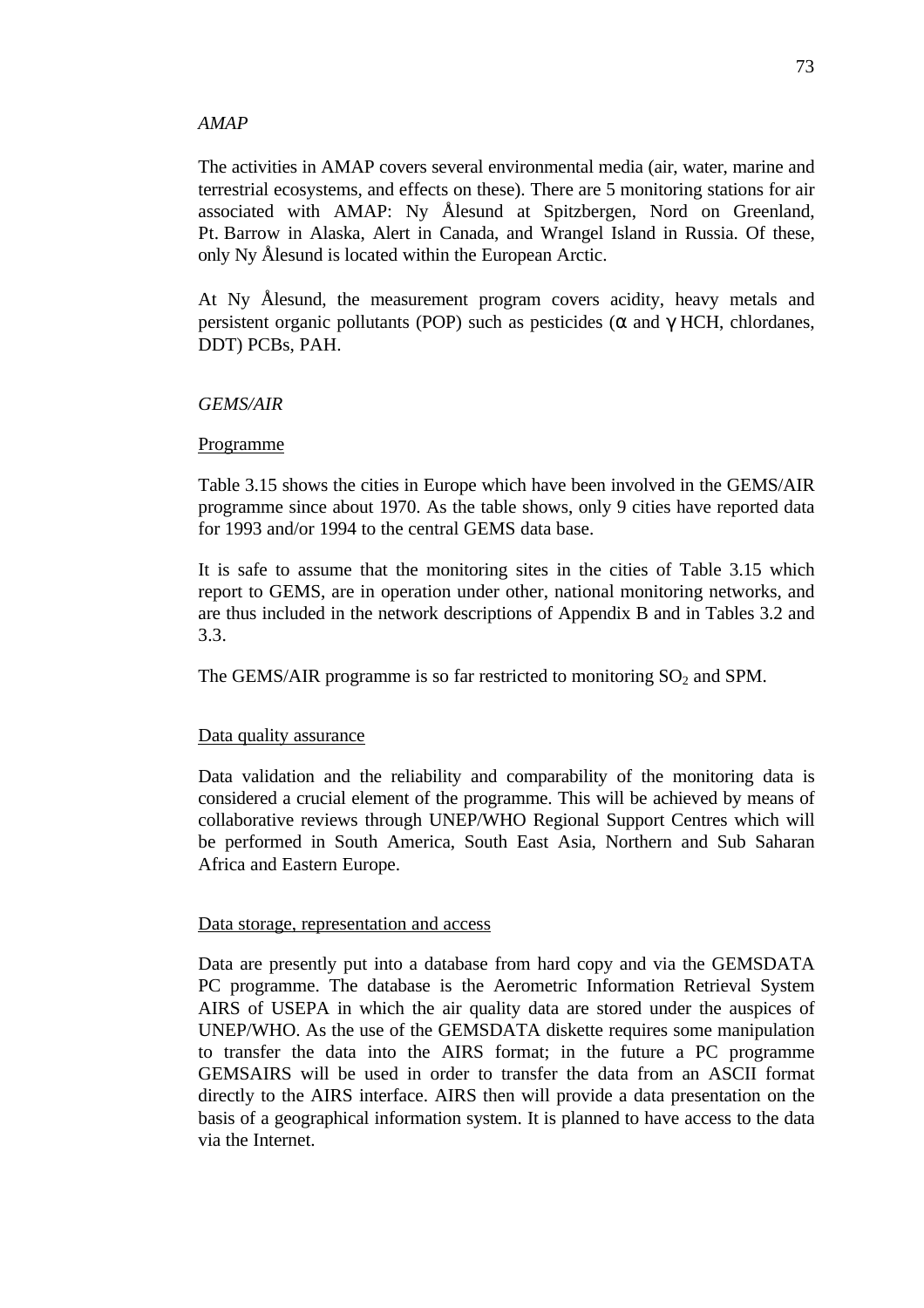*AMAP*

The activities in AMAP covers several environmental media (air, water, marine and terrestrial ecosystems, and effects on these). There are 5 monitoring stations for air associated with AMAP: Ny Ålesund at Spitzbergen, Nord on Greenland, Pt. Barrow in Alaska, Alert in Canada, and Wrangel Island in Russia. Of these, only Ny Ålesund is located within the European Arctic.

At Ny Ålesund, the measurement program covers acidity, heavy metals and persistent organic pollutants (POP) such as pesticides ($\alpha$ and $\gamma$ HCH, chlordanes, DDT) PCBs, PAH.

*GEMS/AIR*

Programme

Table 3.15 shows the cities in Europe which have been involved in the GEMS/AIR programme since about 1970. As the table shows, only 9 cities have reported data for 1993 and/or 1994 to the central GEMS data base.

It is safe to assume that the monitoring sites in the cities of Table 3.15 which report to GEMS, are in operation under other, national monitoring networks, and are thus included in the network descriptions of Appendix B and in Tables 3.2 and 3.3.

The GEMS/AIR programme is so far restricted to monitoring $SO_2$ and SPM.

Data quality assurance

Data validation and the reliability and comparability of the monitoring data is considered a crucial element of the programme. This will be achieved by means of collaborative reviews through UNEP/WHO Regional Support Centres which will be performed in South America, South East Asia, Northern and Sub Saharan Africa and Eastern Europe.

Data storage, representation and access

Data are presently put into a database from hard copy and via the GEMSDATA PC programme. The database is the Aerometric Information Retrieval System AIRS of USEPA in which the air quality data are stored under the auspices of UNEP/WHO. As the use of the GEMSDATA diskette requires some manipulation to transfer the data into the AIRS format; in the future a PC programme GEMSAIRS will be used in order to transfer the data from an ASCII format directly to the AIRS interface. AIRS then will provide a data presentation on the basis of a geographical information system. It is planned to have access to the data via the Internet.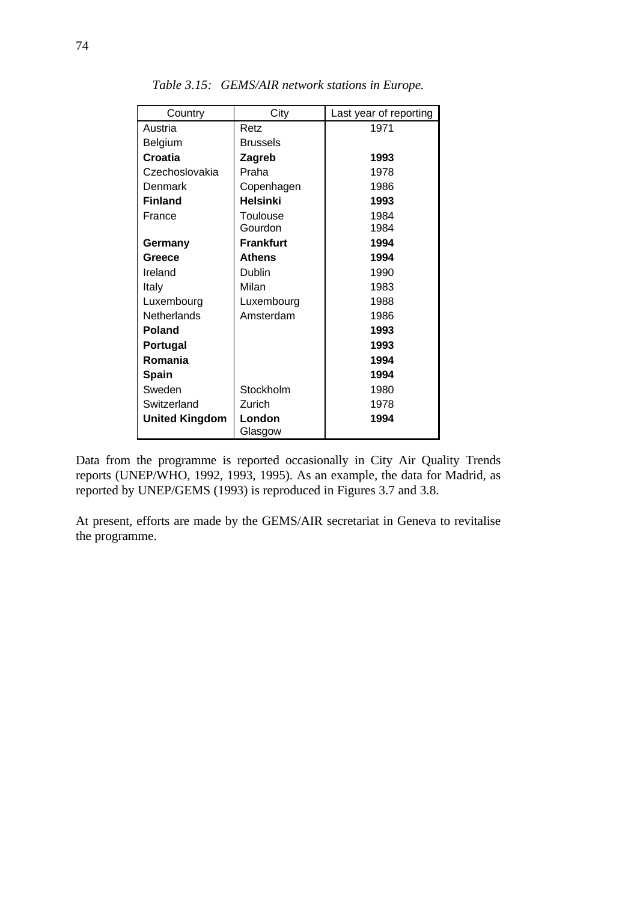*Table 3.15: GEMS/AIR network stations in Europe.*

| Country | City | Last year of reporting |
|---|---|---|
| Austria | Retz | 1971 |
| Belgium | Brussels | |
| **Croatia** | **Zagreb** | **1993** |
| Czechoslovakia | Praha | 1978 |
| Denmark | Copenhagen | 1986 |
| **Finland** | **Helsinki** | **1993** |
| France | Toulouse<br>Gourdon | 1984<br>1984 |
| **Germany** | **Frankfurt** | **1994** |
| **Greece** | **Athens** | **1994** |
| Ireland | Dublin | 1990 |
| Italy | Milan | 1983 |
| Luxembourg | Luxembourg | 1988 |
| Netherlands | Amsterdam | 1986 |
| **Poland** | | **1993** |
| **Portugal** | | **1993** |
| **Romania** | | **1994** |
| **Spain** | | **1994** |
| Sweden | Stockholm | 1980 |
| Switzerland | Zurich | 1978 |
| **United Kingdom** | **London**<br>Glasgow | **1994** |

Data from the programme is reported occasionally in City Air Quality Trends reports (UNEP/WHO, 1992, 1993, 1995). As an example, the data for Madrid, as reported by UNEP/GEMS (1993) is reproduced in Figures 3.7 and 3.8.

At present, efforts are made by the GEMS/AIR secretariat in Geneva to revitalise the programme.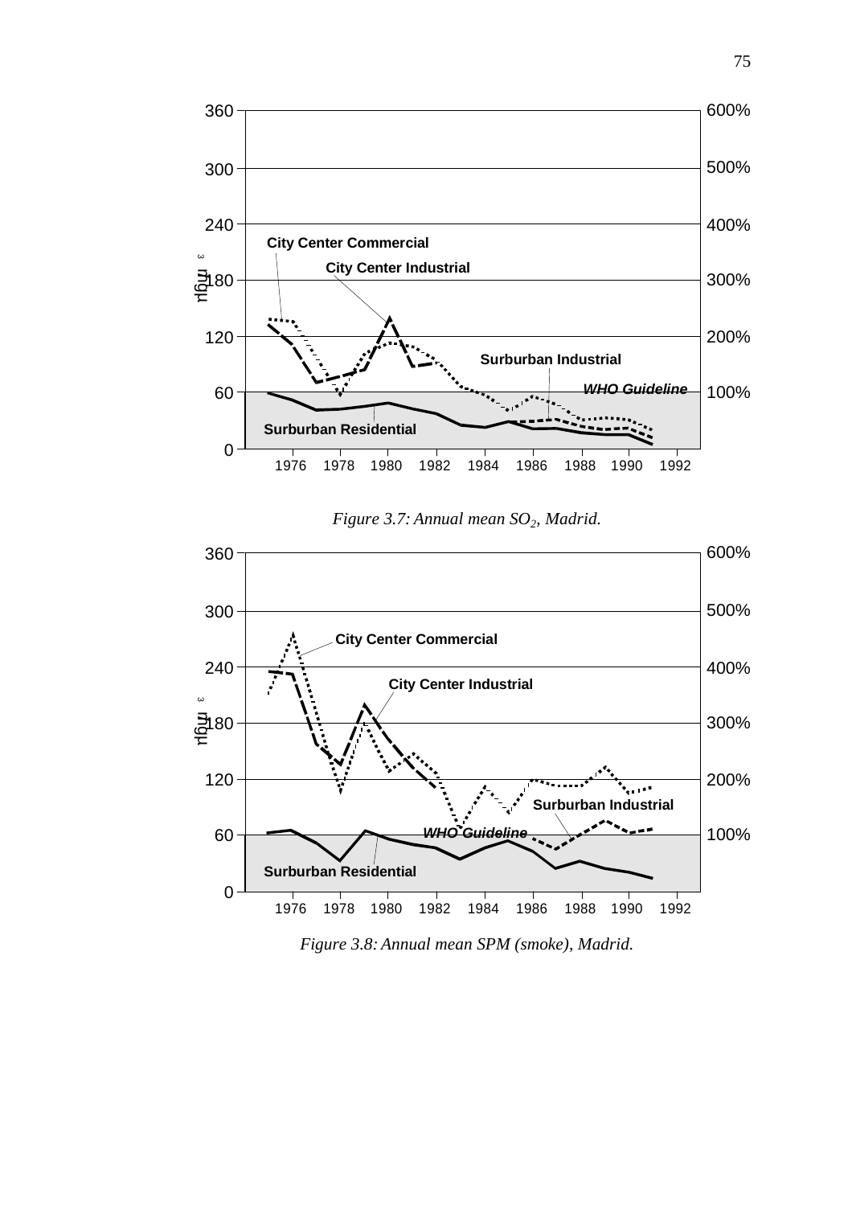Figure 3.7: Annual mean $SO_2$, Madrid.

Figure 3.8: Annual mean SPM (smoke), Madrid.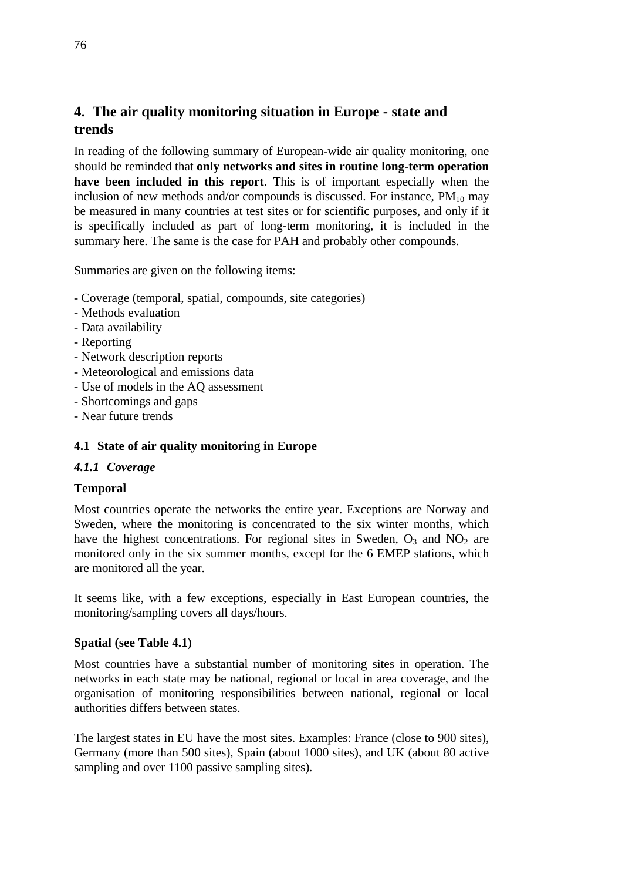# 4. The air quality monitoring situation in Europe - state and trends

In reading of the following summary of European-wide air quality monitoring, one should be reminded that **only networks and sites in routine long-term operation have been included in this report**. This is of important especially when the inclusion of new methods and/or compounds is discussed. For instance, $PM_{10}$ may be measured in many countries at test sites or for scientific purposes, and only if it is specifically included as part of long-term monitoring, it is included in the summary here. The same is the case for PAH and probably other compounds.

Summaries are given on the following items:

- Coverage (temporal, spatial, compounds, site categories)
- Methods evaluation
- Data availability
- Reporting
- Network description reports
- Meteorological and emissions data
- Use of models in the AQ assessment
- Shortcomings and gaps
- Near future trends

## 4.1 State of air quality monitoring in Europe

### *4.1.1 Coverage*

**Temporal**

Most countries operate the networks the entire year. Exceptions are Norway and Sweden, where the monitoring is concentrated to the six winter months, which have the highest concentrations. For regional sites in Sweden, $O_3$ and $NO_2$ are monitored only in the six summer months, except for the 6 EMEP stations, which are monitored all the year.

It seems like, with a few exceptions, especially in East European countries, the monitoring/sampling covers all days/hours.

**Spatial (see Table 4.1)**

Most countries have a substantial number of monitoring sites in operation. The networks in each state may be national, regional or local in area coverage, and the organisation of monitoring responsibilities between national, regional or local authorities differs between states.

The largest states in EU have the most sites. Examples: France (close to 900 sites), Germany (more than 500 sites), Spain (about 1000 sites), and UK (about 80 active sampling and over 1100 passive sampling sites).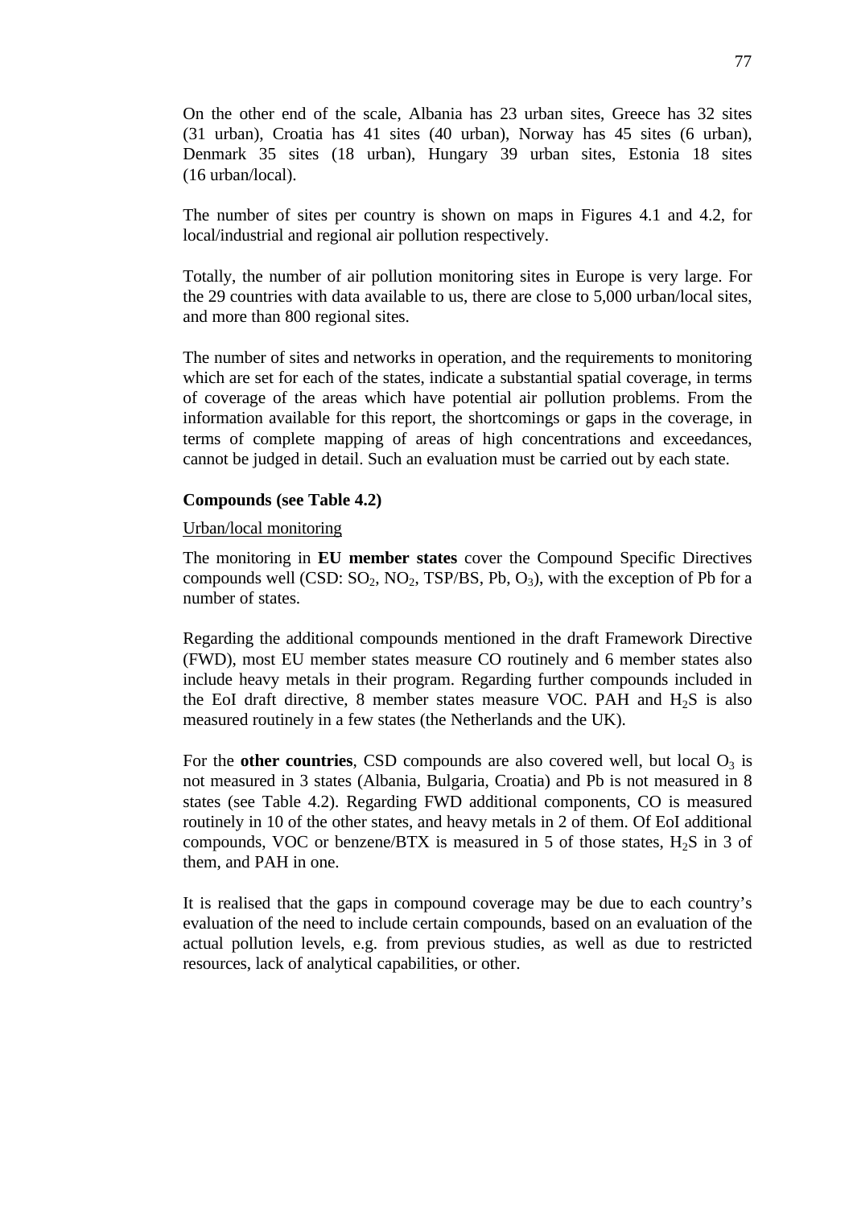On the other end of the scale, Albania has 23 urban sites, Greece has 32 sites (31 urban), Croatia has 41 sites (40 urban), Norway has 45 sites (6 urban), Denmark 35 sites (18 urban), Hungary 39 urban sites, Estonia 18 sites (16 urban/local).

The number of sites per country is shown on maps in Figures 4.1 and 4.2, for local/industrial and regional air pollution respectively.

Totally, the number of air pollution monitoring sites in Europe is very large. For the 29 countries with data available to us, there are close to 5,000 urban/local sites, and more than 800 regional sites.

The number of sites and networks in operation, and the requirements to monitoring which are set for each of the states, indicate a substantial spatial coverage, in terms of coverage of the areas which have potential air pollution problems. From the information available for this report, the shortcomings or gaps in the coverage, in terms of complete mapping of areas of high concentrations and exceedances, cannot be judged in detail. Such an evaluation must be carried out by each state.

**Compounds (see Table 4.2)**

Urban/local monitoring

The monitoring in **EU member states** cover the Compound Specific Directives compounds well (CSD: $SO_2$, $NO_2$, TSP/BS, Pb, $O_3$), with the exception of Pb for a number of states.

Regarding the additional compounds mentioned in the draft Framework Directive (FWD), most EU member states measure CO routinely and 6 member states also include heavy metals in their program. Regarding further compounds included in the EoI draft directive, 8 member states measure VOC. PAH and $H_2S$ is also measured routinely in a few states (the Netherlands and the UK).

For the **other countries**, CSD compounds are also covered well, but local $O_3$ is not measured in 3 states (Albania, Bulgaria, Croatia) and Pb is not measured in 8 states (see Table 4.2). Regarding FWD additional components, CO is measured routinely in 10 of the other states, and heavy metals in 2 of them. Of EoI additional compounds, VOC or benzene/BTX is measured in 5 of those states, $H_2S$ in 3 of them, and PAH in one.

It is realised that the gaps in compound coverage may be due to each country's evaluation of the need to include certain compounds, based on an evaluation of the actual pollution levels, e.g. from previous studies, as well as due to restricted resources, lack of analytical capabilities, or other.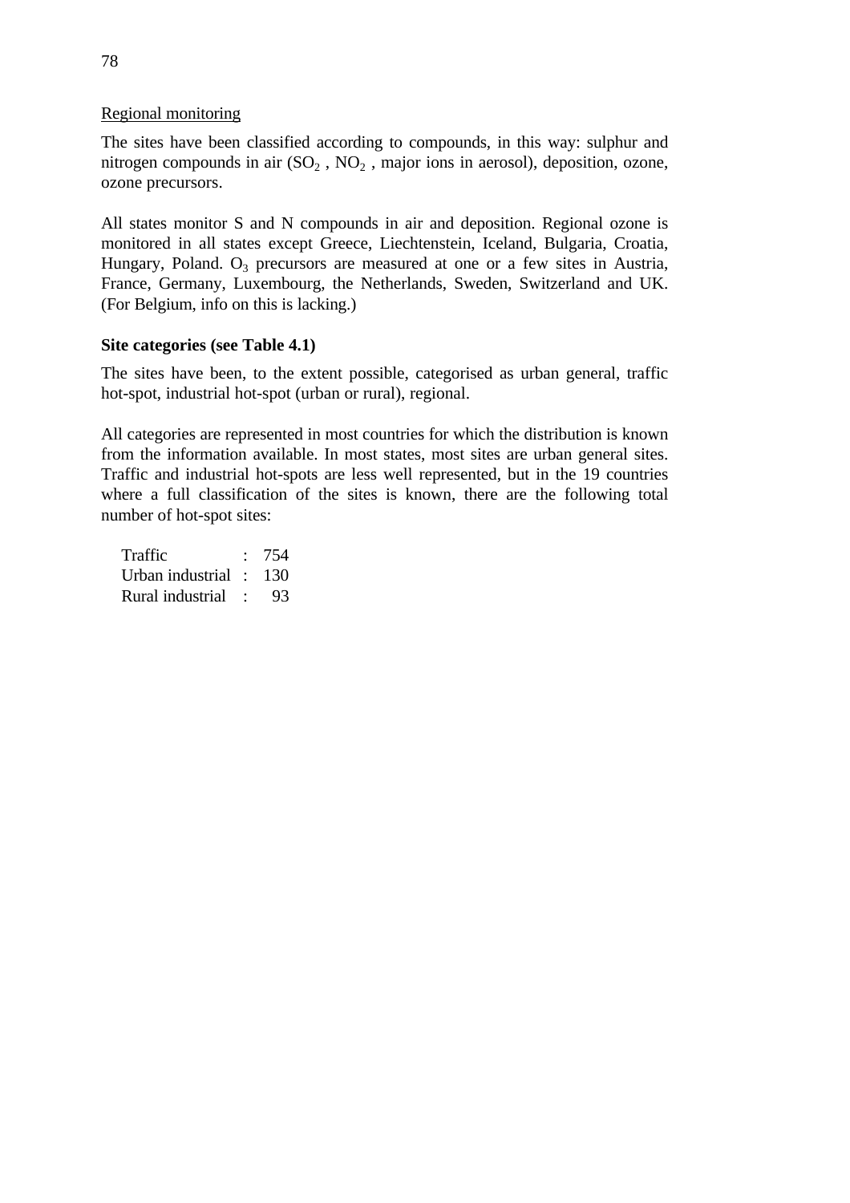Regional monitoring

The sites have been classified according to compounds, in this way: sulphur and nitrogen compounds in air ($SO_2$ , $NO_2$ , major ions in aerosol), deposition, ozone, ozone precursors.

All states monitor S and N compounds in air and deposition. Regional ozone is monitored in all states except Greece, Liechtenstein, Iceland, Bulgaria, Croatia, Hungary, Poland. $O_3$ precursors are measured at one or a few sites in Austria, France, Germany, Luxembourg, the Netherlands, Sweden, Switzerland and UK. (For Belgium, info on this is lacking.)

**Site categories (see Table 4.1)**

The sites have been, to the extent possible, categorised as urban general, traffic hot-spot, industrial hot-spot (urban or rural), regional.

All categories are represented in most countries for which the distribution is known from the information available. In most states, most sites are urban general sites. Traffic and industrial hot-spots are less well represented, but in the 19 countries where a full classification of the sites is known, there are the following total number of hot-spot sites:

| | | |
|---|---|---|
| Traffic | : | 754 |
| Urban industrial | : | 130 |
| Rural industrial | : | 93 |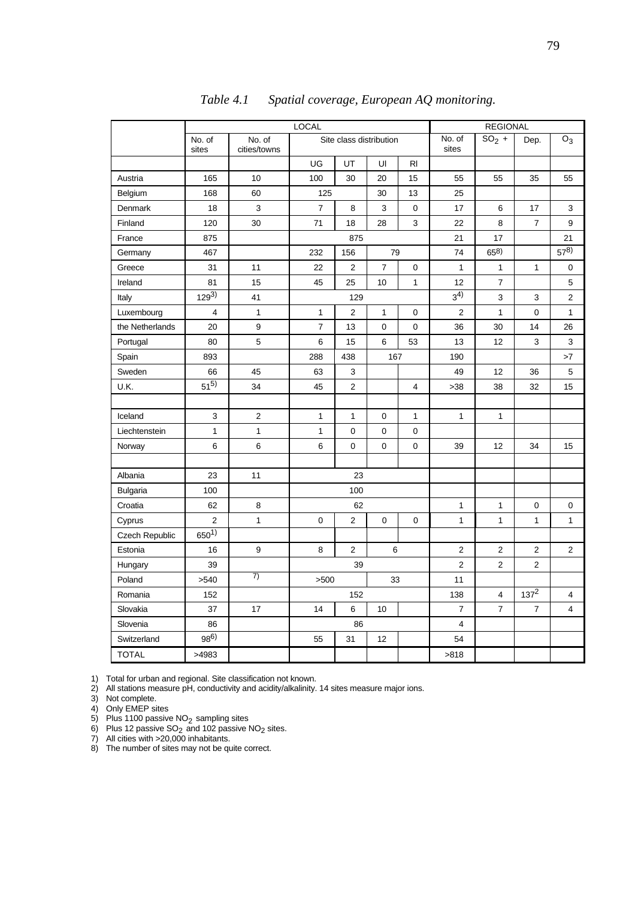*Table 4.1 Spatial coverage, European AQ monitoring.*

| | LOCAL | | | | | | REGIONAL | | | |
|---|---|---|---|---|---|---|---|---|---|---|
| | No. of sites | No. of cities/towns | Site class distribution | | | | No. of sites | $SO_2$ + | Dep. | $O_3$ |
| | | | UG | UT | UI | RI | | | | |
| Austria | 165 | 10 | 100 | 30 | 20 | 15 | 55 | 55 | 35 | 55 |
| Belgium | 168 | 60 | 125 | | 30 | 13 | 25 | | | |
| Denmark | 18 | 3 | 7 | 8 | 3 | 0 | 17 | 6 | 17 | 3 |
| Finland | 120 | 30 | 71 | 18 | 28 | 3 | 22 | 8 | 7 | 9 |
| France | 875 | | 875 | | | | 21 | 17 | | 21 |
| Germany | 467 | | 232 | 156 | 79 | | 74 | 65[8)] | | 57[8)] |
| Greece | 31 | 11 | 22 | 2 | 7 | 0 | 1 | 1 | 1 | 0 |
| Ireland | 81 | 15 | 45 | 25 | 10 | 1 | 12 | 7 | | 5 |
| Italy | 129[3)] | 41 | 129 | | | | 3[4)] | 3 | 3 | 2 |
| Luxembourg | 4 | 1 | 1 | 2 | 1 | 0 | 2 | 1 | 0 | 1 |
| the Netherlands | 20 | 9 | 7 | 13 | 0 | 0 | 36 | 30 | 14 | 26 |
| Portugal | 80 | 5 | 6 | 15 | 6 | 53 | 13 | 12 | 3 | 3 |
| Spain | 893 | | 288 | 438 | 167 | | 190 | | | >7 |
| Sweden | 66 | 45 | 63 | 3 | | | 49 | 12 | 36 | 5 |
| U.K. | 51[5)] | 34 | 45 | 2 | | 4 | >38 | 38 | 32 | 15 |
| | | | | | | | | | | |
| Iceland | 3 | 2 | 1 | 1 | 0 | 1 | 1 | 1 | | |
| Liechtenstein | 1 | 1 | 1 | 0 | 0 | 0 | | | | |
| Norway | 6 | 6 | 6 | 0 | 0 | 0 | 39 | 12 | 34 | 15 |
| | | | | | | | | | | |
| Albania | 23 | 11 | 23 | | | | | | | |
| Bulgaria | 100 | | 100 | | | | | | | |
| Croatia | 62 | 8 | 62 | | | | 1 | 1 | 0 | 0 |
| Cyprus | 2 | 1 | 0 | 2 | 0 | 0 | 1 | 1 | 1 | 1 |
| Czech Republic | 650[1)] | | | | | | | | | |
| Estonia | 16 | 9 | 8 | 2 | 6 | | 2 | 2 | 2 | 2 |
| Hungary | 39 | | 39 | | | | 2 | 2 | 2 | |
| Poland | >540 | 7) | >500 | | 33 | | 11 | | | |
| Romania | 152 | | 152 | | | | 138 | 4 | 137[2] | 4 |
| Slovakia | 37 | 17 | 14 | 6 | 10 | | 7 | 7 | 7 | 4 |
| Slovenia | 86 | | 86 | | | | 4 | | | |
| Switzerland | 98[6)] | | 55 | 31 | 12 | | 54 | | | |
| TOTAL | >4983 | | | | | | >818 | | | |

1) Total for urban and regional. Site classification not known.
2) All stations measure pH, conductivity and acidity/alkalinity. 14 sites measure major ions.
3) Not complete.
4) Only EMEP sites
5) Plus 1100 passive $NO_2$ sampling sites
6) Plus 12 passive $SO_2$ and 102 passive $NO_2$ sites.
7) All cities with >20,000 inhabitants.
8) The number of sites may not be quite correct.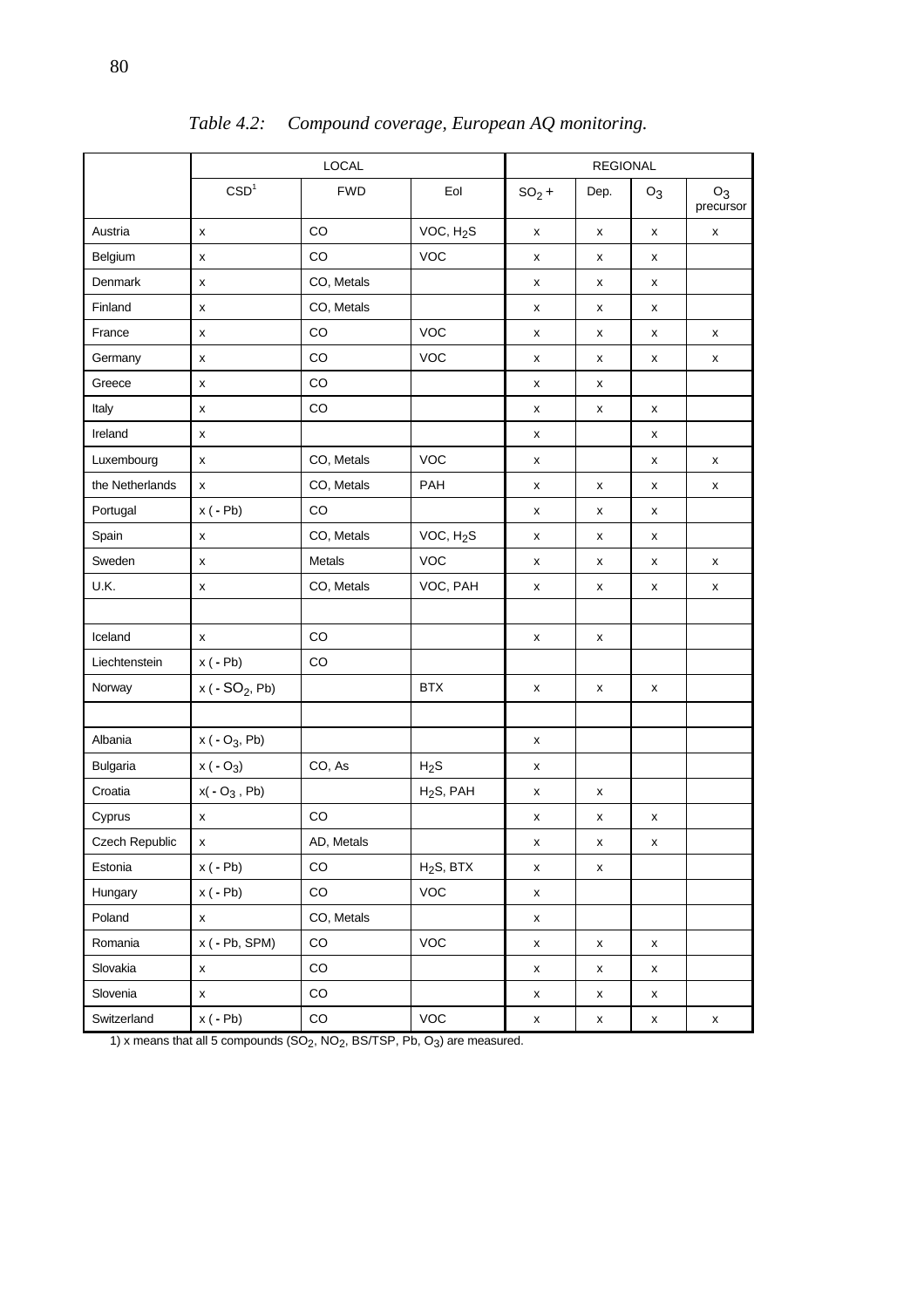*Table 4.2: Compound coverage, European AQ monitoring.*

| | LOCAL | | | REGIONAL | | | |
|---|---|---|---|---|---|---|---|
| | CSD[1] | FWD | EoI | $SO_2$ + | Dep. | $O_3$ | $O_3$ precursor |
| Austria | x | CO | VOC, $H_2S$ | x | x | x | x |
| Belgium | x | CO | VOC | x | x | x | |
| Denmark | x | CO, Metals | | x | x | x | |
| Finland | x | CO, Metals | | x | x | x | |
| France | x | CO | VOC | x | x | x | x |
| Germany | x | CO | VOC | x | x | x | x |
| Greece | x | CO | | x | x | | |
| Italy | x | CO | | x | x | x | |
| Ireland | x | | | x | | x | |
| Luxembourg | x | CO, Metals | VOC | x | | x | x |
| the Netherlands | x | CO, Metals | PAH | x | x | x | x |
| Portugal | x ( - Pb) | CO | | x | x | x | |
| Spain | x | CO, Metals | VOC, $H_2S$ | x | x | x | |
| Sweden | x | Metals | VOC | x | x | x | x |
| U.K. | x | CO, Metals | VOC, PAH | x | x | x | x |
| | | | | | | | |
| Iceland | x | CO | | x | x | | |
| Liechtenstein | x ( - Pb) | CO | | | | | |
| Norway | x ( - $SO_2$, Pb) | | BTX | x | x | x | |
| | | | | | | | |
| Albania | x ( - $O_3$, Pb) | | | x | | | |
| Bulgaria | x ( - $O_3$) | CO, As | $H_2S$ | x | | | |
| Croatia | x( - $O_3$ , Pb) | | $H_2S$, PAH | x | x | | |
| Cyprus | x | CO | | x | x | x | |
| Czech Republic | x | AD, Metals | | x | x | x | |
| Estonia | x ( - Pb) | CO | $H_2S$, BTX | x | x | | |
| Hungary | x ( - Pb) | CO | VOC | x | | | |
| Poland | x | CO, Metals | | x | | | |
| Romania | x ( - Pb, SPM) | CO | VOC | x | x | x | |
| Slovakia | x | CO | | x | x | x | |
| Slovenia | x | CO | | x | x | x | |
| Switzerland | x ( - Pb) | CO | VOC | x | x | x | x |

1) x means that all 5 compounds ($SO_2$, $NO_2$, BS/TSP, Pb, $O_3$) are measured.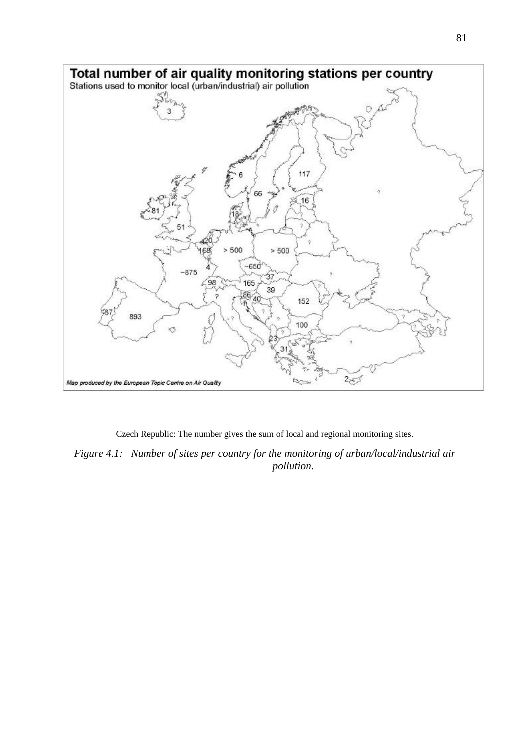Czech Republic: The number gives the sum of local and regional monitoring sites.

*Figure 4.1: Number of sites per country for the monitoring of urban/local/industrial air pollution.*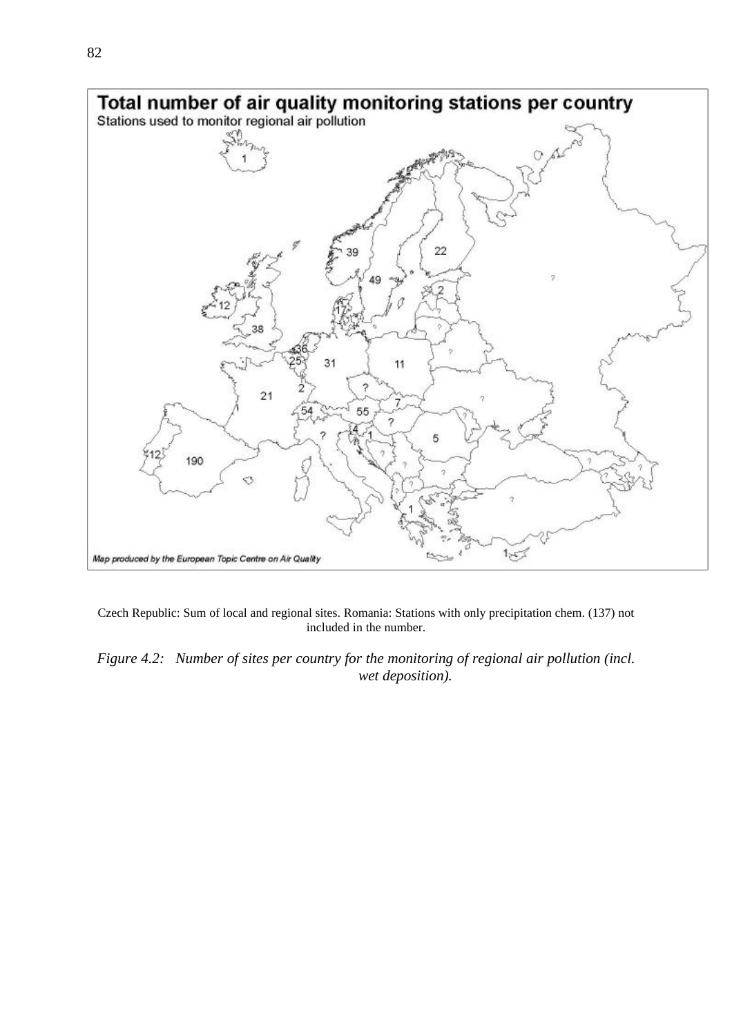Czech Republic: Sum of local and regional sites. Romania: Stations with only precipitation chem. (137) not included in the number.

*Figure 4.2: Number of sites per country for the monitoring of regional air pollution (incl. wet deposition).*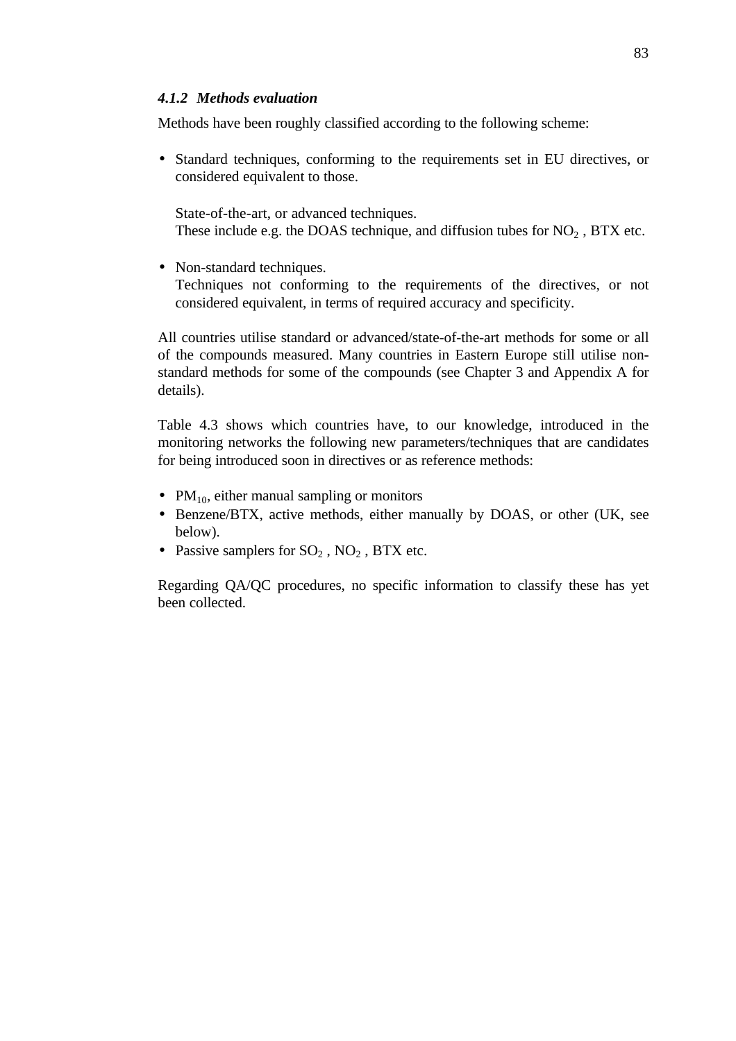#### *4.1.2 Methods evaluation*

Methods have been roughly classified according to the following scheme:

- Standard techniques, conforming to the requirements set in EU directives, or considered equivalent to those.

  State-of-the-art, or advanced techniques.
  These include e.g. the DOAS technique, and diffusion tubes for $NO_2$ , BTX etc.

- Non-standard techniques.
  Techniques not conforming to the requirements of the directives, or not considered equivalent, in terms of required accuracy and specificity.

All countries utilise standard or advanced/state-of-the-art methods for some or all of the compounds measured. Many countries in Eastern Europe still utilise non-standard methods for some of the compounds (see Chapter 3 and Appendix A for details).

Table 4.3 shows which countries have, to our knowledge, introduced in the monitoring networks the following new parameters/techniques that are candidates for being introduced soon in directives or as reference methods:

- $PM_{10}$, either manual sampling or monitors
- Benzene/BTX, active methods, either manually by DOAS, or other (UK, see below).
- Passive samplers for $SO_2$ , $NO_2$ , BTX etc.

Regarding QA/QC procedures, no specific information to classify these has yet been collected.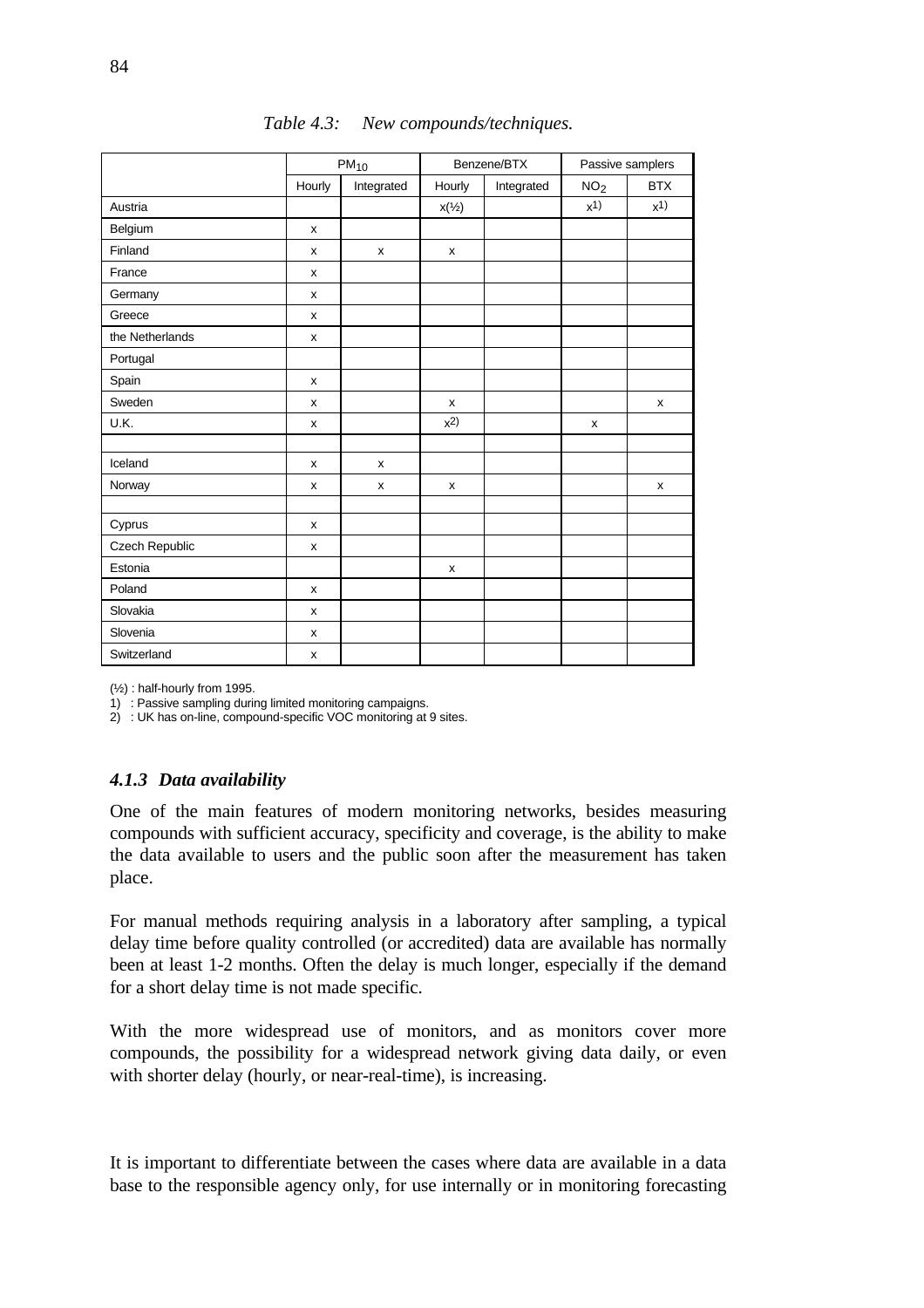*Table 4.3: New compounds/techniques.*

| | $PM_{10}$ | | Benzene/BTX | | Passive samplers | |
|---|---|---|---|---|---|---|
| | Hourly | Integrated | Hourly | Integrated | $NO_2$ | BTX |
| Austria | | | x(½) | | x[1)] | x[1)] |
| Belgium | x | | | | | |
| Finland | x | x | x | | | |
| France | x | | | | | |
| Germany | x | | | | | |
| Greece | x | | | | | |
| the Netherlands | x | | | | | |
| Portugal | | | | | | |
| Spain | x | | | | | |
| Sweden | x | | x | | | x |
| U.K. | x | | x[2)] | | x | |
| | | | | | | |
| Iceland | x | x | | | | |
| Norway | x | x | x | | | x |
| | | | | | | |
| Cyprus | x | | | | | |
| Czech Republic | x | | | | | |
| Estonia | | | x | | | |
| Poland | x | | | | | |
| Slovakia | x | | | | | |
| Slovenia | x | | | | | |
| Switzerland | x | | | | | |

(½) : half-hourly from 1995.
1) : Passive sampling during limited monitoring campaigns.
2) : UK has on-line, compound-specific VOC monitoring at 9 sites.

### *4.1.3 Data availability*

One of the main features of modern monitoring networks, besides measuring compounds with sufficient accuracy, specificity and coverage, is the ability to make the data available to users and the public soon after the measurement has taken place.

For manual methods requiring analysis in a laboratory after sampling, a typical delay time before quality controlled (or accredited) data are available has normally been at least 1-2 months. Often the delay is much longer, especially if the demand for a short delay time is not made specific.

With the more widespread use of monitors, and as monitors cover more compounds, the possibility for a widespread network giving data daily, or even with shorter delay (hourly, or near-real-time), is increasing.

It is important to differentiate between the cases where data are available in a data base to the responsible agency only, for use internally or in monitoring forecasting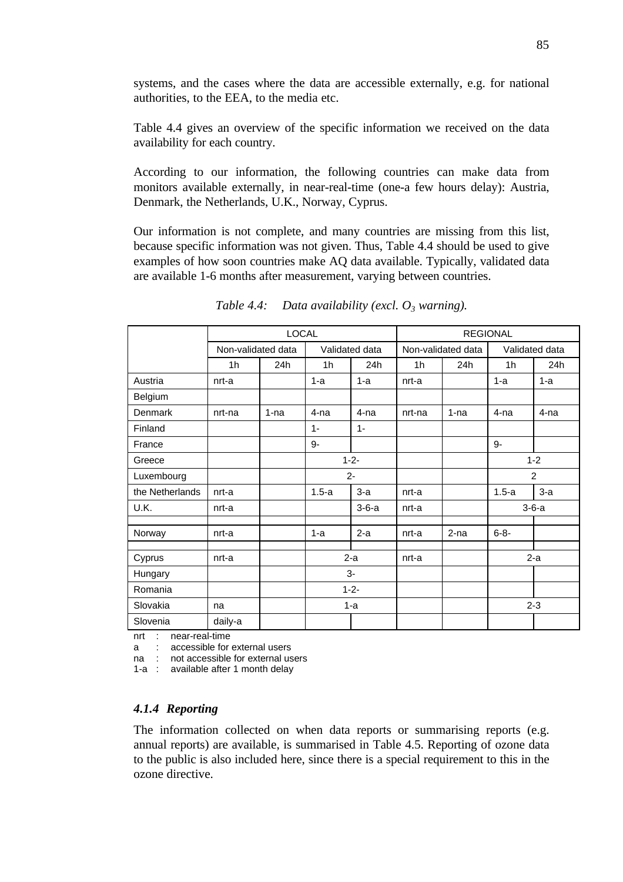systems, and the cases where the data are accessible externally, e.g. for national authorities, to the EEA, to the media etc.

Table 4.4 gives an overview of the specific information we received on the data availability for each country.

According to our information, the following countries can make data from monitors available externally, in near-real-time (one-a few hours delay): Austria, Denmark, the Netherlands, U.K., Norway, Cyprus.

Our information is not complete, and many countries are missing from this list, because specific information was not given. Thus, Table 4.4 should be used to give examples of how soon countries make AQ data available. Typically, validated data are available 1-6 months after measurement, varying between countries.

*Table 4.4: Data availability (excl. $O_3$ warning).*

| | LOCAL | | | | REGIONAL | | | |
|---|---|---|---|---|---|---|---|---|
| | Non-validated data | | Validated data | | Non-validated data | | Validated data | |
| | 1h | 24h | 1h | 24h | 1h | 24h | 1h | 24h |
| Austria | nrt-a | | 1-a | 1-a | nrt-a | | 1-a | 1-a |
| Belgium | | | | | | | | |
| Denmark | nrt-na | 1-na | 4-na | 4-na | nrt-na | 1-na | 4-na | 4-na |
| Finland | | | 1- | 1- | | | | |
| France | | | 9- | | | | 9- | |
| Greece | | | 1-2- | | | | 1-2 | |
| Luxembourg | | | 2- | | | | 2 | |
| the Netherlands | nrt-a | | 1.5-a | 3-a | nrt-a | | 1.5-a | 3-a |
| U.K. | nrt-a | | | 3-6-a | nrt-a | | 3-6-a | |
| | | | | | | | | |
| Norway | nrt-a | | 1-a | 2-a | nrt-a | 2-na | 6-8- | |
| | | | | | | | | |
| Cyprus | nrt-a | | 2-a | | nrt-a | | 2-a | |
| Hungary | | | 3- | | | | | |
| Romania | | | 1-2- | | | | | |
| Slovakia | na | | 1-a | | | | 2-3 | |
| Slovenia | daily-a | | | | | | | |

nrt : near-real-time
a : accessible for external users
na : not accessible for external users
1-a : available after 1 month delay

#### *4.1.4 Reporting*

The information collected on when data reports or summarising reports (e.g. annual reports) are available, is summarised in Table 4.5. Reporting of ozone data to the public is also included here, since there is a special requirement to this in the ozone directive.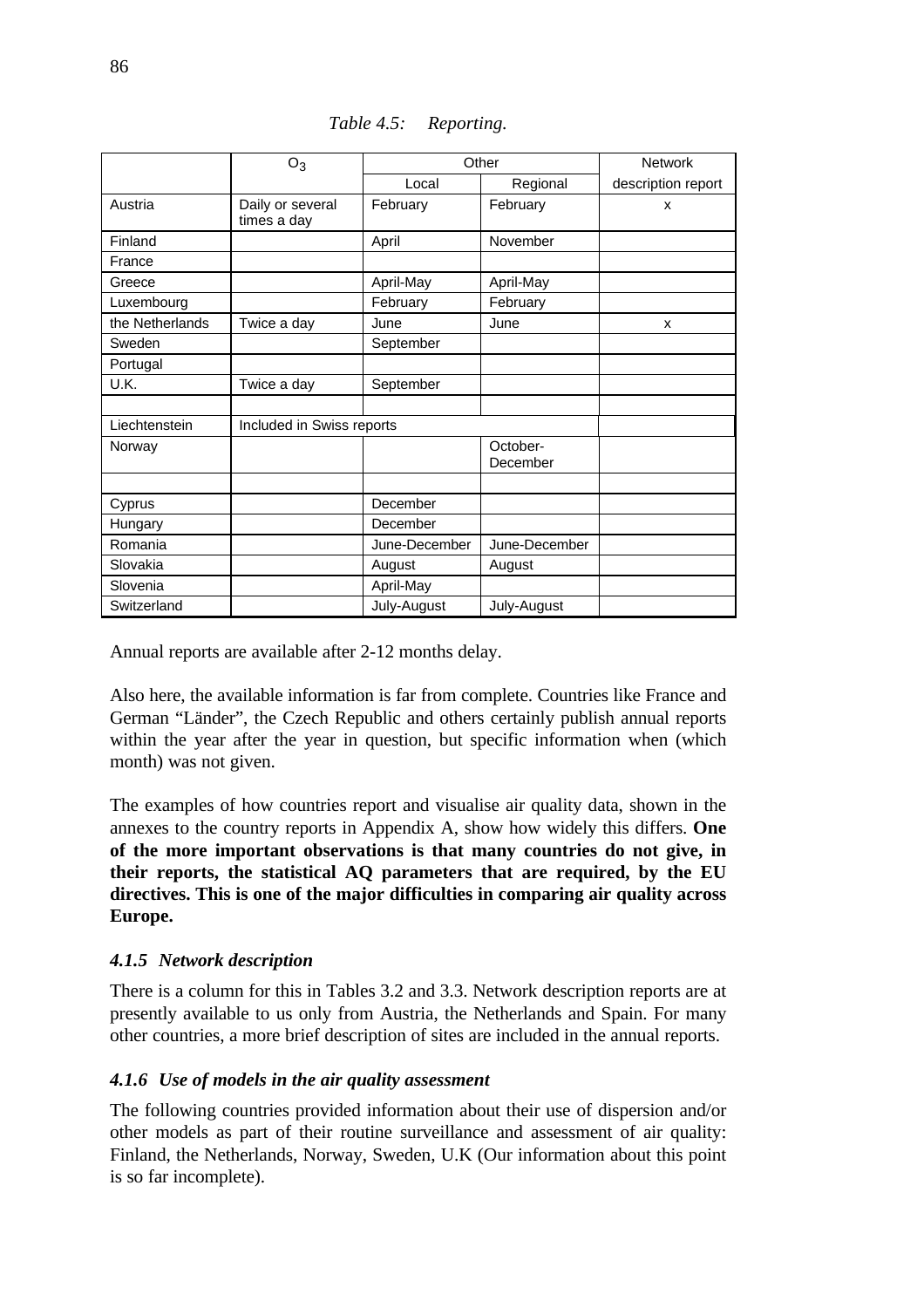*Table 4.5: Reporting.*

| | $O_3$ | Other | | Network |
|---|---|---|---|---|
| | | Local | Regional | description report |
| Austria | Daily or several times a day | February | February | x |
| Finland | | April | November | |
| France | | | | |
| Greece | | April-May | April-May | |
| Luxembourg | | February | February | |
| the Netherlands | Twice a day | June | June | x |
| Sweden | | September | | |
| Portugal | | | | |
| U.K. | Twice a day | September | | |
| | | | | |
| Liechtenstein | Included in Swiss reports | | | |
| Norway | | | October-December | |
| | | | | |
| Cyprus | | December | | |
| Hungary | | December | | |
| Romania | | June-December | June-December | |
| Slovakia | | August | August | |
| Slovenia | | April-May | | |
| Switzerland | | July-August | July-August | |

Annual reports are available after 2-12 months delay.

Also here, the available information is far from complete. Countries like France and German "Länder", the Czech Republic and others certainly publish annual reports within the year after the year in question, but specific information when (which month) was not given.

The examples of how countries report and visualise air quality data, shown in the annexes to the country reports in Appendix A, show how widely this differs. **One of the more important observations is that many countries do not give, in their reports, the statistical AQ parameters that are required, by the EU directives. This is one of the major difficulties in comparing air quality across Europe.**

### *4.1.5 Network description*

There is a column for this in Tables 3.2 and 3.3. Network description reports are at presently available to us only from Austria, the Netherlands and Spain. For many other countries, a more brief description of sites are included in the annual reports.

### *4.1.6 Use of models in the air quality assessment*

The following countries provided information about their use of dispersion and/or other models as part of their routine surveillance and assessment of air quality: Finland, the Netherlands, Norway, Sweden, U.K (Our information about this point is so far incomplete).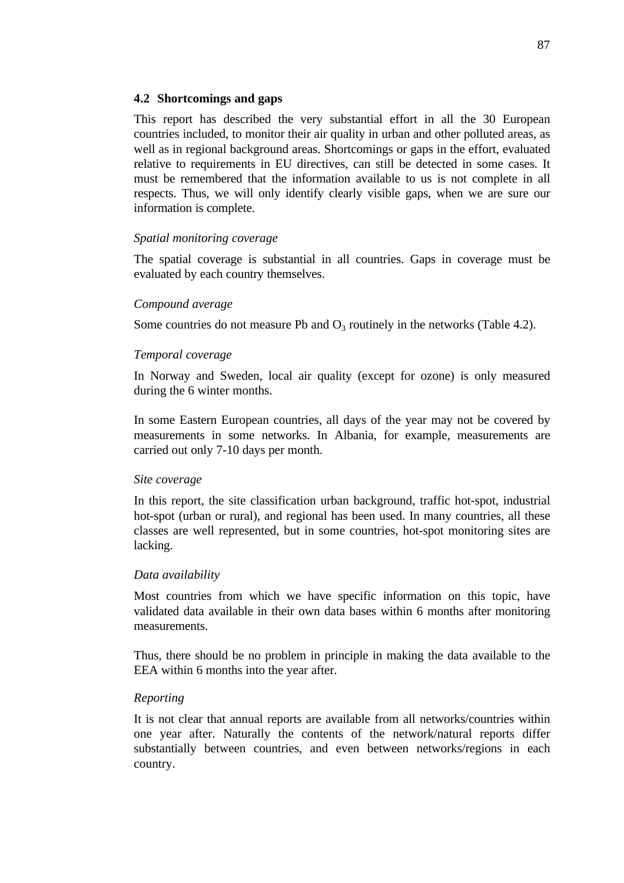## 4.2 Shortcomings and gaps

This report has described the very substantial effort in all the 30 European countries included, to monitor their air quality in urban and other polluted areas, as well as in regional background areas. Shortcomings or gaps in the effort, evaluated relative to requirements in EU directives, can still be detected in some cases. It must be remembered that the information available to us is not complete in all respects. Thus, we will only identify clearly visible gaps, when we are sure our information is complete.

*Spatial monitoring coverage*

The spatial coverage is substantial in all countries. Gaps in coverage must be evaluated by each country themselves.

*Compound average*

Some countries do not measure Pb and $O_3$ routinely in the networks (Table 4.2).

*Temporal coverage*

In Norway and Sweden, local air quality (except for ozone) is only measured during the 6 winter months.

In some Eastern European countries, all days of the year may not be covered by measurements in some networks. In Albania, for example, measurements are carried out only 7-10 days per month.

*Site coverage*

In this report, the site classification urban background, traffic hot-spot, industrial hot-spot (urban or rural), and regional has been used. In many countries, all these classes are well represented, but in some countries, hot-spot monitoring sites are lacking.

*Data availability*

Most countries from which we have specific information on this topic, have validated data available in their own data bases within 6 months after monitoring measurements.

Thus, there should be no problem in principle in making the data available to the EEA within 6 months into the year after.

*Reporting*

It is not clear that annual reports are available from all networks/countries within one year after. Naturally the contents of the network/natural reports differ substantially between countries, and even between networks/regions in each country.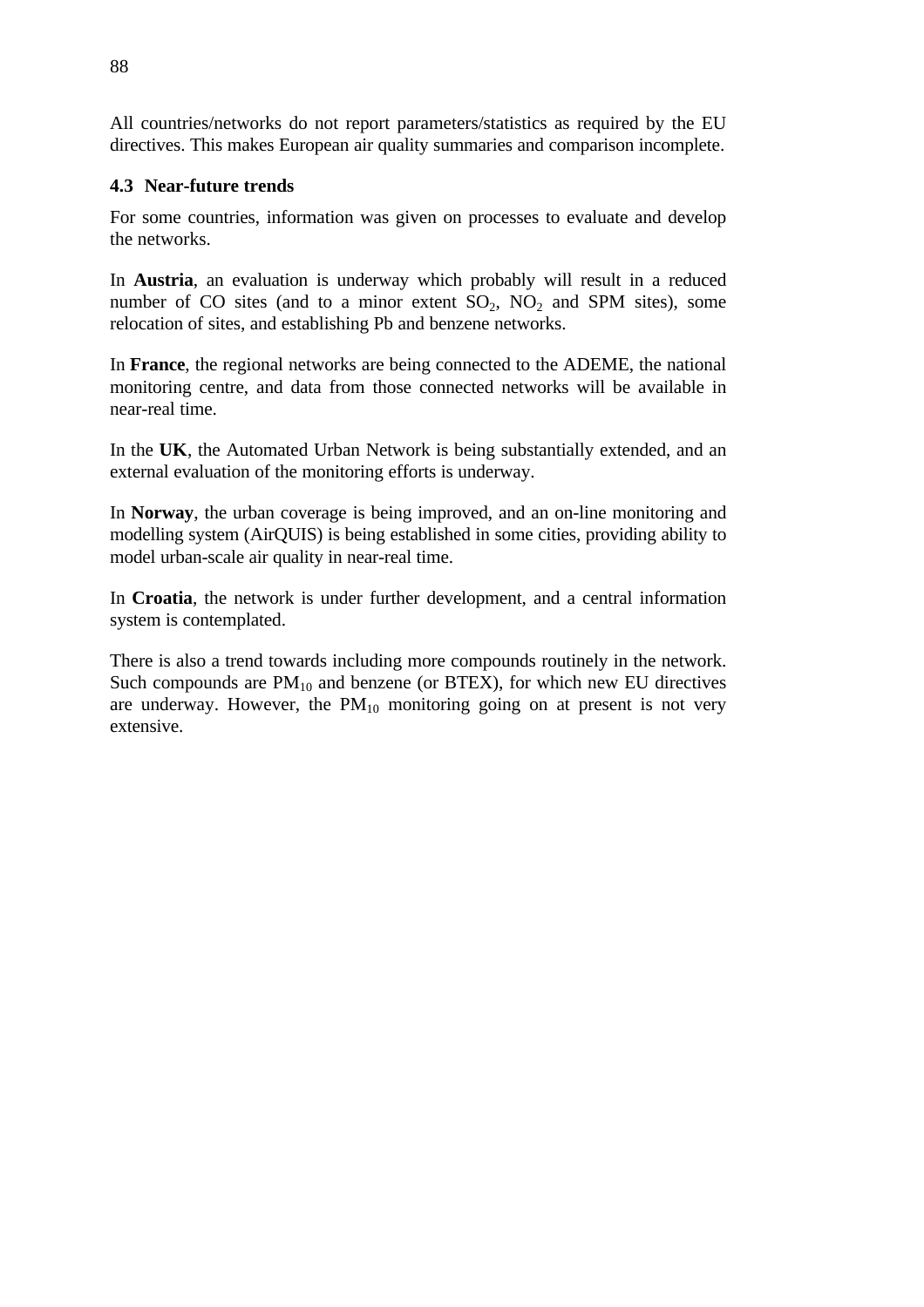All countries/networks do not report parameters/statistics as required by the EU directives. This makes European air quality summaries and comparison incomplete.

### 4.3 Near-future trends

For some countries, information was given on processes to evaluate and develop the networks.

In **Austria**, an evaluation is underway which probably will result in a reduced number of CO sites (and to a minor extent $SO_2$, $NO_2$ and SPM sites), some relocation of sites, and establishing Pb and benzene networks.

In **France**, the regional networks are being connected to the ADEME, the national monitoring centre, and data from those connected networks will be available in near-real time.

In the **UK**, the Automated Urban Network is being substantially extended, and an external evaluation of the monitoring efforts is underway.

In **Norway**, the urban coverage is being improved, and an on-line monitoring and modelling system (AirQUIS) is being established in some cities, providing ability to model urban-scale air quality in near-real time.

In **Croatia**, the network is under further development, and a central information system is contemplated.

There is also a trend towards including more compounds routinely in the network. Such compounds are $PM_{10}$ and benzene (or BTEX), for which new EU directives are underway. However, the $PM_{10}$ monitoring going on at present is not very extensive.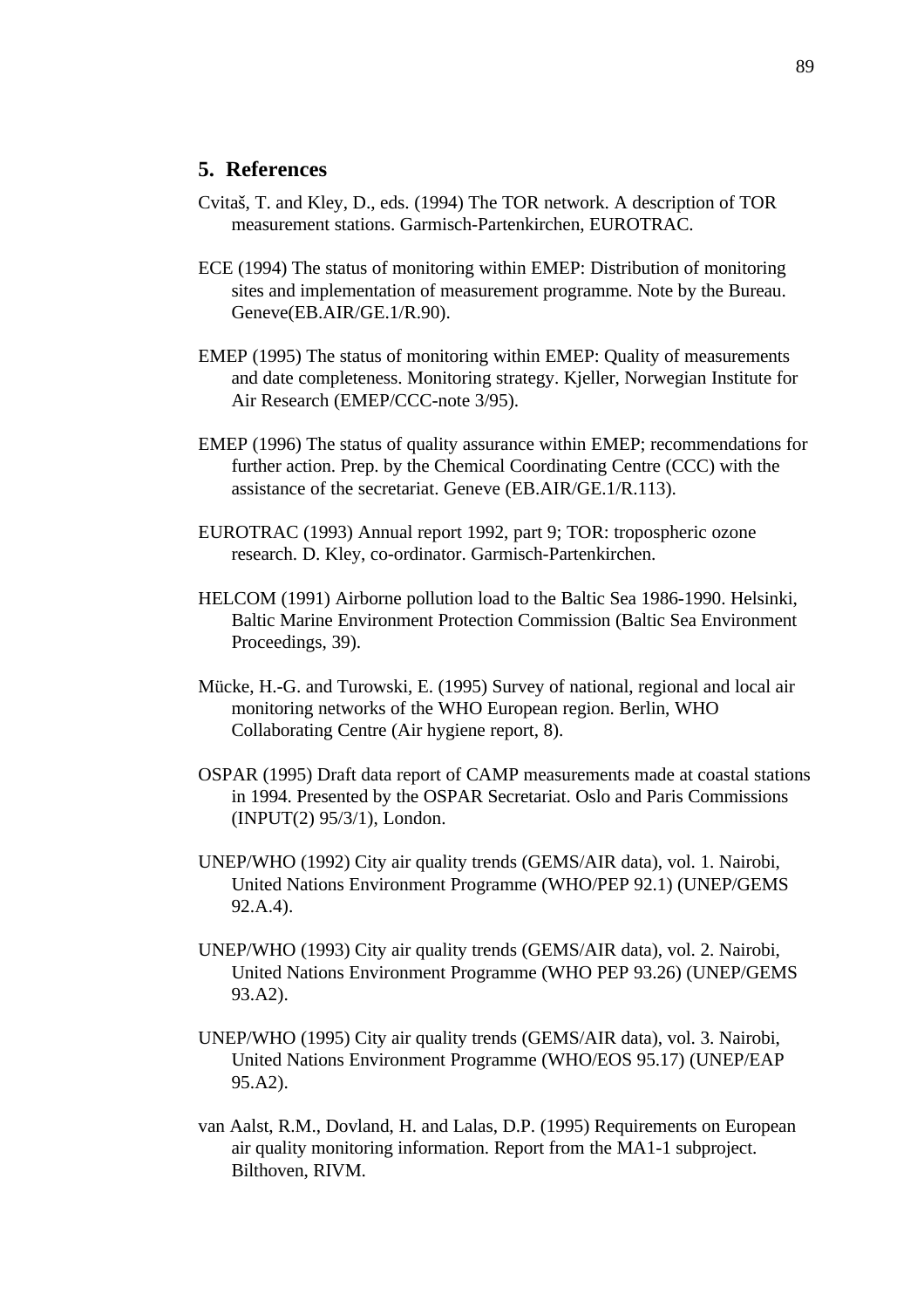## 5. References

Cvitaš, T. and Kley, D., eds. (1994) The TOR network. A description of TOR measurement stations. Garmisch-Partenkirchen, EUROTRAC.

ECE (1994) The status of monitoring within EMEP: Distribution of monitoring sites and implementation of measurement programme. Note by the Bureau. Geneve(EB.AIR/GE.1/R.90).

EMEP (1995) The status of monitoring within EMEP: Quality of measurements and date completeness. Monitoring strategy. Kjeller, Norwegian Institute for Air Research (EMEP/CCC-note 3/95).

EMEP (1996) The status of quality assurance within EMEP; recommendations for further action. Prep. by the Chemical Coordinating Centre (CCC) with the assistance of the secretariat. Geneve (EB.AIR/GE.1/R.113).

EUROTRAC (1993) Annual report 1992, part 9; TOR: tropospheric ozone research. D. Kley, co-ordinator. Garmisch-Partenkirchen.

HELCOM (1991) Airborne pollution load to the Baltic Sea 1986-1990. Helsinki, Baltic Marine Environment Protection Commission (Baltic Sea Environment Proceedings, 39).

Mücke, H.-G. and Turowski, E. (1995) Survey of national, regional and local air monitoring networks of the WHO European region. Berlin, WHO Collaborating Centre (Air hygiene report, 8).

OSPAR (1995) Draft data report of CAMP measurements made at coastal stations in 1994. Presented by the OSPAR Secretariat. Oslo and Paris Commissions (INPUT(2) 95/3/1), London.

UNEP/WHO (1992) City air quality trends (GEMS/AIR data), vol. 1. Nairobi, United Nations Environment Programme (WHO/PEP 92.1) (UNEP/GEMS 92.A.4).

UNEP/WHO (1993) City air quality trends (GEMS/AIR data), vol. 2. Nairobi, United Nations Environment Programme (WHO PEP 93.26) (UNEP/GEMS 93.A2).

UNEP/WHO (1995) City air quality trends (GEMS/AIR data), vol. 3. Nairobi, United Nations Environment Programme (WHO/EOS 95.17) (UNEP/EAP 95.A2).

van Aalst, R.M., Dovland, H. and Lalas, D.P. (1995) Requirements on European air quality monitoring information. Report from the MA1-1 subproject. Bilthoven, RIVM.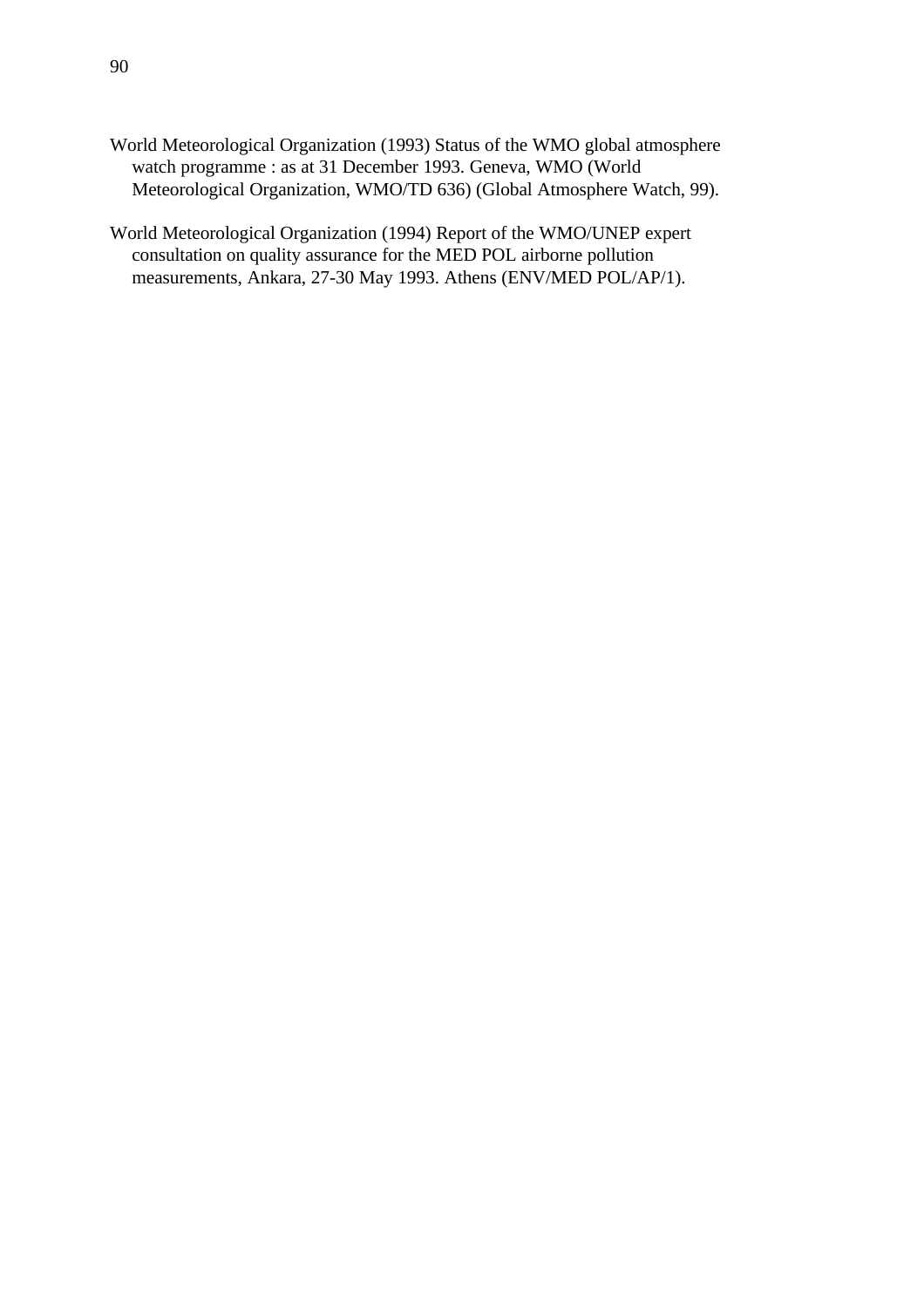World Meteorological Organization (1993) Status of the WMO global atmosphere watch programme : as at 31 December 1993. Geneva, WMO (World Meteorological Organization, WMO/TD 636) (Global Atmosphere Watch, 99).

World Meteorological Organization (1994) Report of the WMO/UNEP expert consultation on quality assurance for the MED POL airborne pollution measurements, Ankara, 27-30 May 1993. Athens (ENV/MED POL/AP/1).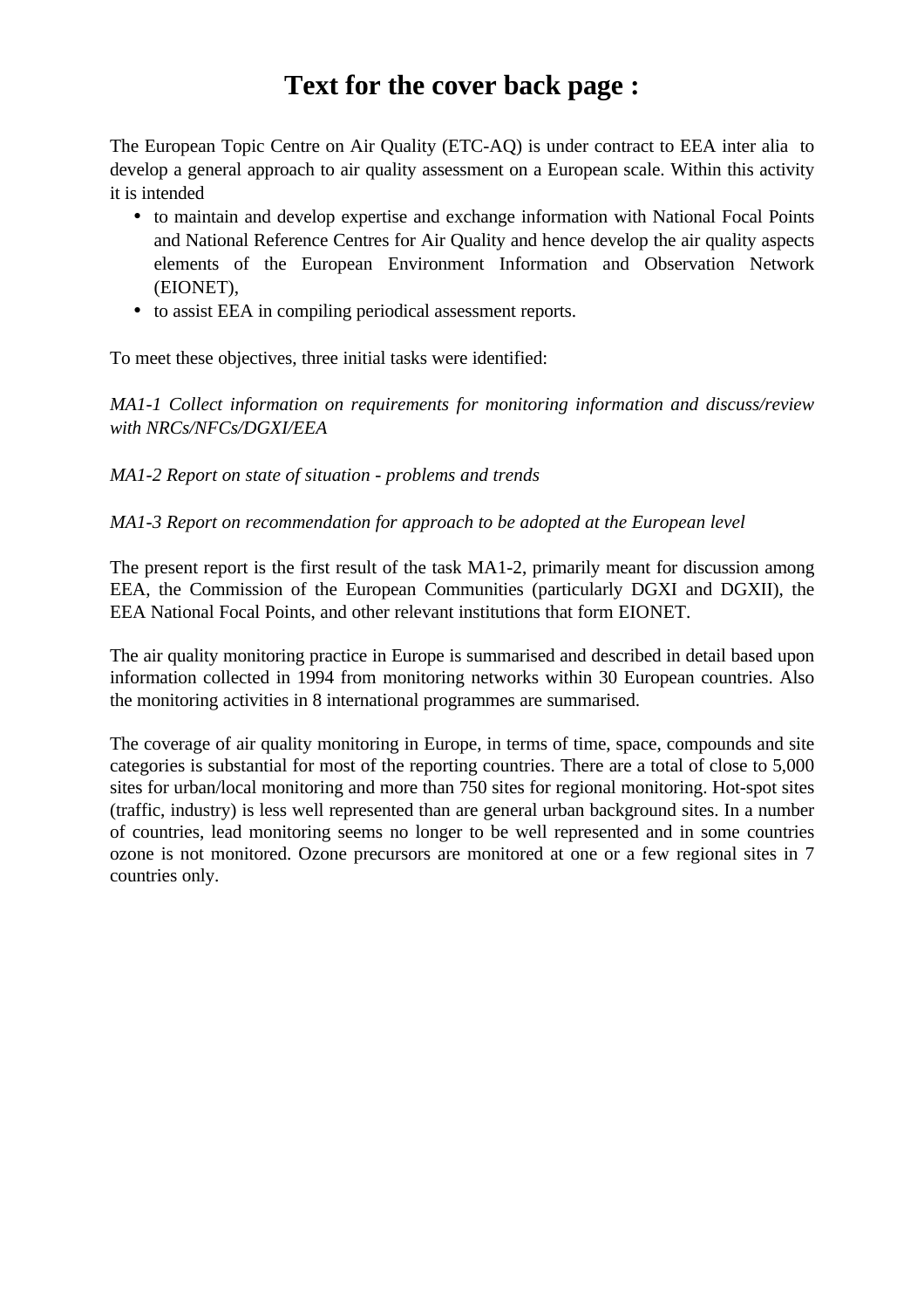# Text for the cover back page :

The European Topic Centre on Air Quality (ETC-AQ) is under contract to EEA inter alia to develop a general approach to air quality assessment on a European scale. Within this activity it is intended

- to maintain and develop expertise and exchange information with National Focal Points and National Reference Centres for Air Quality and hence develop the air quality aspects elements of the European Environment Information and Observation Network (EIONET),
- to assist EEA in compiling periodical assessment reports.

To meet these objectives, three initial tasks were identified:

*MA1-1 Collect information on requirements for monitoring information and discuss/review with NRCs/NFCs/DGXI/EEA*

*MA1-2 Report on state of situation - problems and trends*

*MA1-3 Report on recommendation for approach to be adopted at the European level*

The present report is the first result of the task MA1-2, primarily meant for discussion among EEA, the Commission of the European Communities (particularly DGXI and DGXII), the EEA National Focal Points, and other relevant institutions that form EIONET.

The air quality monitoring practice in Europe is summarised and described in detail based upon information collected in 1994 from monitoring networks within 30 European countries. Also the monitoring activities in 8 international programmes are summarised.

The coverage of air quality monitoring in Europe, in terms of time, space, compounds and site categories is substantial for most of the reporting countries. There are a total of close to 5,000 sites for urban/local monitoring and more than 750 sites for regional monitoring. Hot-spot sites (traffic, industry) is less well represented than are general urban background sites. In a number of countries, lead monitoring seems no longer to be well represented and in some countries ozone is not monitored. Ozone precursors are monitored at one or a few regional sites in 7 countries only.